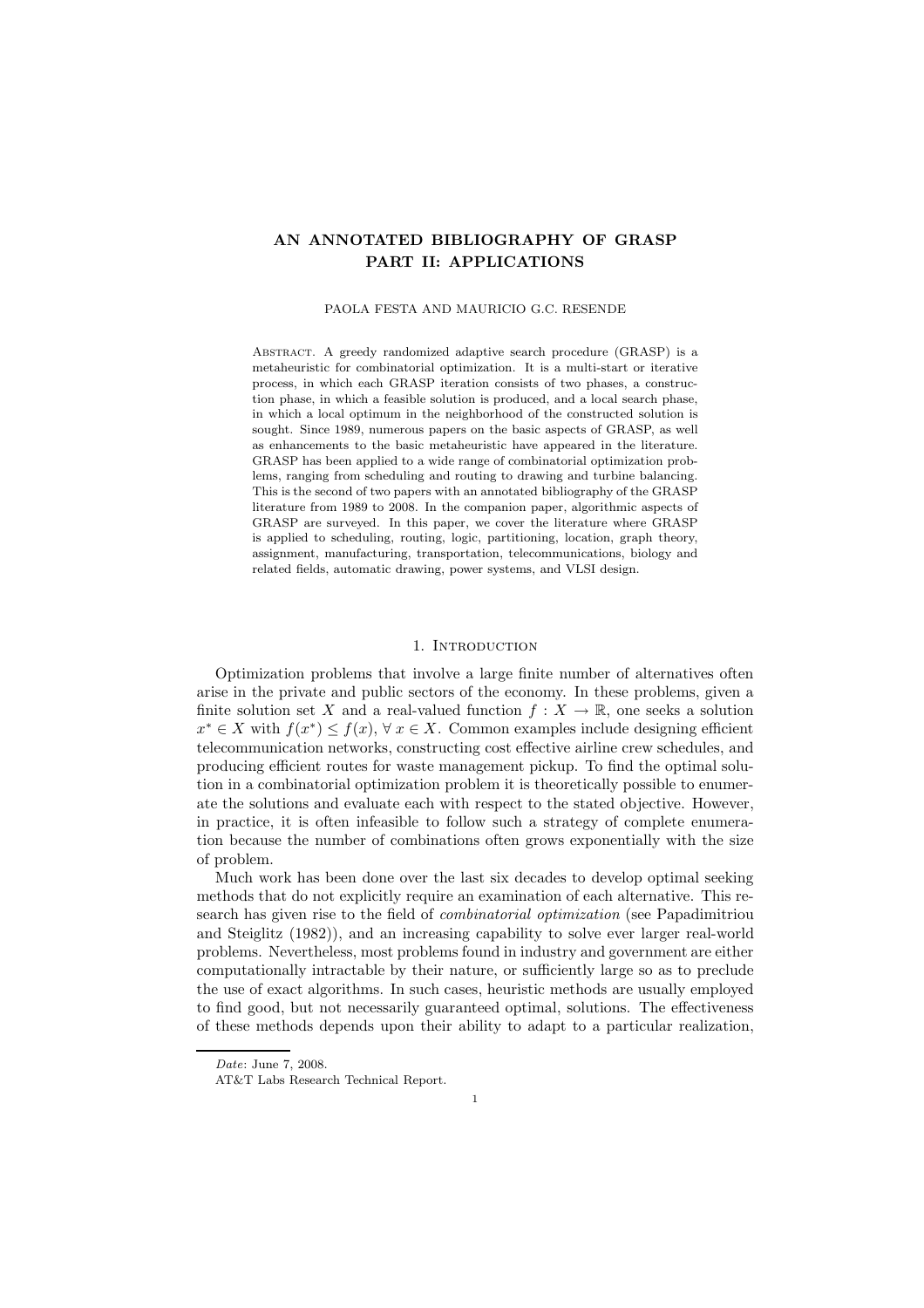# AN ANNOTATED BIBLIOGRAPHY OF GRASP PART II: APPLICATIONS

PAOLA FESTA AND MAURICIO G.C. RESENDE

Abstract. A greedy randomized adaptive search procedure (GRASP) is a metaheuristic for combinatorial optimization. It is a multi-start or iterative process, in which each GRASP iteration consists of two phases, a construction phase, in which a feasible solution is produced, and a local search phase, in which a local optimum in the neighborhood of the constructed solution is sought. Since 1989, numerous papers on the basic aspects of GRASP, as well as enhancements to the basic metaheuristic have appeared in the literature. GRASP has been applied to a wide range of combinatorial optimization problems, ranging from scheduling and routing to drawing and turbine balancing. This is the second of two papers with an annotated bibliography of the GRASP literature from 1989 to 2008. In the companion paper, algorithmic aspects of GRASP are surveyed. In this paper, we cover the literature where GRASP is applied to scheduling, routing, logic, partitioning, location, graph theory, assignment, manufacturing, transportation, telecommunications, biology and related fields, automatic drawing, power systems, and VLSI design.

## 1. Introduction

Optimization problems that involve a large finite number of alternatives often arise in the private and public sectors of the economy. In these problems, given a finite solution set $X$ and a real-valued function $f : X \to \mathbb{R}$, one seeks a solution $x^* \in X$ with $f(x^*) \leq f(x)$, $\forall\, x \in X$. Common examples include designing efficient telecommunication networks, constructing cost effective airline crew schedules, and producing efficient routes for waste management pickup. To find the optimal solution in a combinatorial optimization problem it is theoretically possible to enumerate the solutions and evaluate each with respect to the stated objective. However, in practice, it is often infeasible to follow such a strategy of complete enumeration because the number of combinations often grows exponentially with the size of problem.

Much work has been done over the last six decades to develop optimal seeking methods that do not explicitly require an examination of each alternative. This research has given rise to the field of *combinatorial optimization* (see Papadimitriou and Steiglitz (1982)), and an increasing capability to solve ever larger real-world problems. Nevertheless, most problems found in industry and government are either computationally intractable by their nature, or sufficiently large so as to preclude the use of exact algorithms. In such cases, heuristic methods are usually employed to find good, but not necessarily guaranteed optimal, solutions. The effectiveness of these methods depends upon their ability to adapt to a particular realization,

*Date*: June 7, 2008.

AT&T Labs Research Technical Report.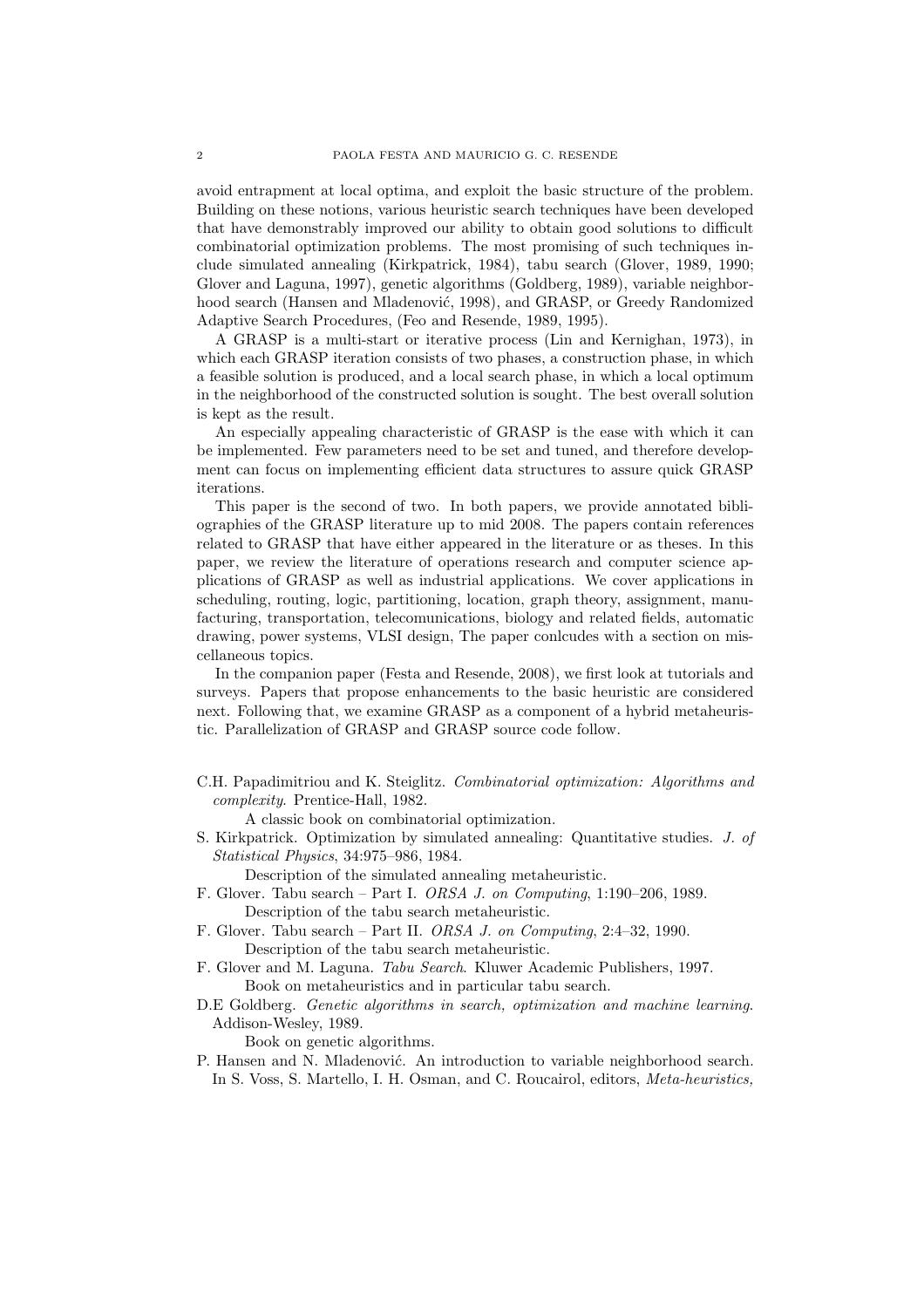avoid entrapment at local optima, and exploit the basic structure of the problem. Building on these notions, various heuristic search techniques have been developed that have demonstrably improved our ability to obtain good solutions to difficult combinatorial optimization problems. The most promising of such techniques include simulated annealing (Kirkpatrick, 1984), tabu search (Glover, 1989, 1990; Glover and Laguna, 1997), genetic algorithms (Goldberg, 1989), variable neighborhood search (Hansen and Mladenović, 1998), and GRASP, or Greedy Randomized Adaptive Search Procedures, (Feo and Resende, 1989, 1995).

A GRASP is a multi-start or iterative process (Lin and Kernighan, 1973), in which each GRASP iteration consists of two phases, a construction phase, in which a feasible solution is produced, and a local search phase, in which a local optimum in the neighborhood of the constructed solution is sought. The best overall solution is kept as the result.

An especially appealing characteristic of GRASP is the ease with which it can be implemented. Few parameters need to be set and tuned, and therefore development can focus on implementing efficient data structures to assure quick GRASP iterations.

This paper is the second of two. In both papers, we provide annotated bibliographies of the GRASP literature up to mid 2008. The papers contain references related to GRASP that have either appeared in the literature or as theses. In this paper, we review the literature of operations research and computer science applications of GRASP as well as industrial applications. We cover applications in scheduling, routing, logic, partitioning, location, graph theory, assignment, manufacturing, transportation, telecomunications, biology and related fields, automatic drawing, power systems, VLSI design, The paper conlcudes with a section on miscellaneous topics.

In the companion paper (Festa and Resende, 2008), we first look at tutorials and surveys. Papers that propose enhancements to the basic heuristic are considered next. Following that, we examine GRASP as a component of a hybrid metaheuristic. Parallelization of GRASP and GRASP source code follow.

C.H. Papadimitriou and K. Steiglitz. *Combinatorial optimization: Algorithms and complexity*. Prentice-Hall, 1982.

A classic book on combinatorial optimization.

S. Kirkpatrick. Optimization by simulated annealing: Quantitative studies. *J. of Statistical Physics*, 34:975–986, 1984.

Description of the simulated annealing metaheuristic.

F. Glover. Tabu search – Part I. *ORSA J. on Computing*, 1:190–206, 1989.

Description of the tabu search metaheuristic.

F. Glover. Tabu search – Part II. *ORSA J. on Computing*, 2:4–32, 1990.

Description of the tabu search metaheuristic.

F. Glover and M. Laguna. *Tabu Search*. Kluwer Academic Publishers, 1997.

Book on metaheuristics and in particular tabu search.

D.E Goldberg. *Genetic algorithms in search, optimization and machine learning*. Addison-Wesley, 1989.

Book on genetic algorithms.

P. Hansen and N. Mladenović. An introduction to variable neighborhood search. In S. Voss, S. Martello, I. H. Osman, and C. Roucairol, editors, *Meta-heuristics,*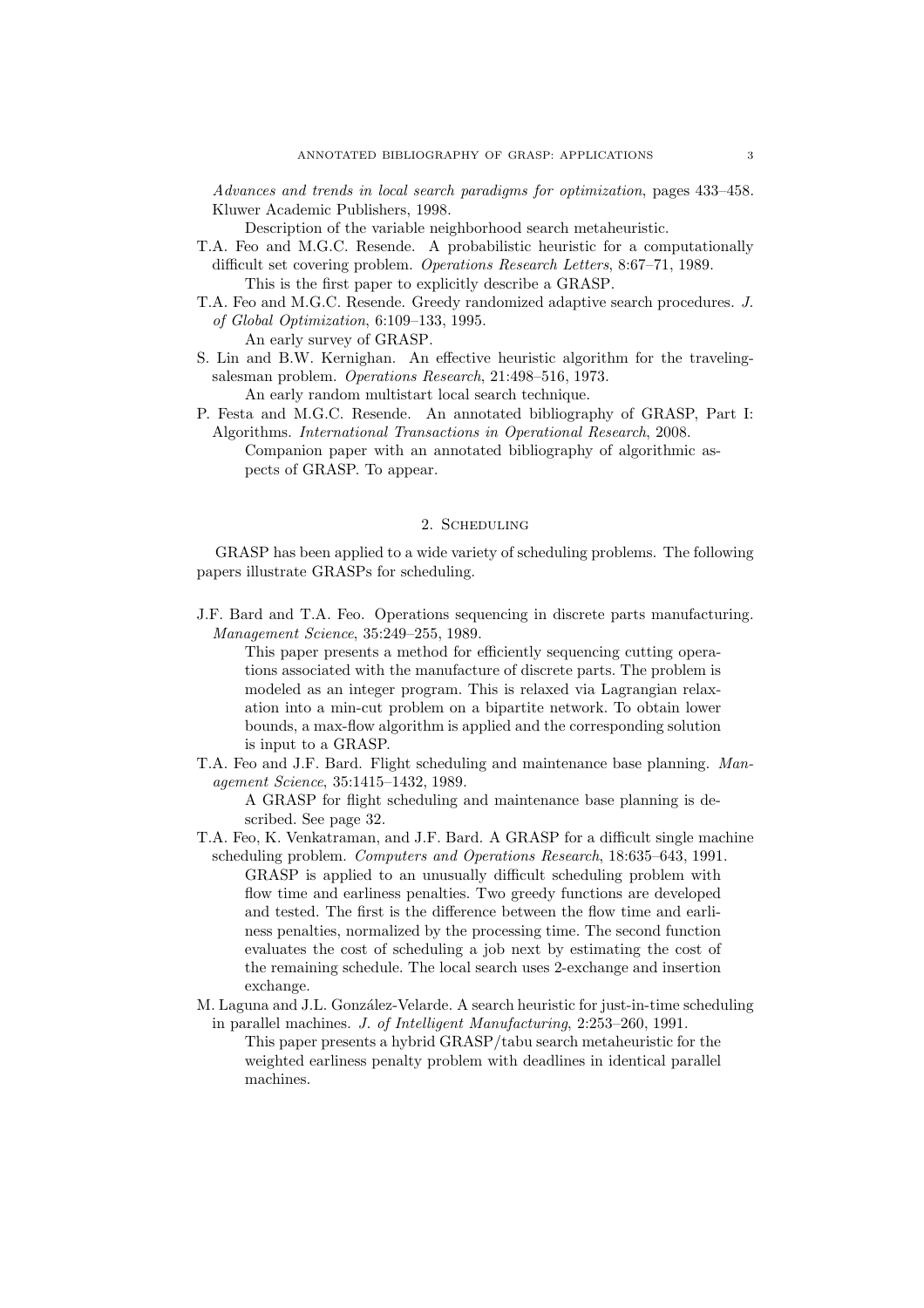*Advances and trends in local search paradigms for optimization*, pages 433–458. Kluwer Academic Publishers, 1998.

Description of the variable neighborhood search metaheuristic.

T.A. Feo and M.G.C. Resende. A probabilistic heuristic for a computationally difficult set covering problem. *Operations Research Letters*, 8:67–71, 1989.

This is the first paper to explicitly describe a GRASP.

T.A. Feo and M.G.C. Resende. Greedy randomized adaptive search procedures. *J. of Global Optimization*, 6:109–133, 1995.

An early survey of GRASP.

S. Lin and B.W. Kernighan. An effective heuristic algorithm for the traveling-salesman problem. *Operations Research*, 21:498–516, 1973.

An early random multistart local search technique.

P. Festa and M.G.C. Resende. An annotated bibliography of GRASP, Part I: Algorithms. *International Transactions in Operational Research*, 2008.

Companion paper with an annotated bibliography of algorithmic aspects of GRASP. To appear.

## 2. Scheduling

GRASP has been applied to a wide variety of scheduling problems. The following papers illustrate GRASPs for scheduling.

J.F. Bard and T.A. Feo. Operations sequencing in discrete parts manufacturing. *Management Science*, 35:249–255, 1989.

This paper presents a method for efficiently sequencing cutting operations associated with the manufacture of discrete parts. The problem is modeled as an integer program. This is relaxed via Lagrangian relaxation into a min-cut problem on a bipartite network. To obtain lower bounds, a max-flow algorithm is applied and the corresponding solution is input to a GRASP.

T.A. Feo and J.F. Bard. Flight scheduling and maintenance base planning. *Management Science*, 35:1415–1432, 1989.

A GRASP for flight scheduling and maintenance base planning is described. See page 32.

T.A. Feo, K. Venkatraman, and J.F. Bard. A GRASP for a difficult single machine scheduling problem. *Computers and Operations Research*, 18:635–643, 1991.

GRASP is applied to an unusually difficult scheduling problem with flow time and earliness penalties. Two greedy functions are developed and tested. The first is the difference between the flow time and earliness penalties, normalized by the processing time. The second function evaluates the cost of scheduling a job next by estimating the cost of the remaining schedule. The local search uses 2-exchange and insertion exchange.

M. Laguna and J.L. González-Velarde. A search heuristic for just-in-time scheduling in parallel machines. *J. of Intelligent Manufacturing*, 2:253–260, 1991.

This paper presents a hybrid GRASP/tabu search metaheuristic for the weighted earliness penalty problem with deadlines in identical parallel machines.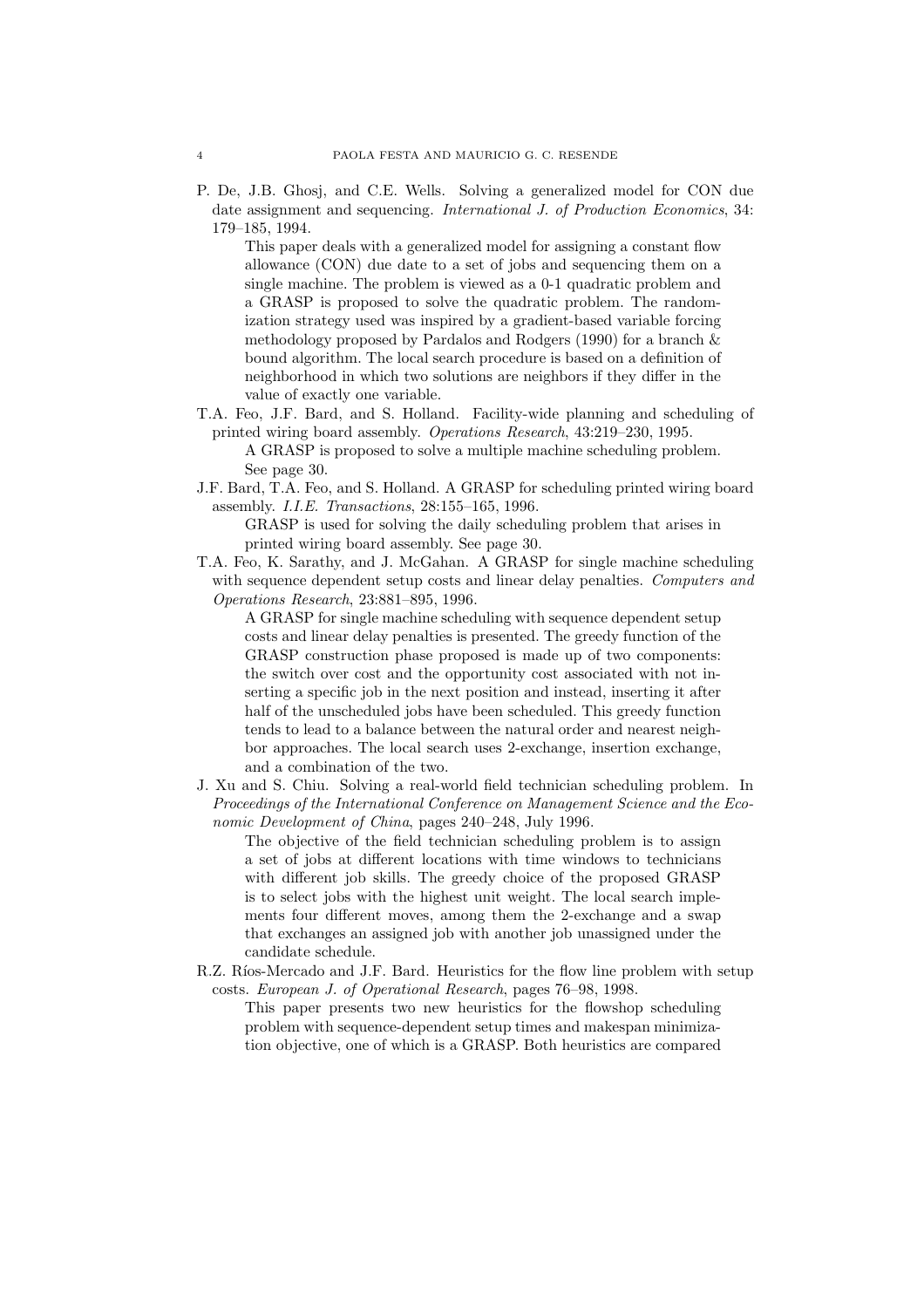P. De, J.B. Ghosj, and C.E. Wells. Solving a generalized model for CON due date assignment and sequencing. *International J. of Production Economics*, 34: 179–185, 1994.

> This paper deals with a generalized model for assigning a constant flow allowance (CON) due date to a set of jobs and sequencing them on a single machine. The problem is viewed as a 0-1 quadratic problem and a GRASP is proposed to solve the quadratic problem. The randomization strategy used was inspired by a gradient-based variable forcing methodology proposed by Pardalos and Rodgers (1990) for a branch & bound algorithm. The local search procedure is based on a definition of neighborhood in which two solutions are neighbors if they differ in the value of exactly one variable.

T.A. Feo, J.F. Bard, and S. Holland. Facility-wide planning and scheduling of printed wiring board assembly. *Operations Research*, 43:219–230, 1995.

> A GRASP is proposed to solve a multiple machine scheduling problem. See page 30.

J.F. Bard, T.A. Feo, and S. Holland. A GRASP for scheduling printed wiring board assembly. *I.I.E. Transactions*, 28:155–165, 1996.

> GRASP is used for solving the daily scheduling problem that arises in printed wiring board assembly. See page 30.

T.A. Feo, K. Sarathy, and J. McGahan. A GRASP for single machine scheduling with sequence dependent setup costs and linear delay penalties. *Computers and Operations Research*, 23:881–895, 1996.

> A GRASP for single machine scheduling with sequence dependent setup costs and linear delay penalties is presented. The greedy function of the GRASP construction phase proposed is made up of two components: the switch over cost and the opportunity cost associated with not inserting a specific job in the next position and instead, inserting it after half of the unscheduled jobs have been scheduled. This greedy function tends to lead to a balance between the natural order and nearest neighbor approaches. The local search uses 2-exchange, insertion exchange, and a combination of the two.

J. Xu and S. Chiu. Solving a real-world field technician scheduling problem. In *Proceedings of the International Conference on Management Science and the Economic Development of China*, pages 240–248, July 1996.

> The objective of the field technician scheduling problem is to assign a set of jobs at different locations with time windows to technicians with different job skills. The greedy choice of the proposed GRASP is to select jobs with the highest unit weight. The local search implements four different moves, among them the 2-exchange and a swap that exchanges an assigned job with another job unassigned under the candidate schedule.

R.Z. Ríos-Mercado and J.F. Bard. Heuristics for the flow line problem with setup costs. *European J. of Operational Research*, pages 76–98, 1998.

> This paper presents two new heuristics for the flowshop scheduling problem with sequence-dependent setup times and makespan minimization objective, one of which is a GRASP. Both heuristics are compared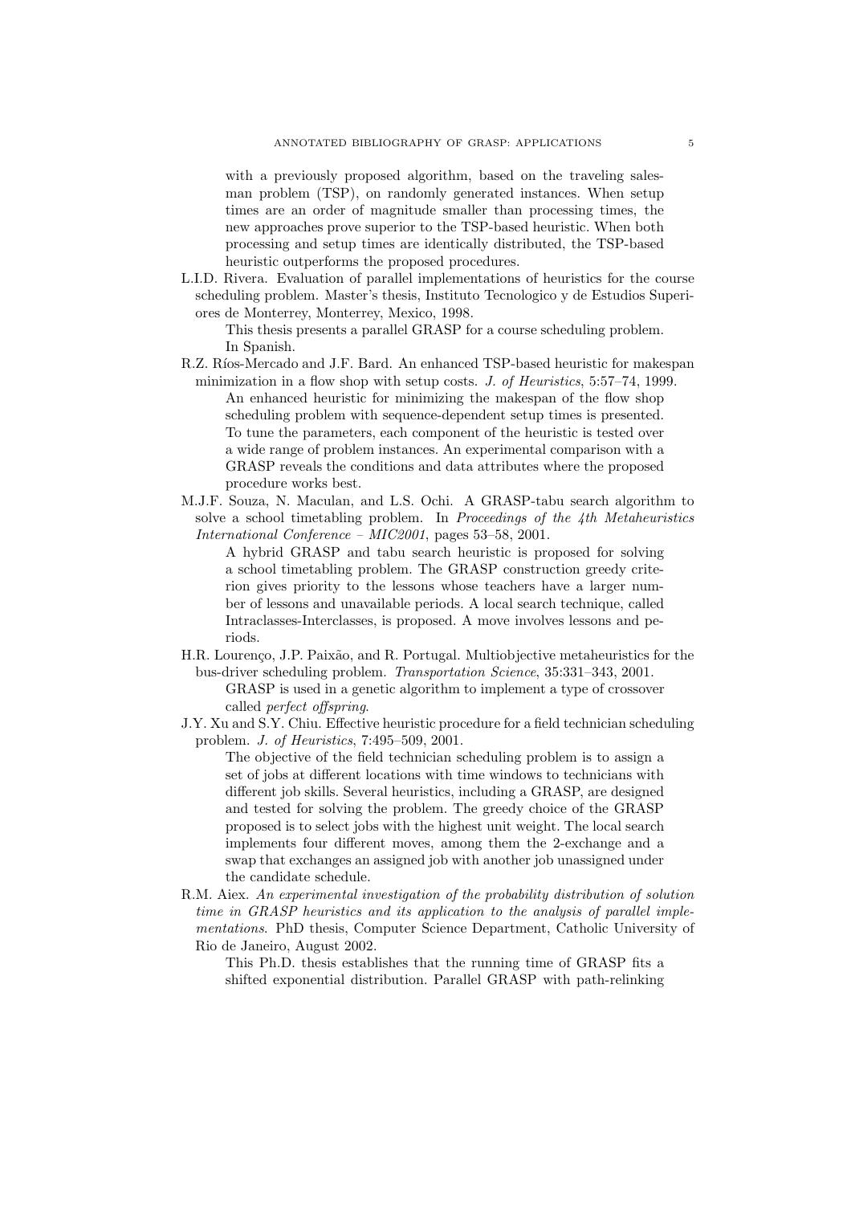with a previously proposed algorithm, based on the traveling salesman problem (TSP), on randomly generated instances. When setup times are an order of magnitude smaller than processing times, the new approaches prove superior to the TSP-based heuristic. When both processing and setup times are identically distributed, the TSP-based heuristic outperforms the proposed procedures.

L.I.D. Rivera. Evaluation of parallel implementations of heuristics for the course scheduling problem. Master's thesis, Instituto Tecnologico y de Estudios Superiores de Monterrey, Monterrey, Mexico, 1998.

This thesis presents a parallel GRASP for a course scheduling problem. In Spanish.

R.Z. Ríos-Mercado and J.F. Bard. An enhanced TSP-based heuristic for makespan minimization in a flow shop with setup costs. *J. of Heuristics*, 5:57–74, 1999.

An enhanced heuristic for minimizing the makespan of the flow shop scheduling problem with sequence-dependent setup times is presented. To tune the parameters, each component of the heuristic is tested over a wide range of problem instances. An experimental comparison with a GRASP reveals the conditions and data attributes where the proposed procedure works best.

M.J.F. Souza, N. Maculan, and L.S. Ochi. A GRASP-tabu search algorithm to solve a school timetabling problem. In *Proceedings of the 4th Metaheuristics International Conference – MIC2001*, pages 53–58, 2001.

A hybrid GRASP and tabu search heuristic is proposed for solving a school timetabling problem. The GRASP construction greedy criterion gives priority to the lessons whose teachers have a larger number of lessons and unavailable periods. A local search technique, called Intraclasses-Interclasses, is proposed. A move involves lessons and periods.

H.R. Lourenço, J.P. Paixão, and R. Portugal. Multiobjective metaheuristics for the bus-driver scheduling problem. *Transportation Science*, 35:331–343, 2001.

GRASP is used in a genetic algorithm to implement a type of crossover called *perfect offspring*.

J.Y. Xu and S.Y. Chiu. Effective heuristic procedure for a field technician scheduling problem. *J. of Heuristics*, 7:495–509, 2001.

The objective of the field technician scheduling problem is to assign a set of jobs at different locations with time windows to technicians with different job skills. Several heuristics, including a GRASP, are designed and tested for solving the problem. The greedy choice of the GRASP proposed is to select jobs with the highest unit weight. The local search implements four different moves, among them the 2-exchange and a swap that exchanges an assigned job with another job unassigned under the candidate schedule.

R.M. Aiex. *An experimental investigation of the probability distribution of solution time in GRASP heuristics and its application to the analysis of parallel implementations*. PhD thesis, Computer Science Department, Catholic University of Rio de Janeiro, August 2002.

This Ph.D. thesis establishes that the running time of GRASP fits a shifted exponential distribution. Parallel GRASP with path-relinking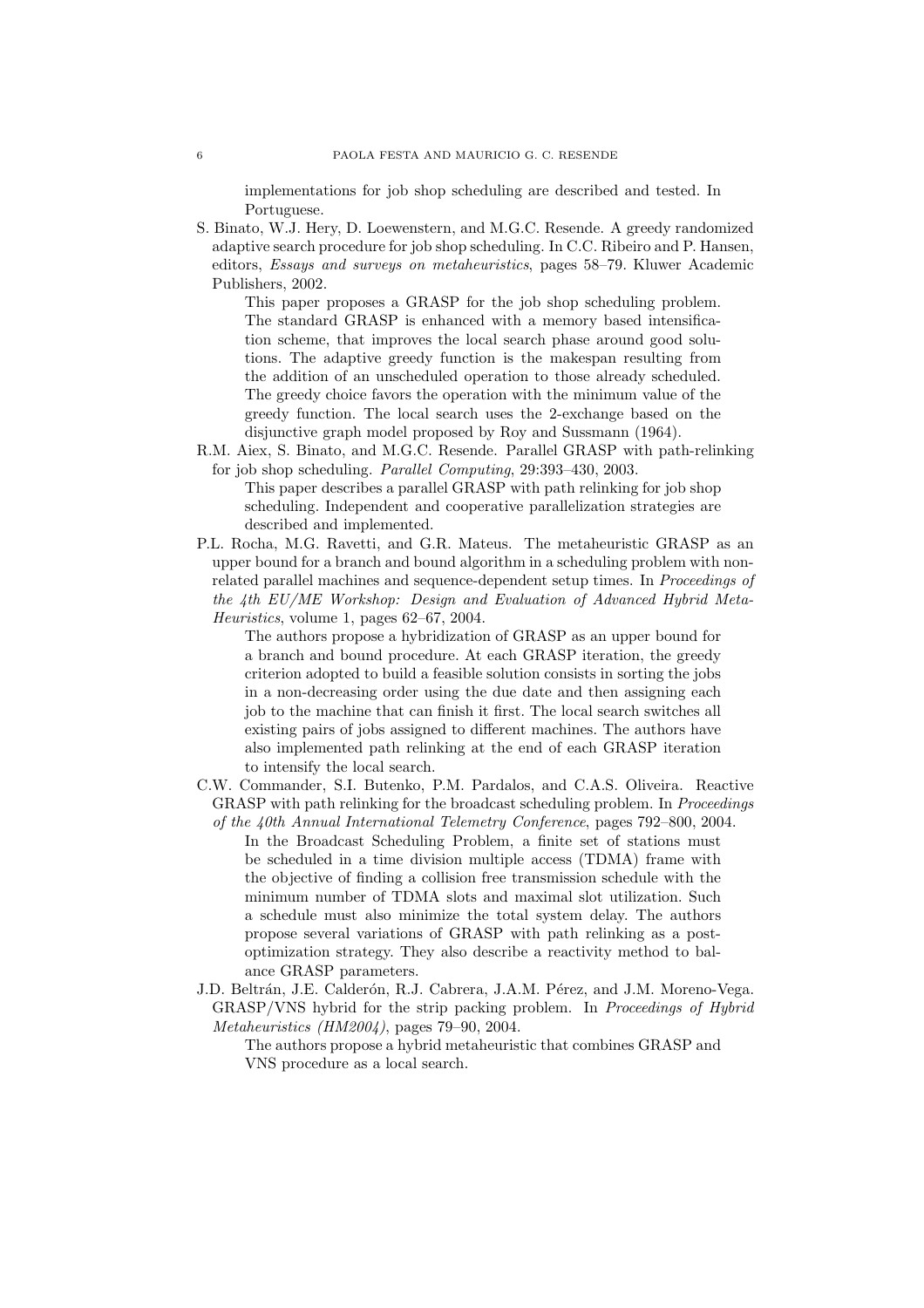implementations for job shop scheduling are described and tested. In Portuguese.

S. Binato, W.J. Hery, D. Loewenstern, and M.G.C. Resende. A greedy randomized adaptive search procedure for job shop scheduling. In C.C. Ribeiro and P. Hansen, editors, *Essays and surveys on metaheuristics*, pages 58–79. Kluwer Academic Publishers, 2002.

> This paper proposes a GRASP for the job shop scheduling problem. The standard GRASP is enhanced with a memory based intensification scheme, that improves the local search phase around good solutions. The adaptive greedy function is the makespan resulting from the addition of an unscheduled operation to those already scheduled. The greedy choice favors the operation with the minimum value of the greedy function. The local search uses the 2-exchange based on the disjunctive graph model proposed by Roy and Sussmann (1964).

R.M. Aiex, S. Binato, and M.G.C. Resende. Parallel GRASP with path-relinking for job shop scheduling. *Parallel Computing*, 29:393–430, 2003.

> This paper describes a parallel GRASP with path relinking for job shop scheduling. Independent and cooperative parallelization strategies are described and implemented.

P.L. Rocha, M.G. Ravetti, and G.R. Mateus. The metaheuristic GRASP as an upper bound for a branch and bound algorithm in a scheduling problem with non-related parallel machines and sequence-dependent setup times. In *Proceedings of the 4th EU/ME Workshop: Design and Evaluation of Advanced Hybrid Meta-Heuristics*, volume 1, pages 62–67, 2004.

> The authors propose a hybridization of GRASP as an upper bound for a branch and bound procedure. At each GRASP iteration, the greedy criterion adopted to build a feasible solution consists in sorting the jobs in a non-decreasing order using the due date and then assigning each job to the machine that can finish it first. The local search switches all existing pairs of jobs assigned to different machines. The authors have also implemented path relinking at the end of each GRASP iteration to intensify the local search.

C.W. Commander, S.I. Butenko, P.M. Pardalos, and C.A.S. Oliveira. Reactive GRASP with path relinking for the broadcast scheduling problem. In *Proceedings of the 40th Annual International Telemetry Conference*, pages 792–800, 2004.

> In the Broadcast Scheduling Problem, a finite set of stations must be scheduled in a time division multiple access (TDMA) frame with the objective of finding a collision free transmission schedule with the minimum number of TDMA slots and maximal slot utilization. Such a schedule must also minimize the total system delay. The authors propose several variations of GRASP with path relinking as a post-optimization strategy. They also describe a reactivity method to balance GRASP parameters.

J.D. Beltrán, J.E. Calderón, R.J. Cabrera, J.A.M. Pérez, and J.M. Moreno-Vega. GRASP/VNS hybrid for the strip packing problem. In *Proceedings of Hybrid Metaheuristics (HM2004)*, pages 79–90, 2004.

> The authors propose a hybrid metaheuristic that combines GRASP and VNS procedure as a local search.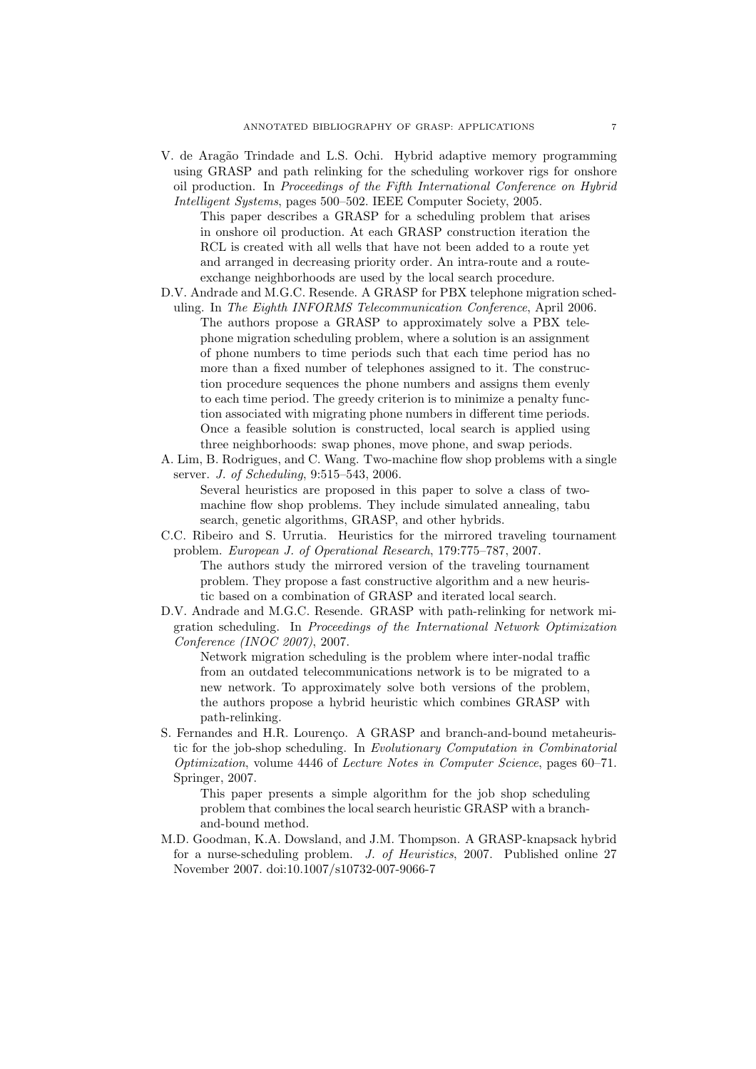V. de Aragão Trindade and L.S. Ochi. Hybrid adaptive memory programming using GRASP and path relinking for the scheduling workover rigs for onshore oil production. In *Proceedings of the Fifth International Conference on Hybrid Intelligent Systems*, pages 500–502. IEEE Computer Society, 2005.

> This paper describes a GRASP for a scheduling problem that arises in onshore oil production. At each GRASP construction iteration the RCL is created with all wells that have not been added to a route yet and arranged in decreasing priority order. An intra-route and a route-exchange neighborhoods are used by the local search procedure.

D.V. Andrade and M.G.C. Resende. A GRASP for PBX telephone migration scheduling. In *The Eighth INFORMS Telecommunication Conference*, April 2006.

> The authors propose a GRASP to approximately solve a PBX telephone migration scheduling problem, where a solution is an assignment of phone numbers to time periods such that each time period has no more than a fixed number of telephones assigned to it. The construction procedure sequences the phone numbers and assigns them evenly to each time period. The greedy criterion is to minimize a penalty function associated with migrating phone numbers in different time periods. Once a feasible solution is constructed, local search is applied using three neighborhoods: swap phones, move phone, and swap periods.

A. Lim, B. Rodrigues, and C. Wang. Two-machine flow shop problems with a single server. *J. of Scheduling*, 9:515–543, 2006.

> Several heuristics are proposed in this paper to solve a class of two-machine flow shop problems. They include simulated annealing, tabu search, genetic algorithms, GRASP, and other hybrids.

C.C. Ribeiro and S. Urrutia. Heuristics for the mirrored traveling tournament problem. *European J. of Operational Research*, 179:775–787, 2007.

> The authors study the mirrored version of the traveling tournament problem. They propose a fast constructive algorithm and a new heuristic based on a combination of GRASP and iterated local search.

D.V. Andrade and M.G.C. Resende. GRASP with path-relinking for network migration scheduling. In *Proceedings of the International Network Optimization Conference (INOC 2007)*, 2007.

> Network migration scheduling is the problem where inter-nodal traffic from an outdated telecommunications network is to be migrated to a new network. To approximately solve both versions of the problem, the authors propose a hybrid heuristic which combines GRASP with path-relinking.

S. Fernandes and H.R. Lourenço. A GRASP and branch-and-bound metaheuristic for the job-shop scheduling. In *Evolutionary Computation in Combinatorial Optimization*, volume 4446 of *Lecture Notes in Computer Science*, pages 60–71. Springer, 2007.

> This paper presents a simple algorithm for the job shop scheduling problem that combines the local search heuristic GRASP with a branch-and-bound method.

M.D. Goodman, K.A. Dowsland, and J.M. Thompson. A GRASP-knapsack hybrid for a nurse-scheduling problem. *J. of Heuristics*, 2007. Published online 27 November 2007. doi:10.1007/s10732-007-9066-7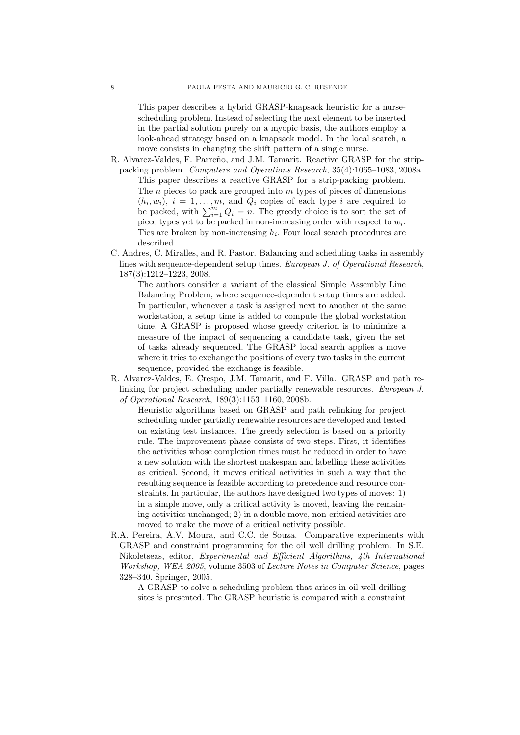This paper describes a hybrid GRASP-knapsack heuristic for a nurse-scheduling problem. Instead of selecting the next element to be inserted in the partial solution purely on a myopic basis, the authors employ a look-ahead strategy based on a knapsack model. In the local search, a move consists in changing the shift pattern of a single nurse.

R. Alvarez-Valdes, F. Parreño, and J.M. Tamarit. Reactive GRASP for the strip-packing problem. *Computers and Operations Research*, 35(4):1065–1083, 2008a.

This paper describes a reactive GRASP for a strip-packing problem. The $n$ pieces to pack are grouped into $m$ types of pieces of dimensions $(h_i, w_i)$, $i = 1, \ldots, m$, and $Q_i$ copies of each type $i$ are required to be packed, with $\sum_{i=1}^{m} Q_i = n$. The greedy choice is to sort the set of piece types yet to be packed in non-increasing order with respect to $w_i$. Ties are broken by non-increasing $h_i$. Four local search procedures are described.

C. Andres, C. Miralles, and R. Pastor. Balancing and scheduling tasks in assembly lines with sequence-dependent setup times. *European J. of Operational Research*, 187(3):1212–1223, 2008.

The authors consider a variant of the classical Simple Assembly Line Balancing Problem, where sequence-dependent setup times are added. In particular, whenever a task is assigned next to another at the same workstation, a setup time is added to compute the global workstation time. A GRASP is proposed whose greedy criterion is to minimize a measure of the impact of sequencing a candidate task, given the set of tasks already sequenced. The GRASP local search applies a move where it tries to exchange the positions of every two tasks in the current sequence, provided the exchange is feasible.

R. Alvarez-Valdes, E. Crespo, J.M. Tamarit, and F. Villa. GRASP and path relinking for project scheduling under partially renewable resources. *European J. of Operational Research*, 189(3):1153–1160, 2008b.

Heuristic algorithms based on GRASP and path relinking for project scheduling under partially renewable resources are developed and tested on existing test instances. The greedy selection is based on a priority rule. The improvement phase consists of two steps. First, it identifies the activities whose completion times must be reduced in order to have a new solution with the shortest makespan and labelling these activities as critical. Second, it moves critical activities in such a way that the resulting sequence is feasible according to precedence and resource constraints. In particular, the authors have designed two types of moves: 1) in a simple move, only a critical activity is moved, leaving the remaining activities unchanged; 2) in a double move, non-critical activities are moved to make the move of a critical activity possible.

R.A. Pereira, A.V. Moura, and C.C. de Souza. Comparative experiments with GRASP and constraint programming for the oil well drilling problem. In S.E. Nikoletseas, editor, *Experimental and Efficient Algorithms, 4th International Workshop, WEA 2005*, volume 3503 of *Lecture Notes in Computer Science*, pages 328–340. Springer, 2005.

A GRASP to solve a scheduling problem that arises in oil well drilling sites is presented. The GRASP heuristic is compared with a constraint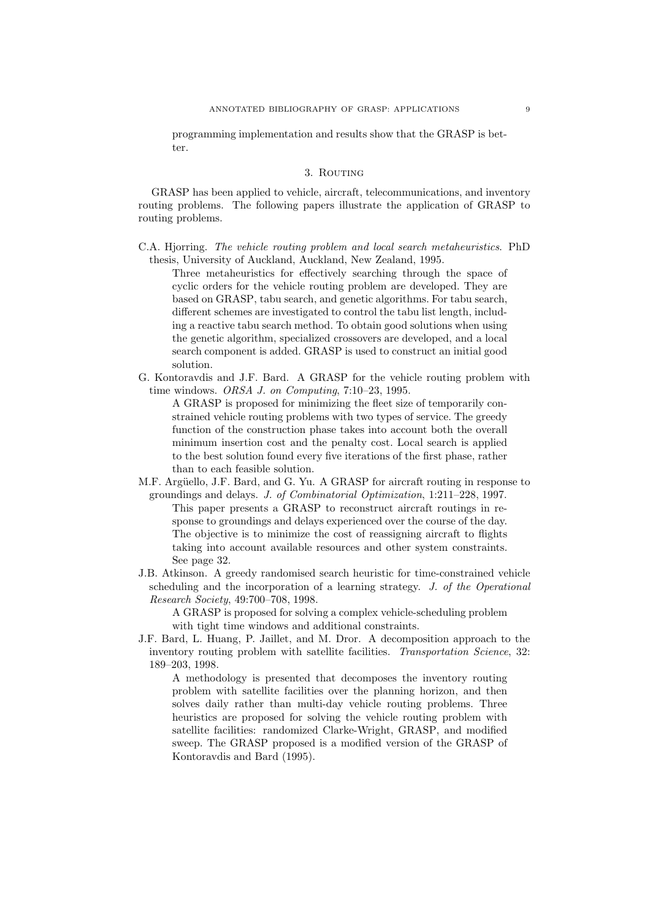programming implementation and results show that the GRASP is better.

## 3. Routing

GRASP has been applied to vehicle, aircraft, telecommunications, and inventory routing problems. The following papers illustrate the application of GRASP to routing problems.

C.A. Hjorring. *The vehicle routing problem and local search metaheuristics*. PhD thesis, University of Auckland, Auckland, New Zealand, 1995.

> Three metaheuristics for effectively searching through the space of cyclic orders for the vehicle routing problem are developed. They are based on GRASP, tabu search, and genetic algorithms. For tabu search, different schemes are investigated to control the tabu list length, including a reactive tabu search method. To obtain good solutions when using the genetic algorithm, specialized crossovers are developed, and a local search component is added. GRASP is used to construct an initial good solution.

G. Kontoravdis and J.F. Bard. A GRASP for the vehicle routing problem with time windows. *ORSA J. on Computing*, 7:10–23, 1995.

> A GRASP is proposed for minimizing the fleet size of temporarily constrained vehicle routing problems with two types of service. The greedy function of the construction phase takes into account both the overall minimum insertion cost and the penalty cost. Local search is applied to the best solution found every five iterations of the first phase, rather than to each feasible solution.

M.F. Argüello, J.F. Bard, and G. Yu. A GRASP for aircraft routing in response to groundings and delays. *J. of Combinatorial Optimization*, 1:211–228, 1997.

> This paper presents a GRASP to reconstruct aircraft routings in response to groundings and delays experienced over the course of the day. The objective is to minimize the cost of reassigning aircraft to flights taking into account available resources and other system constraints. See page 32.

J.B. Atkinson. A greedy randomised search heuristic for time-constrained vehicle scheduling and the incorporation of a learning strategy. *J. of the Operational Research Society*, 49:700–708, 1998.

> A GRASP is proposed for solving a complex vehicle-scheduling problem with tight time windows and additional constraints.

J.F. Bard, L. Huang, P. Jaillet, and M. Dror. A decomposition approach to the inventory routing problem with satellite facilities. *Transportation Science*, 32: 189–203, 1998.

> A methodology is presented that decomposes the inventory routing problem with satellite facilities over the planning horizon, and then solves daily rather than multi-day vehicle routing problems. Three heuristics are proposed for solving the vehicle routing problem with satellite facilities: randomized Clarke-Wright, GRASP, and modified sweep. The GRASP proposed is a modified version of the GRASP of Kontoravdis and Bard (1995).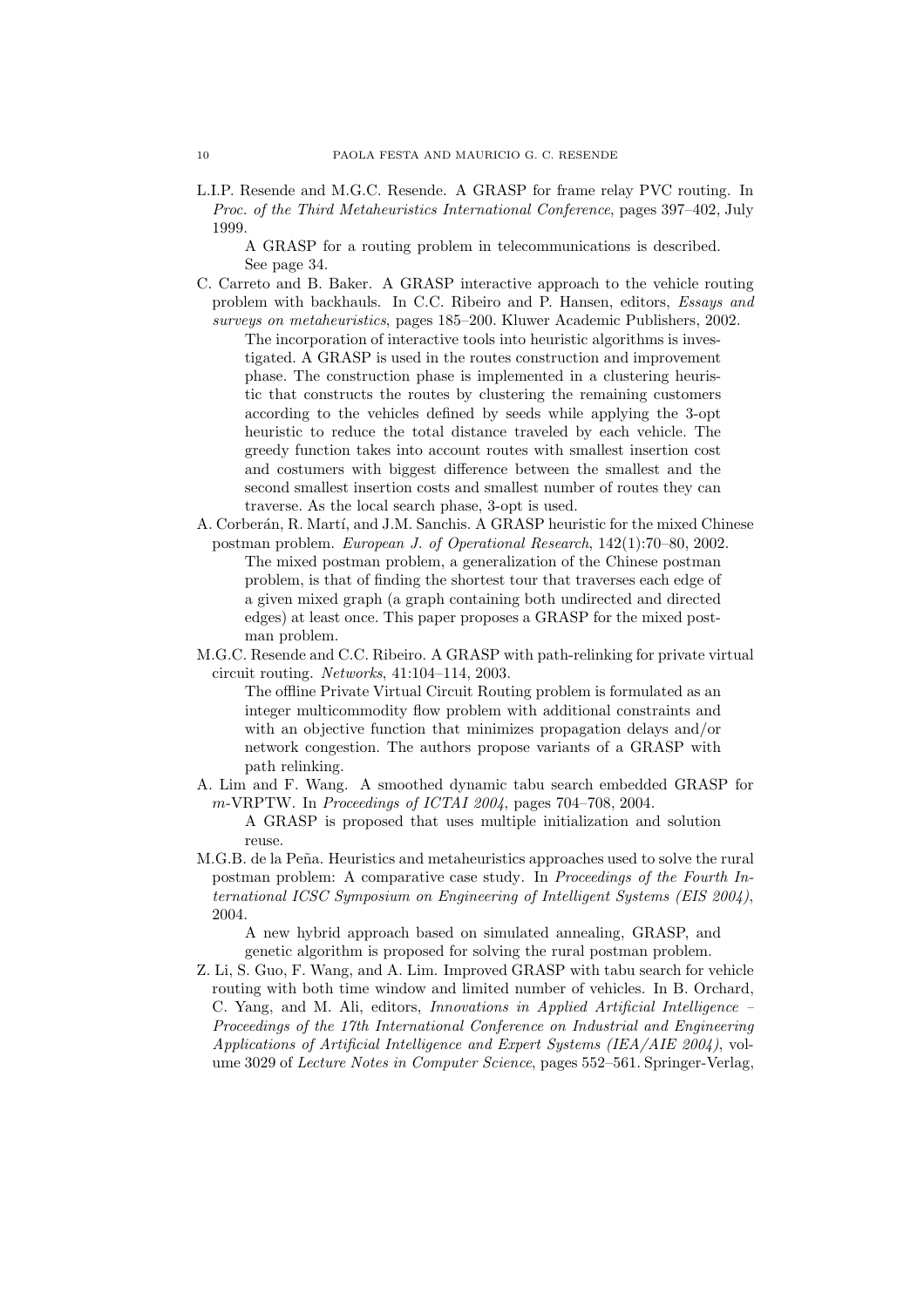L.I.P. Resende and M.G.C. Resende. A GRASP for frame relay PVC routing. In *Proc. of the Third Metaheuristics International Conference*, pages 397–402, July 1999.

> A GRASP for a routing problem in telecommunications is described. See page 34.

C. Carreto and B. Baker. A GRASP interactive approach to the vehicle routing problem with backhauls. In C.C. Ribeiro and P. Hansen, editors, *Essays and surveys on metaheuristics*, pages 185–200. Kluwer Academic Publishers, 2002.

> The incorporation of interactive tools into heuristic algorithms is investigated. A GRASP is used in the routes construction and improvement phase. The construction phase is implemented in a clustering heuristic that constructs the routes by clustering the remaining customers according to the vehicles defined by seeds while applying the 3-opt heuristic to reduce the total distance traveled by each vehicle. The greedy function takes into account routes with smallest insertion cost and costumers with biggest difference between the smallest and the second smallest insertion costs and smallest number of routes they can traverse. As the local search phase, 3-opt is used.

A. Corberán, R. Martí, and J.M. Sanchis. A GRASP heuristic for the mixed Chinese postman problem. *European J. of Operational Research*, 142(1):70–80, 2002.

> The mixed postman problem, a generalization of the Chinese postman problem, is that of finding the shortest tour that traverses each edge of a given mixed graph (a graph containing both undirected and directed edges) at least once. This paper proposes a GRASP for the mixed postman problem.

M.G.C. Resende and C.C. Ribeiro. A GRASP with path-relinking for private virtual circuit routing. *Networks*, 41:104–114, 2003.

> The offline Private Virtual Circuit Routing problem is formulated as an integer multicommodity flow problem with additional constraints and with an objective function that minimizes propagation delays and/or network congestion. The authors propose variants of a GRASP with path relinking.

A. Lim and F. Wang. A smoothed dynamic tabu search embedded GRASP for $m$-VRPTW. In *Proceedings of ICTAI 2004*, pages 704–708, 2004.

> A GRASP is proposed that uses multiple initialization and solution reuse.

M.G.B. de la Peña. Heuristics and metaheuristics approaches used to solve the rural postman problem: A comparative case study. In *Proceedings of the Fourth International ICSC Symposium on Engineering of Intelligent Systems (EIS 2004)*, 2004.

> A new hybrid approach based on simulated annealing, GRASP, and genetic algorithm is proposed for solving the rural postman problem.

Z. Li, S. Guo, F. Wang, and A. Lim. Improved GRASP with tabu search for vehicle routing with both time window and limited number of vehicles. In B. Orchard, C. Yang, and M. Ali, editors, *Innovations in Applied Artificial Intelligence – Proceedings of the 17th International Conference on Industrial and Engineering Applications of Artificial Intelligence and Expert Systems (IEA/AIE 2004)*, volume 3029 of *Lecture Notes in Computer Science*, pages 552–561. Springer-Verlag,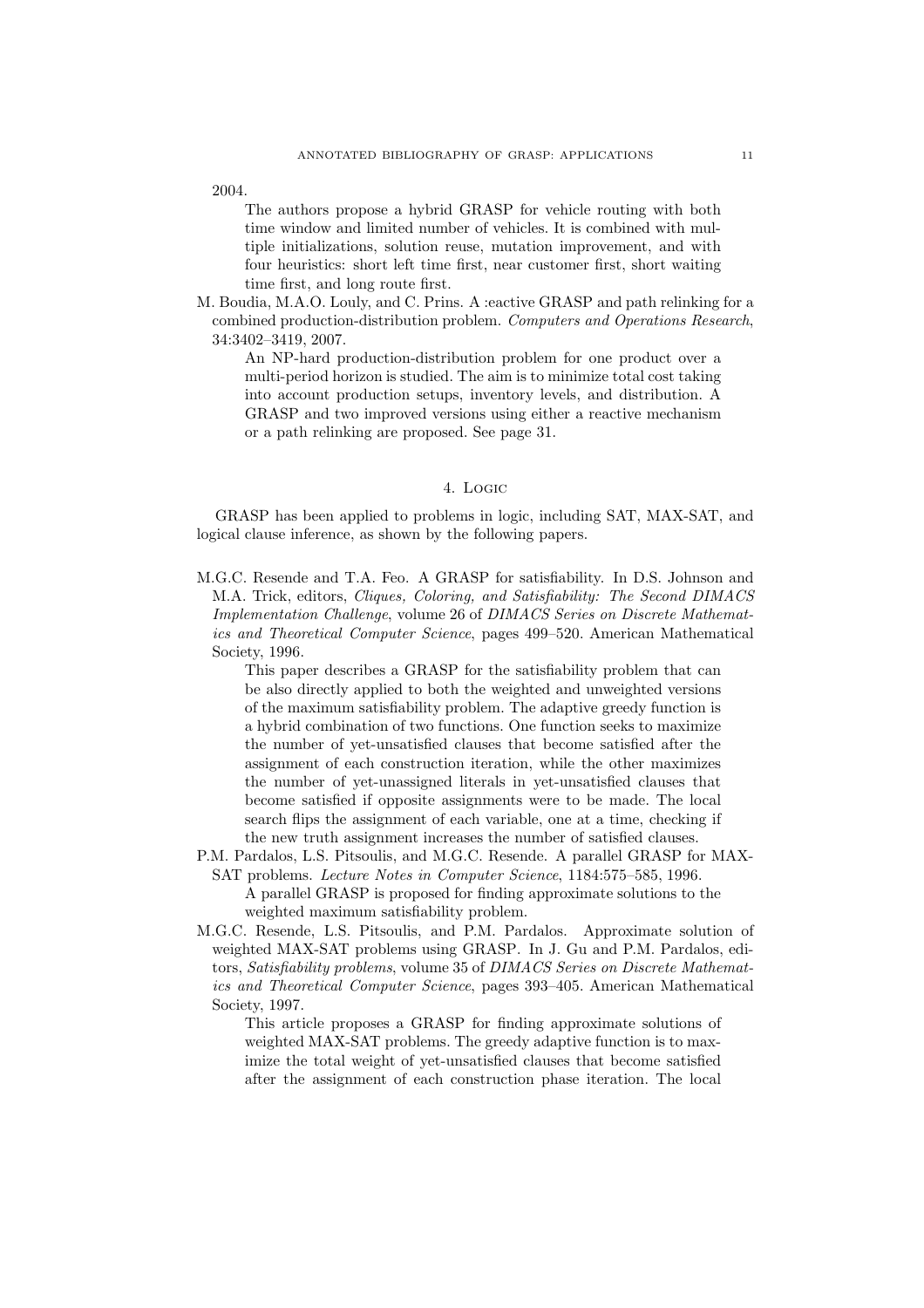2004.

The authors propose a hybrid GRASP for vehicle routing with both time window and limited number of vehicles. It is combined with multiple initializations, solution reuse, mutation improvement, and with four heuristics: short left time first, near customer first, short waiting time first, and long route first.

M. Boudia, M.A.O. Louly, and C. Prins. A :eactive GRASP and path relinking for a combined production-distribution problem. *Computers and Operations Research*, 34:3402–3419, 2007.

An NP-hard production-distribution problem for one product over a multi-period horizon is studied. The aim is to minimize total cost taking into account production setups, inventory levels, and distribution. A GRASP and two improved versions using either a reactive mechanism or a path relinking are proposed. See page 31.

## 4. Logic

GRASP has been applied to problems in logic, including SAT, MAX-SAT, and logical clause inference, as shown by the following papers.

M.G.C. Resende and T.A. Feo. A GRASP for satisfiability. In D.S. Johnson and M.A. Trick, editors, *Cliques, Coloring, and Satisfiability: The Second DIMACS Implementation Challenge*, volume 26 of *DIMACS Series on Discrete Mathematics and Theoretical Computer Science*, pages 499–520. American Mathematical Society, 1996.

This paper describes a GRASP for the satisfiability problem that can be also directly applied to both the weighted and unweighted versions of the maximum satisfiability problem. The adaptive greedy function is a hybrid combination of two functions. One function seeks to maximize the number of yet-unsatisfied clauses that become satisfied after the assignment of each construction iteration, while the other maximizes the number of yet-unassigned literals in yet-unsatisfied clauses that become satisfied if opposite assignments were to be made. The local search flips the assignment of each variable, one at a time, checking if the new truth assignment increases the number of satisfied clauses.

P.M. Pardalos, L.S. Pitsoulis, and M.G.C. Resende. A parallel GRASP for MAX-SAT problems. *Lecture Notes in Computer Science*, 1184:575–585, 1996.

A parallel GRASP is proposed for finding approximate solutions to the weighted maximum satisfiability problem.

M.G.C. Resende, L.S. Pitsoulis, and P.M. Pardalos. Approximate solution of weighted MAX-SAT problems using GRASP. In J. Gu and P.M. Pardalos, editors, *Satisfiability problems*, volume 35 of *DIMACS Series on Discrete Mathematics and Theoretical Computer Science*, pages 393–405. American Mathematical Society, 1997.

This article proposes a GRASP for finding approximate solutions of weighted MAX-SAT problems. The greedy adaptive function is to maximize the total weight of yet-unsatisfied clauses that become satisfied after the assignment of each construction phase iteration. The local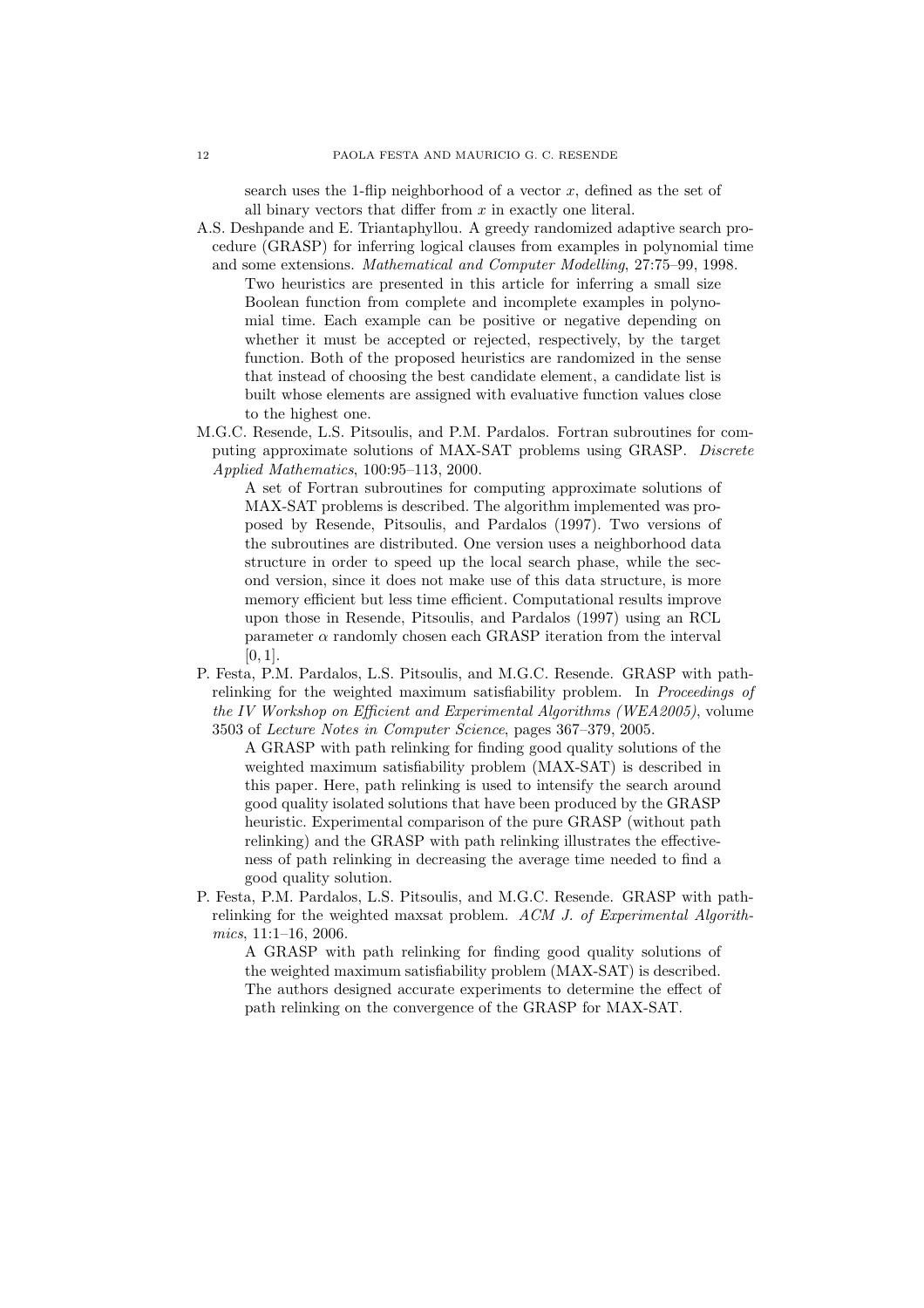search uses the 1-flip neighborhood of a vector $x$, defined as the set of all binary vectors that differ from $x$ in exactly one literal.

A.S. Deshpande and E. Triantaphyllou. A greedy randomized adaptive search procedure (GRASP) for inferring logical clauses from examples in polynomial time and some extensions. *Mathematical and Computer Modelling*, 27:75–99, 1998.

> Two heuristics are presented in this article for inferring a small size Boolean function from complete and incomplete examples in polynomial time. Each example can be positive or negative depending on whether it must be accepted or rejected, respectively, by the target function. Both of the proposed heuristics are randomized in the sense that instead of choosing the best candidate element, a candidate list is built whose elements are assigned with evaluative function values close to the highest one.

M.G.C. Resende, L.S. Pitsoulis, and P.M. Pardalos. Fortran subroutines for computing approximate solutions of MAX-SAT problems using GRASP. *Discrete Applied Mathematics*, 100:95–113, 2000.

> A set of Fortran subroutines for computing approximate solutions of MAX-SAT problems is described. The algorithm implemented was proposed by Resende, Pitsoulis, and Pardalos (1997). Two versions of the subroutines are distributed. One version uses a neighborhood data structure in order to speed up the local search phase, while the second version, since it does not make use of this data structure, is more memory efficient but less time efficient. Computational results improve upon those in Resende, Pitsoulis, and Pardalos (1997) using an RCL parameter $\alpha$ randomly chosen each GRASP iteration from the interval $[0, 1]$.

P. Festa, P.M. Pardalos, L.S. Pitsoulis, and M.G.C. Resende. GRASP with path-relinking for the weighted maximum satisfiability problem. In *Proceedings of the IV Workshop on Efficient and Experimental Algorithms (WEA2005)*, volume 3503 of *Lecture Notes in Computer Science*, pages 367–379, 2005.

> A GRASP with path relinking for finding good quality solutions of the weighted maximum satisfiability problem (MAX-SAT) is described in this paper. Here, path relinking is used to intensify the search around good quality isolated solutions that have been produced by the GRASP heuristic. Experimental comparison of the pure GRASP (without path relinking) and the GRASP with path relinking illustrates the effectiveness of path relinking in decreasing the average time needed to find a good quality solution.

P. Festa, P.M. Pardalos, L.S. Pitsoulis, and M.G.C. Resende. GRASP with path-relinking for the weighted maxsat problem. *ACM J. of Experimental Algorithmics*, 11:1–16, 2006.

> A GRASP with path relinking for finding good quality solutions of the weighted maximum satisfiability problem (MAX-SAT) is described. The authors designed accurate experiments to determine the effect of path relinking on the convergence of the GRASP for MAX-SAT.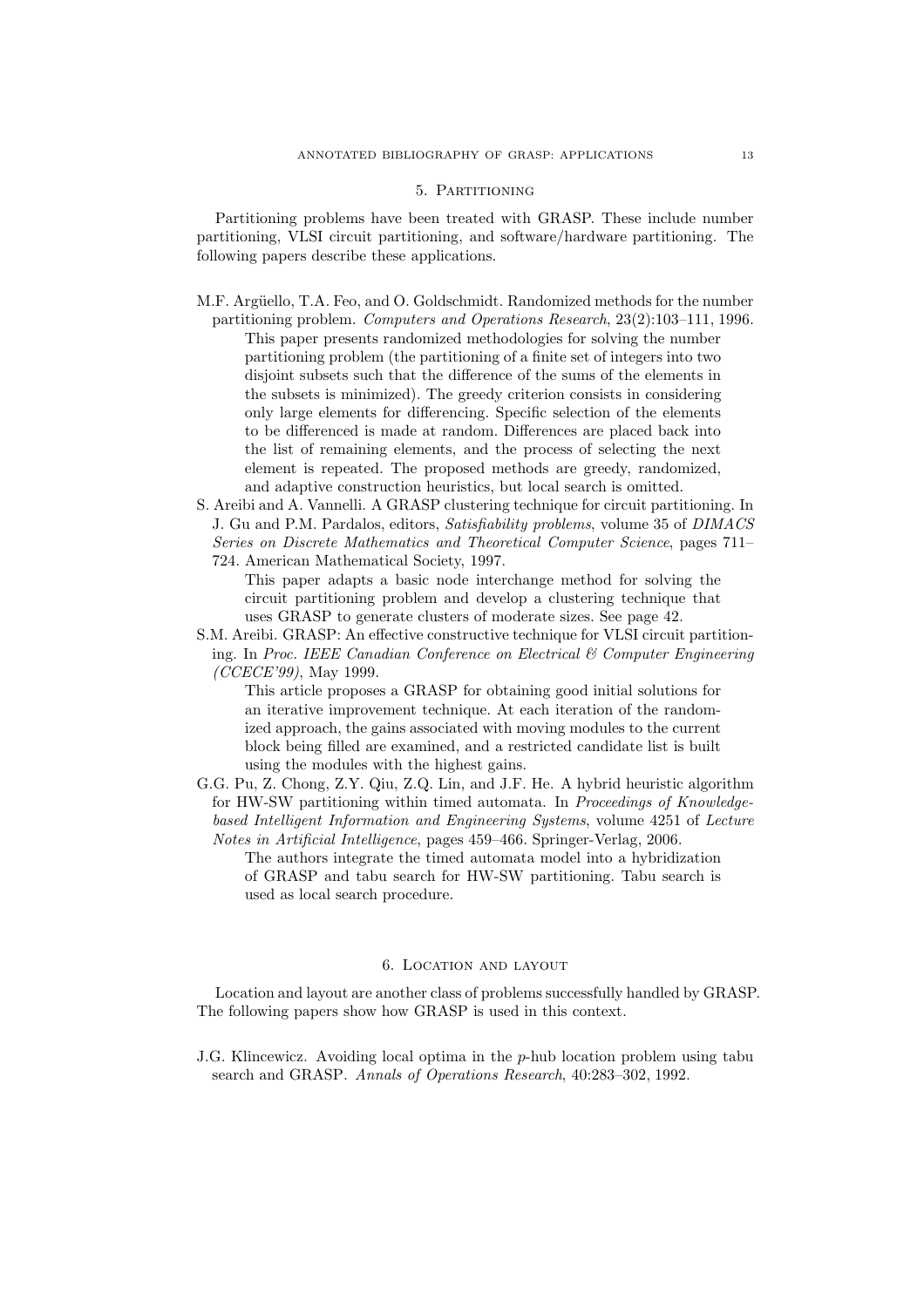## 5. Partitioning

Partitioning problems have been treated with GRASP. These include number partitioning, VLSI circuit partitioning, and software/hardware partitioning. The following papers describe these applications.

M.F. Argüello, T.A. Feo, and O. Goldschmidt. Randomized methods for the number partitioning problem. *Computers and Operations Research*, 23(2):103–111, 1996.

> This paper presents randomized methodologies for solving the number partitioning problem (the partitioning of a finite set of integers into two disjoint subsets such that the difference of the sums of the elements in the subsets is minimized). The greedy criterion consists in considering only large elements for differencing. Specific selection of the elements to be differenced is made at random. Differences are placed back into the list of remaining elements, and the process of selecting the next element is repeated. The proposed methods are greedy, randomized, and adaptive construction heuristics, but local search is omitted.

S. Areibi and A. Vannelli. A GRASP clustering technique for circuit partitioning. In J. Gu and P.M. Pardalos, editors, *Satisfiability problems*, volume 35 of *DIMACS Series on Discrete Mathematics and Theoretical Computer Science*, pages 711–724. American Mathematical Society, 1997.

> This paper adapts a basic node interchange method for solving the circuit partitioning problem and develop a clustering technique that uses GRASP to generate clusters of moderate sizes. See page 42.

S.M. Areibi. GRASP: An effective constructive technique for VLSI circuit partitioning. In *Proc. IEEE Canadian Conference on Electrical & Computer Engineering (CCECE'99)*, May 1999.

> This article proposes a GRASP for obtaining good initial solutions for an iterative improvement technique. At each iteration of the randomized approach, the gains associated with moving modules to the current block being filled are examined, and a restricted candidate list is built using the modules with the highest gains.

G.G. Pu, Z. Chong, Z.Y. Qiu, Z.Q. Lin, and J.F. He. A hybrid heuristic algorithm for HW-SW partitioning within timed automata. In *Proceedings of Knowledge-based Intelligent Information and Engineering Systems*, volume 4251 of *Lecture Notes in Artificial Intelligence*, pages 459–466. Springer-Verlag, 2006.

> The authors integrate the timed automata model into a hybridization of GRASP and tabu search for HW-SW partitioning. Tabu search is used as local search procedure.

## 6. Location and layout

Location and layout are another class of problems successfully handled by GRASP. The following papers show how GRASP is used in this context.

J.G. Klincewicz. Avoiding local optima in the $p$-hub location problem using tabu search and GRASP. *Annals of Operations Research*, 40:283–302, 1992.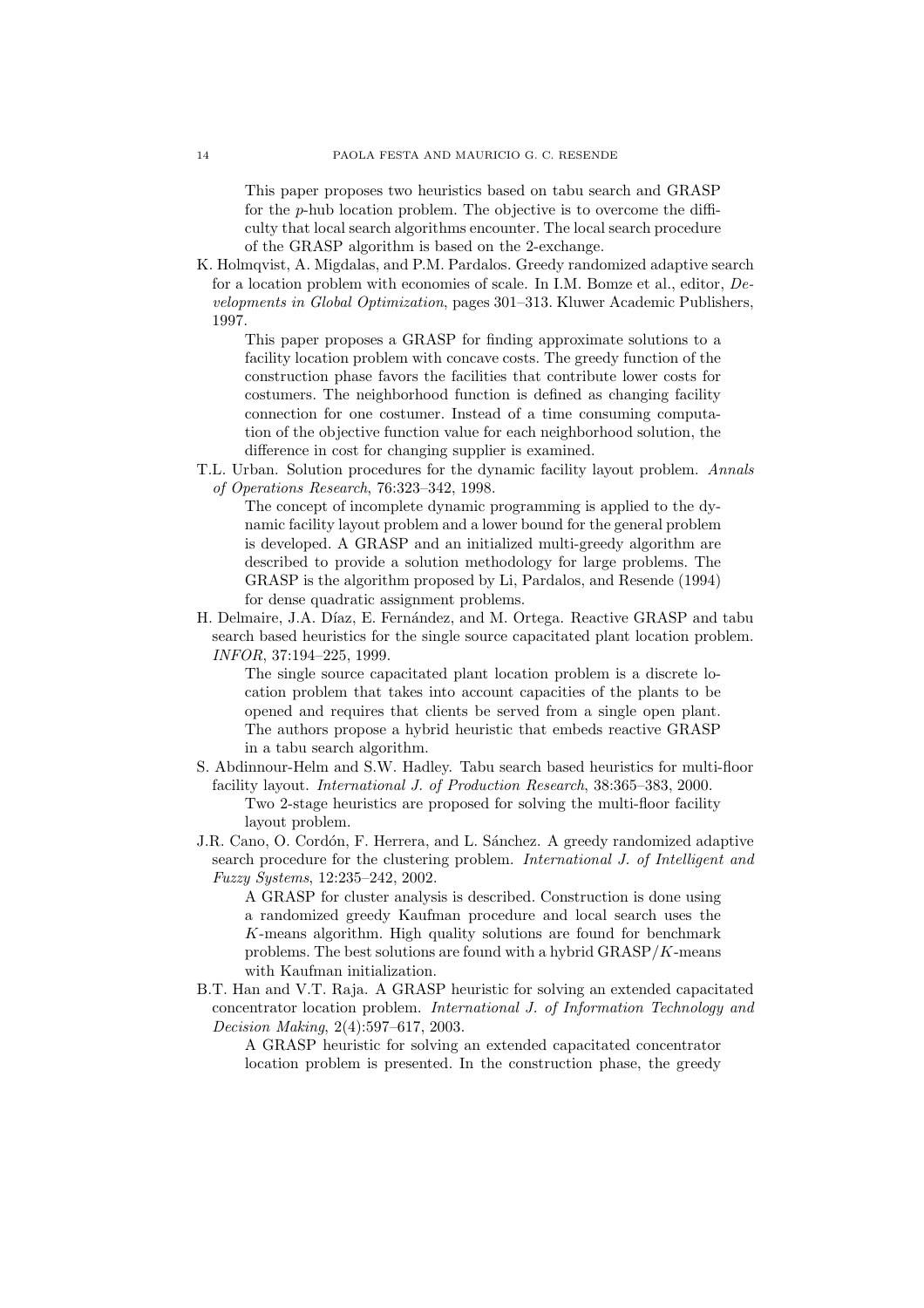This paper proposes two heuristics based on tabu search and GRASP for the $p$-hub location problem. The objective is to overcome the difficulty that local search algorithms encounter. The local search procedure of the GRASP algorithm is based on the 2-exchange.

K. Holmqvist, A. Migdalas, and P.M. Pardalos. Greedy randomized adaptive search for a location problem with economies of scale. In I.M. Bomze et al., editor, *Developments in Global Optimization*, pages 301–313. Kluwer Academic Publishers, 1997.

This paper proposes a GRASP for finding approximate solutions to a facility location problem with concave costs. The greedy function of the construction phase favors the facilities that contribute lower costs for costumers. The neighborhood function is defined as changing facility connection for one costumer. Instead of a time consuming computation of the objective function value for each neighborhood solution, the difference in cost for changing supplier is examined.

T.L. Urban. Solution procedures for the dynamic facility layout problem. *Annals of Operations Research*, 76:323–342, 1998.

The concept of incomplete dynamic programming is applied to the dynamic facility layout problem and a lower bound for the general problem is developed. A GRASP and an initialized multi-greedy algorithm are described to provide a solution methodology for large problems. The GRASP is the algorithm proposed by Li, Pardalos, and Resende (1994) for dense quadratic assignment problems.

H. Delmaire, J.A. Díaz, E. Fernández, and M. Ortega. Reactive GRASP and tabu search based heuristics for the single source capacitated plant location problem. *INFOR*, 37:194–225, 1999.

The single source capacitated plant location problem is a discrete location problem that takes into account capacities of the plants to be opened and requires that clients be served from a single open plant. The authors propose a hybrid heuristic that embeds reactive GRASP in a tabu search algorithm.

S. Abdinnour-Helm and S.W. Hadley. Tabu search based heuristics for multi-floor facility layout. *International J. of Production Research*, 38:365–383, 2000.

Two 2-stage heuristics are proposed for solving the multi-floor facility layout problem.

J.R. Cano, O. Cordón, F. Herrera, and L. Sánchez. A greedy randomized adaptive search procedure for the clustering problem. *International J. of Intelligent and Fuzzy Systems*, 12:235–242, 2002.

A GRASP for cluster analysis is described. Construction is done using a randomized greedy Kaufman procedure and local search uses the $K$-means algorithm. High quality solutions are found for benchmark problems. The best solutions are found with a hybrid GRASP/$K$-means with Kaufman initialization.

B.T. Han and V.T. Raja. A GRASP heuristic for solving an extended capacitated concentrator location problem. *International J. of Information Technology and Decision Making*, 2(4):597–617, 2003.

A GRASP heuristic for solving an extended capacitated concentrator location problem is presented. In the construction phase, the greedy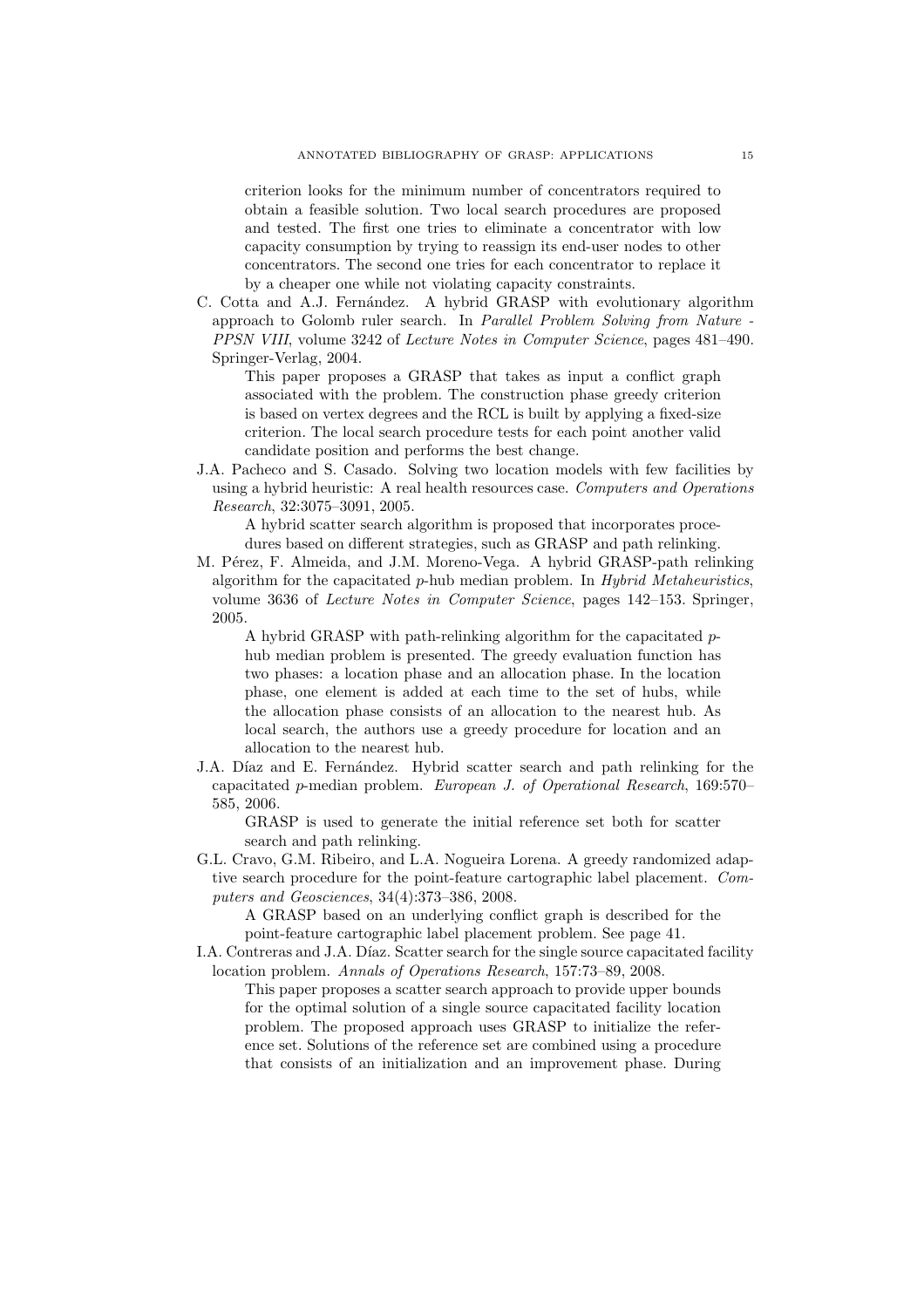criterion looks for the minimum number of concentrators required to obtain a feasible solution. Two local search procedures are proposed and tested. The first one tries to eliminate a concentrator with low capacity consumption by trying to reassign its end-user nodes to other concentrators. The second one tries for each concentrator to replace it by a cheaper one while not violating capacity constraints.

C. Cotta and A.J. Fernández. A hybrid GRASP with evolutionary algorithm approach to Golomb ruler search. In *Parallel Problem Solving from Nature - PPSN VIII*, volume 3242 of *Lecture Notes in Computer Science*, pages 481–490. Springer-Verlag, 2004.

> This paper proposes a GRASP that takes as input a conflict graph associated with the problem. The construction phase greedy criterion is based on vertex degrees and the RCL is built by applying a fixed-size criterion. The local search procedure tests for each point another valid candidate position and performs the best change.

J.A. Pacheco and S. Casado. Solving two location models with few facilities by using a hybrid heuristic: A real health resources case. *Computers and Operations Research*, 32:3075–3091, 2005.

> A hybrid scatter search algorithm is proposed that incorporates procedures based on different strategies, such as GRASP and path relinking.

M. Pérez, F. Almeida, and J.M. Moreno-Vega. A hybrid GRASP-path relinking algorithm for the capacitated $p$-hub median problem. In *Hybrid Metaheuristics*, volume 3636 of *Lecture Notes in Computer Science*, pages 142–153. Springer, 2005.

> A hybrid GRASP with path-relinking algorithm for the capacitated $p$-hub median problem is presented. The greedy evaluation function has two phases: a location phase and an allocation phase. In the location phase, one element is added at each time to the set of hubs, while the allocation phase consists of an allocation to the nearest hub. As local search, the authors use a greedy procedure for location and an allocation to the nearest hub.

J.A. Díaz and E. Fernández. Hybrid scatter search and path relinking for the capacitated $p$-median problem. *European J. of Operational Research*, 169:570–585, 2006.

> GRASP is used to generate the initial reference set both for scatter search and path relinking.

G.L. Cravo, G.M. Ribeiro, and L.A. Nogueira Lorena. A greedy randomized adaptive search procedure for the point-feature cartographic label placement. *Computers and Geosciences*, 34(4):373–386, 2008.

> A GRASP based on an underlying conflict graph is described for the point-feature cartographic label placement problem. See page 41.

I.A. Contreras and J.A. Díaz. Scatter search for the single source capacitated facility location problem. *Annals of Operations Research*, 157:73–89, 2008.

> This paper proposes a scatter search approach to provide upper bounds for the optimal solution of a single source capacitated facility location problem. The proposed approach uses GRASP to initialize the reference set. Solutions of the reference set are combined using a procedure that consists of an initialization and an improvement phase. During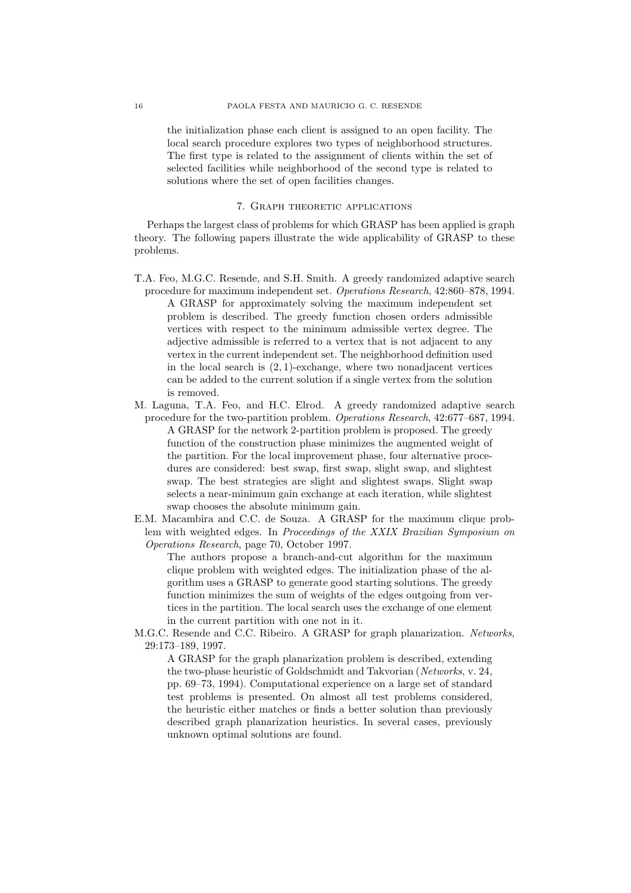the initialization phase each client is assigned to an open facility. The local search procedure explores two types of neighborhood structures. The first type is related to the assignment of clients within the set of selected facilities while neighborhood of the second type is related to solutions where the set of open facilities changes.

## 7. Graph theoretic applications

Perhaps the largest class of problems for which GRASP has been applied is graph theory. The following papers illustrate the wide applicability of GRASP to these problems.

T.A. Feo, M.G.C. Resende, and S.H. Smith. A greedy randomized adaptive search procedure for maximum independent set. *Operations Research*, 42:860–878, 1994.

> A GRASP for approximately solving the maximum independent set problem is described. The greedy function chosen orders admissible vertices with respect to the minimum admissible vertex degree. The adjective admissible is referred to a vertex that is not adjacent to any vertex in the current independent set. The neighborhood definition used in the local search is $(2, 1)$-exchange, where two nonadjacent vertices can be added to the current solution if a single vertex from the solution is removed.

M. Laguna, T.A. Feo, and H.C. Elrod. A greedy randomized adaptive search procedure for the two-partition problem. *Operations Research*, 42:677–687, 1994.

> A GRASP for the network 2-partition problem is proposed. The greedy function of the construction phase minimizes the augmented weight of the partition. For the local improvement phase, four alternative procedures are considered: best swap, first swap, slight swap, and slightest swap. The best strategies are slight and slightest swaps. Slight swap selects a near-minimum gain exchange at each iteration, while slightest swap chooses the absolute minimum gain.

E.M. Macambira and C.C. de Souza. A GRASP for the maximum clique problem with weighted edges. In *Proceedings of the XXIX Brazilian Symposium on Operations Research*, page 70, October 1997.

> The authors propose a branch-and-cut algorithm for the maximum clique problem with weighted edges. The initialization phase of the algorithm uses a GRASP to generate good starting solutions. The greedy function minimizes the sum of weights of the edges outgoing from vertices in the partition. The local search uses the exchange of one element in the current partition with one not in it.

M.G.C. Resende and C.C. Ribeiro. A GRASP for graph planarization. *Networks*, 29:173–189, 1997.

> A GRASP for the graph planarization problem is described, extending the two-phase heuristic of Goldschmidt and Takvorian (*Networks*, v. 24, pp. 69–73, 1994). Computational experience on a large set of standard test problems is presented. On almost all test problems considered, the heuristic either matches or finds a better solution than previously described graph planarization heuristics. In several cases, previously unknown optimal solutions are found.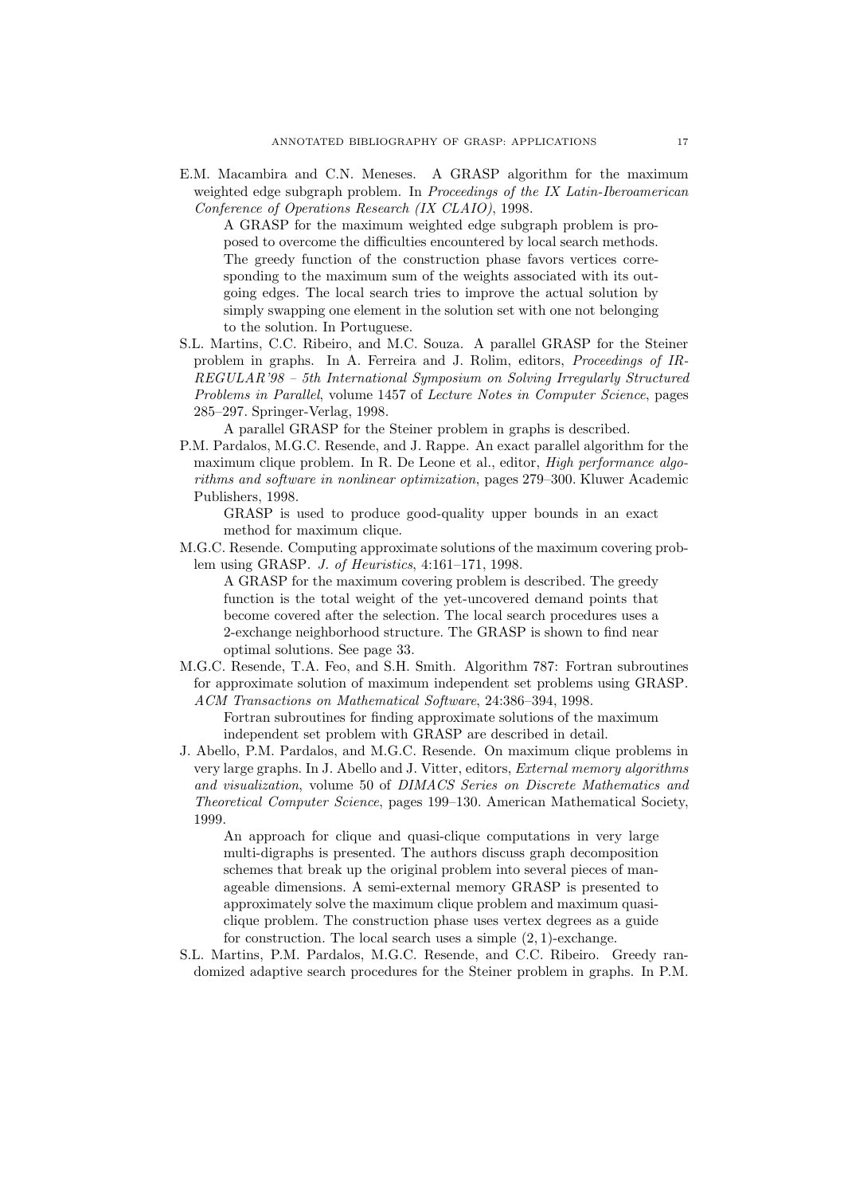E.M. Macambira and C.N. Meneses. A GRASP algorithm for the maximum weighted edge subgraph problem. In *Proceedings of the IX Latin-Iberoamerican Conference of Operations Research (IX CLAIO)*, 1998.

> A GRASP for the maximum weighted edge subgraph problem is proposed to overcome the difficulties encountered by local search methods. The greedy function of the construction phase favors vertices corresponding to the maximum sum of the weights associated with its outgoing edges. The local search tries to improve the actual solution by simply swapping one element in the solution set with one not belonging to the solution. In Portuguese.

S.L. Martins, C.C. Ribeiro, and M.C. Souza. A parallel GRASP for the Steiner problem in graphs. In A. Ferreira and J. Rolim, editors, *Proceedings of IRREGULAR'98 – 5th International Symposium on Solving Irregularly Structured Problems in Parallel*, volume 1457 of *Lecture Notes in Computer Science*, pages 285–297. Springer-Verlag, 1998.

> A parallel GRASP for the Steiner problem in graphs is described.

P.M. Pardalos, M.G.C. Resende, and J. Rappe. An exact parallel algorithm for the maximum clique problem. In R. De Leone et al., editor, *High performance algorithms and software in nonlinear optimization*, pages 279–300. Kluwer Academic Publishers, 1998.

> GRASP is used to produce good-quality upper bounds in an exact method for maximum clique.

M.G.C. Resende. Computing approximate solutions of the maximum covering problem using GRASP. *J. of Heuristics*, 4:161–171, 1998.

> A GRASP for the maximum covering problem is described. The greedy function is the total weight of the yet-uncovered demand points that become covered after the selection. The local search procedures uses a 2-exchange neighborhood structure. The GRASP is shown to find near optimal solutions. See page 33.

M.G.C. Resende, T.A. Feo, and S.H. Smith. Algorithm 787: Fortran subroutines for approximate solution of maximum independent set problems using GRASP. *ACM Transactions on Mathematical Software*, 24:386–394, 1998.

> Fortran subroutines for finding approximate solutions of the maximum independent set problem with GRASP are described in detail.

J. Abello, P.M. Pardalos, and M.G.C. Resende. On maximum clique problems in very large graphs. In J. Abello and J. Vitter, editors, *External memory algorithms and visualization*, volume 50 of *DIMACS Series on Discrete Mathematics and Theoretical Computer Science*, pages 199–130. American Mathematical Society, 1999.

> An approach for clique and quasi-clique computations in very large multi-digraphs is presented. The authors discuss graph decomposition schemes that break up the original problem into several pieces of manageable dimensions. A semi-external memory GRASP is presented to approximately solve the maximum clique problem and maximum quasi-clique problem. The construction phase uses vertex degrees as a guide for construction. The local search uses a simple $(2, 1)$-exchange.

S.L. Martins, P.M. Pardalos, M.G.C. Resende, and C.C. Ribeiro. Greedy randomized adaptive search procedures for the Steiner problem in graphs. In P.M.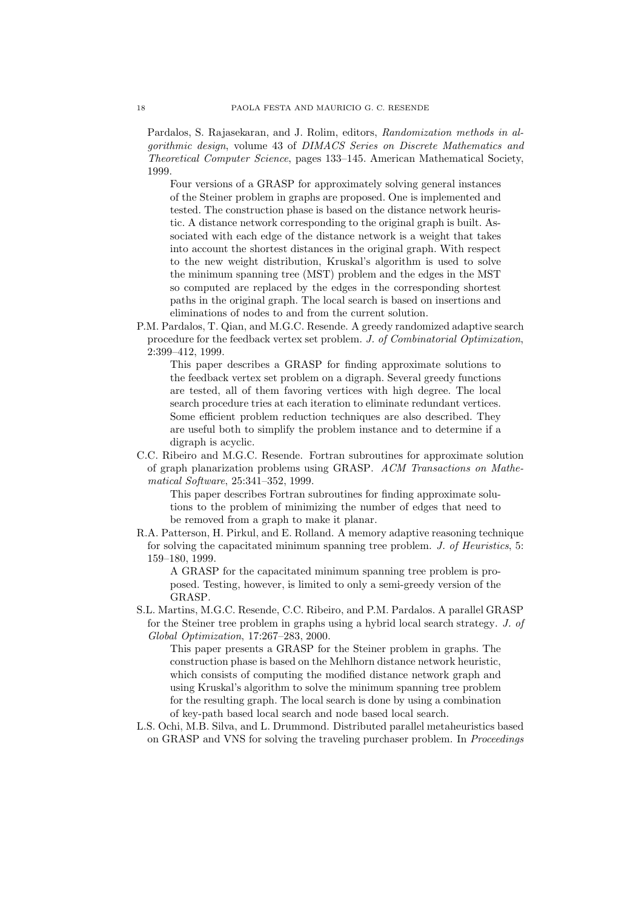Pardalos, S. Rajasekaran, and J. Rolim, editors, *Randomization methods in algorithmic design*, volume 43 of *DIMACS Series on Discrete Mathematics and Theoretical Computer Science*, pages 133–145. American Mathematical Society, 1999.

> Four versions of a GRASP for approximately solving general instances of the Steiner problem in graphs are proposed. One is implemented and tested. The construction phase is based on the distance network heuristic. A distance network corresponding to the original graph is built. Associated with each edge of the distance network is a weight that takes into account the shortest distances in the original graph. With respect to the new weight distribution, Kruskal's algorithm is used to solve the minimum spanning tree (MST) problem and the edges in the MST so computed are replaced by the edges in the corresponding shortest paths in the original graph. The local search is based on insertions and eliminations of nodes to and from the current solution.

P.M. Pardalos, T. Qian, and M.G.C. Resende. A greedy randomized adaptive search procedure for the feedback vertex set problem. *J. of Combinatorial Optimization*, 2:399–412, 1999.

> This paper describes a GRASP for finding approximate solutions to the feedback vertex set problem on a digraph. Several greedy functions are tested, all of them favoring vertices with high degree. The local search procedure tries at each iteration to eliminate redundant vertices. Some efficient problem reduction techniques are also described. They are useful both to simplify the problem instance and to determine if a digraph is acyclic.

C.C. Ribeiro and M.G.C. Resende. Fortran subroutines for approximate solution of graph planarization problems using GRASP. *ACM Transactions on Mathematical Software*, 25:341–352, 1999.

> This paper describes Fortran subroutines for finding approximate solutions to the problem of minimizing the number of edges that need to be removed from a graph to make it planar.

R.A. Patterson, H. Pirkul, and E. Rolland. A memory adaptive reasoning technique for solving the capacitated minimum spanning tree problem. *J. of Heuristics*, 5: 159–180, 1999.

> A GRASP for the capacitated minimum spanning tree problem is proposed. Testing, however, is limited to only a semi-greedy version of the GRASP.

S.L. Martins, M.G.C. Resende, C.C. Ribeiro, and P.M. Pardalos. A parallel GRASP for the Steiner tree problem in graphs using a hybrid local search strategy. *J. of Global Optimization*, 17:267–283, 2000.

> This paper presents a GRASP for the Steiner problem in graphs. The construction phase is based on the Mehlhorn distance network heuristic, which consists of computing the modified distance network graph and using Kruskal's algorithm to solve the minimum spanning tree problem for the resulting graph. The local search is done by using a combination of key-path based local search and node based local search.

L.S. Ochi, M.B. Silva, and L. Drummond. Distributed parallel metaheuristics based on GRASP and VNS for solving the traveling purchaser problem. In *Proceedings*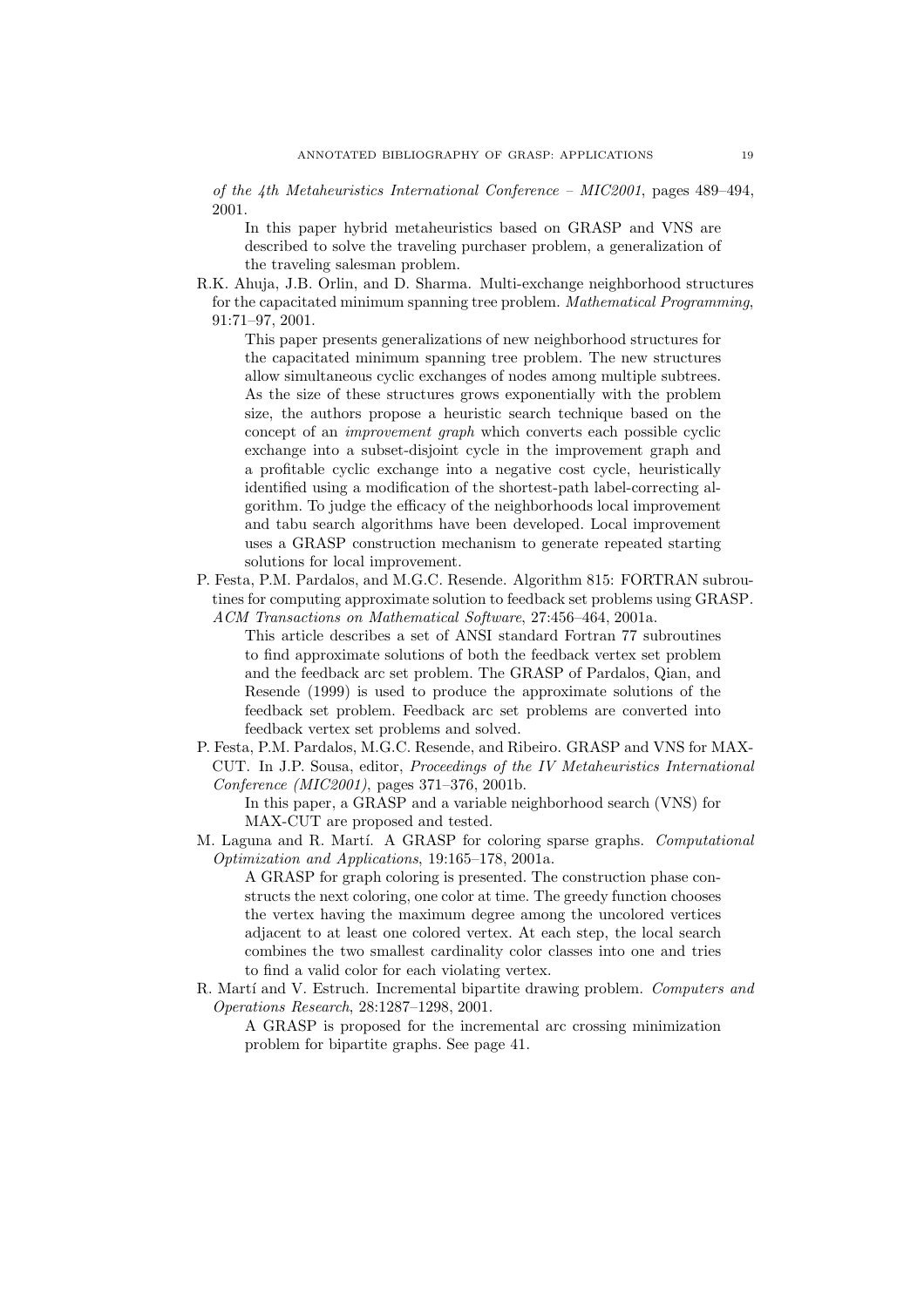*of the 4th Metaheuristics International Conference – MIC2001*, pages 489–494, 2001.

In this paper hybrid metaheuristics based on GRASP and VNS are described to solve the traveling purchaser problem, a generalization of the traveling salesman problem.

R.K. Ahuja, J.B. Orlin, and D. Sharma. Multi-exchange neighborhood structures for the capacitated minimum spanning tree problem. *Mathematical Programming*, 91:71–97, 2001.

This paper presents generalizations of new neighborhood structures for the capacitated minimum spanning tree problem. The new structures allow simultaneous cyclic exchanges of nodes among multiple subtrees. As the size of these structures grows exponentially with the problem size, the authors propose a heuristic search technique based on the concept of an *improvement graph* which converts each possible cyclic exchange into a subset-disjoint cycle in the improvement graph and a profitable cyclic exchange into a negative cost cycle, heuristically identified using a modification of the shortest-path label-correcting algorithm. To judge the efficacy of the neighborhoods local improvement and tabu search algorithms have been developed. Local improvement uses a GRASP construction mechanism to generate repeated starting solutions for local improvement.

P. Festa, P.M. Pardalos, and M.G.C. Resende. Algorithm 815: FORTRAN subroutines for computing approximate solution to feedback set problems using GRASP. *ACM Transactions on Mathematical Software*, 27:456–464, 2001a.

This article describes a set of ANSI standard Fortran 77 subroutines to find approximate solutions of both the feedback vertex set problem and the feedback arc set problem. The GRASP of Pardalos, Qian, and Resende (1999) is used to produce the approximate solutions of the feedback set problem. Feedback arc set problems are converted into feedback vertex set problems and solved.

P. Festa, P.M. Pardalos, M.G.C. Resende, and Ribeiro. GRASP and VNS for MAX-CUT. In J.P. Sousa, editor, *Proceedings of the IV Metaheuristics International Conference (MIC2001)*, pages 371–376, 2001b.

In this paper, a GRASP and a variable neighborhood search (VNS) for MAX-CUT are proposed and tested.

M. Laguna and R. Martí. A GRASP for coloring sparse graphs. *Computational Optimization and Applications*, 19:165–178, 2001a.

A GRASP for graph coloring is presented. The construction phase constructs the next coloring, one color at time. The greedy function chooses the vertex having the maximum degree among the uncolored vertices adjacent to at least one colored vertex. At each step, the local search combines the two smallest cardinality color classes into one and tries to find a valid color for each violating vertex.

R. Martí and V. Estruch. Incremental bipartite drawing problem. *Computers and Operations Research*, 28:1287–1298, 2001.

A GRASP is proposed for the incremental arc crossing minimization problem for bipartite graphs. See page 41.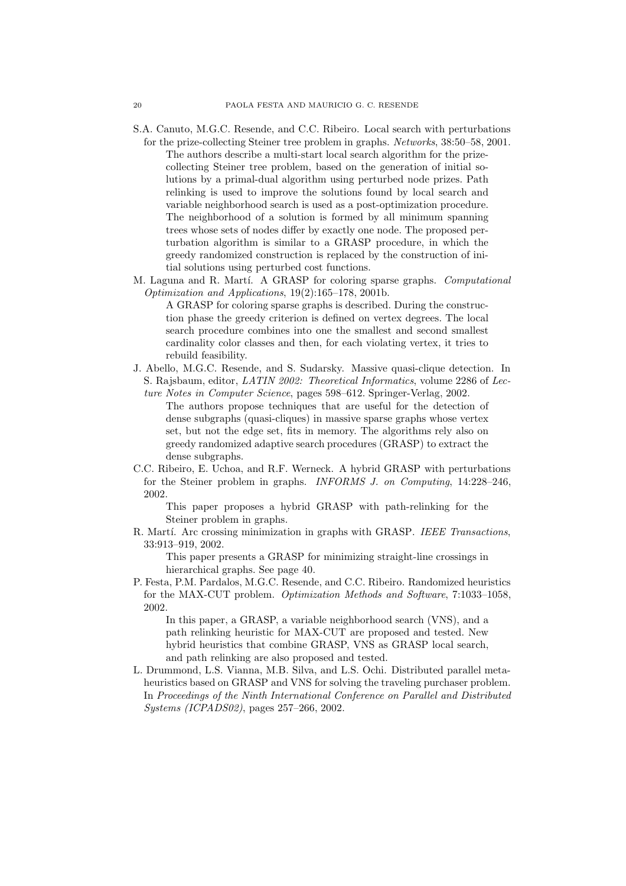S.A. Canuto, M.G.C. Resende, and C.C. Ribeiro. Local search with perturbations for the prize-collecting Steiner tree problem in graphs. *Networks*, 38:50–58, 2001.

> The authors describe a multi-start local search algorithm for the prize-collecting Steiner tree problem, based on the generation of initial solutions by a primal-dual algorithm using perturbed node prizes. Path relinking is used to improve the solutions found by local search and variable neighborhood search is used as a post-optimization procedure. The neighborhood of a solution is formed by all minimum spanning trees whose sets of nodes differ by exactly one node. The proposed perturbation algorithm is similar to a GRASP procedure, in which the greedy randomized construction is replaced by the construction of initial solutions using perturbed cost functions.

M. Laguna and R. Martí. A GRASP for coloring sparse graphs. *Computational Optimization and Applications*, 19(2):165–178, 2001b.

> A GRASP for coloring sparse graphs is described. During the construction phase the greedy criterion is defined on vertex degrees. The local search procedure combines into one the smallest and second smallest cardinality color classes and then, for each violating vertex, it tries to rebuild feasibility.

J. Abello, M.G.C. Resende, and S. Sudarsky. Massive quasi-clique detection. In S. Rajsbaum, editor, *LATIN 2002: Theoretical Informatics*, volume 2286 of *Lecture Notes in Computer Science*, pages 598–612. Springer-Verlag, 2002.

> The authors propose techniques that are useful for the detection of dense subgraphs (quasi-cliques) in massive sparse graphs whose vertex set, but not the edge set, fits in memory. The algorithms rely also on greedy randomized adaptive search procedures (GRASP) to extract the dense subgraphs.

C.C. Ribeiro, E. Uchoa, and R.F. Werneck. A hybrid GRASP with perturbations for the Steiner problem in graphs. *INFORMS J. on Computing*, 14:228–246, 2002.

> This paper proposes a hybrid GRASP with path-relinking for the Steiner problem in graphs.

R. Martí. Arc crossing minimization in graphs with GRASP. *IEEE Transactions*, 33:913–919, 2002.

> This paper presents a GRASP for minimizing straight-line crossings in hierarchical graphs. See page 40.

P. Festa, P.M. Pardalos, M.G.C. Resende, and C.C. Ribeiro. Randomized heuristics for the MAX-CUT problem. *Optimization Methods and Software*, 7:1033–1058, 2002.

> In this paper, a GRASP, a variable neighborhood search (VNS), and a path relinking heuristic for MAX-CUT are proposed and tested. New hybrid heuristics that combine GRASP, VNS as GRASP local search, and path relinking are also proposed and tested.

L. Drummond, L.S. Vianna, M.B. Silva, and L.S. Ochi. Distributed parallel metaheuristics based on GRASP and VNS for solving the traveling purchaser problem. In *Proceedings of the Ninth International Conference on Parallel and Distributed Systems (ICPADS02)*, pages 257–266, 2002.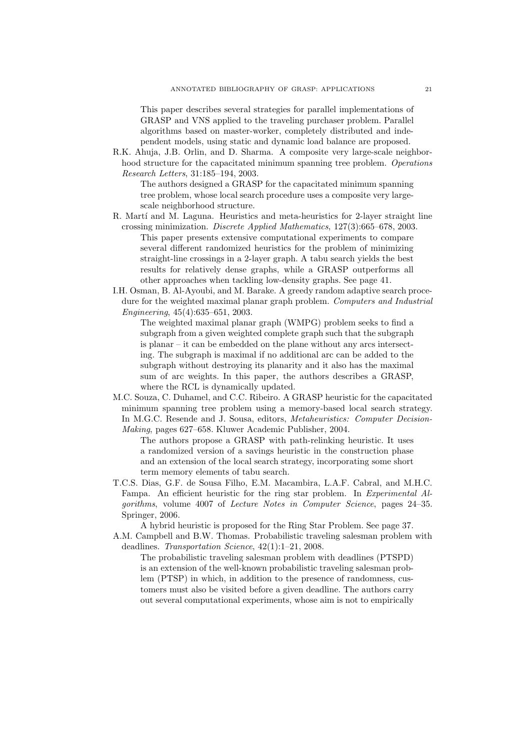This paper describes several strategies for parallel implementations of GRASP and VNS applied to the traveling purchaser problem. Parallel algorithms based on master-worker, completely distributed and independent models, using static and dynamic load balance are proposed.

R.K. Ahuja, J.B. Orlin, and D. Sharma. A composite very large-scale neighborhood structure for the capacitated minimum spanning tree problem. *Operations Research Letters*, 31:185–194, 2003.

The authors designed a GRASP for the capacitated minimum spanning tree problem, whose local search procedure uses a composite very large-scale neighborhood structure.

R. Martí and M. Laguna. Heuristics and meta-heuristics for 2-layer straight line crossing minimization. *Discrete Applied Mathematics*, 127(3):665–678, 2003.

This paper presents extensive computational experiments to compare several different randomized heuristics for the problem of minimizing straight-line crossings in a 2-layer graph. A tabu search yields the best results for relatively dense graphs, while a GRASP outperforms all other approaches when tackling low-density graphs. See page 41.

I.H. Osman, B. Al-Ayoubi, and M. Barake. A greedy random adaptive search procedure for the weighted maximal planar graph problem. *Computers and Industrial Engineering*, 45(4):635–651, 2003.

The weighted maximal planar graph (WMPG) problem seeks to find a subgraph from a given weighted complete graph such that the subgraph is planar – it can be embedded on the plane without any arcs intersecting. The subgraph is maximal if no additional arc can be added to the subgraph without destroying its planarity and it also has the maximal sum of arc weights. In this paper, the authors describes a GRASP, where the RCL is dynamically updated.

M.C. Souza, C. Duhamel, and C.C. Ribeiro. A GRASP heuristic for the capacitated minimum spanning tree problem using a memory-based local search strategy. In M.G.C. Resende and J. Sousa, editors, *Metaheuristics: Computer Decision-Making*, pages 627–658. Kluwer Academic Publisher, 2004.

The authors propose a GRASP with path-relinking heuristic. It uses a randomized version of a savings heuristic in the construction phase and an extension of the local search strategy, incorporating some short term memory elements of tabu search.

T.C.S. Dias, G.F. de Sousa Filho, E.M. Macambira, L.A.F. Cabral, and M.H.C. Fampa. An efficient heuristic for the ring star problem. In *Experimental Algorithms*, volume 4007 of *Lecture Notes in Computer Science*, pages 24–35. Springer, 2006.

A hybrid heuristic is proposed for the Ring Star Problem. See page 37.

A.M. Campbell and B.W. Thomas. Probabilistic traveling salesman problem with deadlines. *Transportation Science*, 42(1):1–21, 2008.

The probabilistic traveling salesman problem with deadlines (PTSPD) is an extension of the well-known probabilistic traveling salesman problem (PTSP) in which, in addition to the presence of randomness, customers must also be visited before a given deadline. The authors carry out several computational experiments, whose aim is not to empirically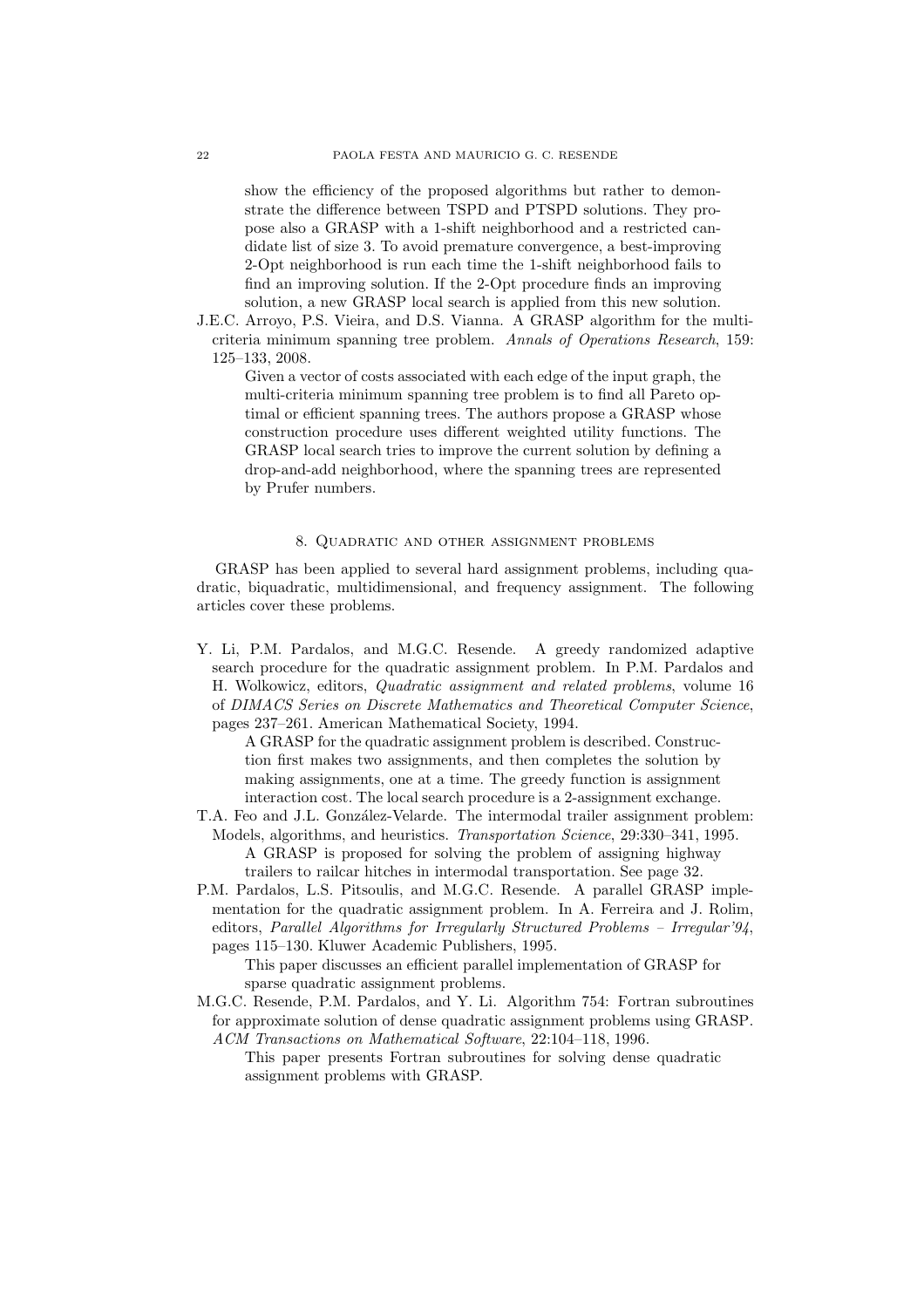show the efficiency of the proposed algorithms but rather to demonstrate the difference between TSPD and PTSPD solutions. They propose also a GRASP with a 1-shift neighborhood and a restricted candidate list of size 3. To avoid premature convergence, a best-improving 2-Opt neighborhood is run each time the 1-shift neighborhood fails to find an improving solution. If the 2-Opt procedure finds an improving solution, a new GRASP local search is applied from this new solution.

J.E.C. Arroyo, P.S. Vieira, and D.S. Vianna. A GRASP algorithm for the multi-criteria minimum spanning tree problem. *Annals of Operations Research*, 159: 125–133, 2008.

Given a vector of costs associated with each edge of the input graph, the multi-criteria minimum spanning tree problem is to find all Pareto optimal or efficient spanning trees. The authors propose a GRASP whose construction procedure uses different weighted utility functions. The GRASP local search tries to improve the current solution by defining a drop-and-add neighborhood, where the spanning trees are represented by Prufer numbers.

## 8. Quadratic and other assignment problems

GRASP has been applied to several hard assignment problems, including quadratic, biquadratic, multidimensional, and frequency assignment. The following articles cover these problems.

Y. Li, P.M. Pardalos, and M.G.C. Resende. A greedy randomized adaptive search procedure for the quadratic assignment problem. In P.M. Pardalos and H. Wolkowicz, editors, *Quadratic assignment and related problems*, volume 16 of *DIMACS Series on Discrete Mathematics and Theoretical Computer Science*, pages 237–261. American Mathematical Society, 1994.

A GRASP for the quadratic assignment problem is described. Construction first makes two assignments, and then completes the solution by making assignments, one at a time. The greedy function is assignment interaction cost. The local search procedure is a 2-assignment exchange.

T.A. Feo and J.L. González-Velarde. The intermodal trailer assignment problem: Models, algorithms, and heuristics. *Transportation Science*, 29:330–341, 1995.

A GRASP is proposed for solving the problem of assigning highway trailers to railcar hitches in intermodal transportation. See page 32.

P.M. Pardalos, L.S. Pitsoulis, and M.G.C. Resende. A parallel GRASP implementation for the quadratic assignment problem. In A. Ferreira and J. Rolim, editors, *Parallel Algorithms for Irregularly Structured Problems – Irregular'94*, pages 115–130. Kluwer Academic Publishers, 1995.

This paper discusses an efficient parallel implementation of GRASP for sparse quadratic assignment problems.

M.G.C. Resende, P.M. Pardalos, and Y. Li. Algorithm 754: Fortran subroutines for approximate solution of dense quadratic assignment problems using GRASP. *ACM Transactions on Mathematical Software*, 22:104–118, 1996.

This paper presents Fortran subroutines for solving dense quadratic assignment problems with GRASP.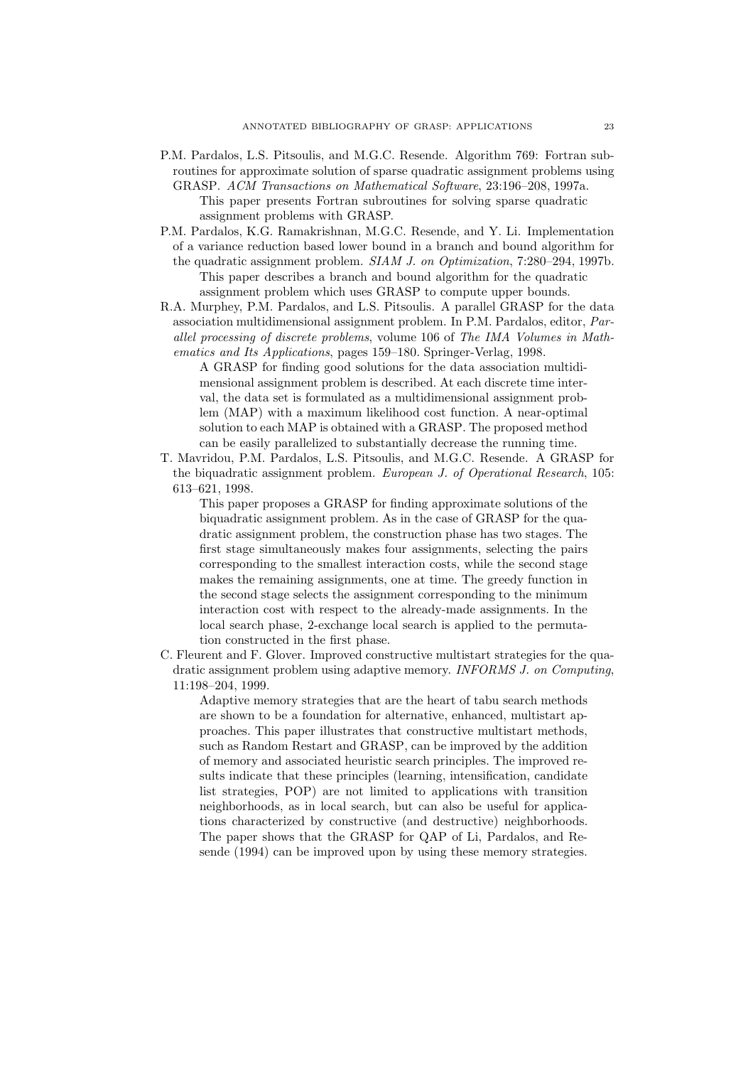P.M. Pardalos, L.S. Pitsoulis, and M.G.C. Resende. Algorithm 769: Fortran subroutines for approximate solution of sparse quadratic assignment problems using GRASP. *ACM Transactions on Mathematical Software*, 23:196–208, 1997a.

> This paper presents Fortran subroutines for solving sparse quadratic assignment problems with GRASP.

P.M. Pardalos, K.G. Ramakrishnan, M.G.C. Resende, and Y. Li. Implementation of a variance reduction based lower bound in a branch and bound algorithm for the quadratic assignment problem. *SIAM J. on Optimization*, 7:280–294, 1997b.

> This paper describes a branch and bound algorithm for the quadratic assignment problem which uses GRASP to compute upper bounds.

R.A. Murphey, P.M. Pardalos, and L.S. Pitsoulis. A parallel GRASP for the data association multidimensional assignment problem. In P.M. Pardalos, editor, *Parallel processing of discrete problems*, volume 106 of *The IMA Volumes in Mathematics and Its Applications*, pages 159–180. Springer-Verlag, 1998.

> A GRASP for finding good solutions for the data association multidimensional assignment problem is described. At each discrete time interval, the data set is formulated as a multidimensional assignment problem (MAP) with a maximum likelihood cost function. A near-optimal solution to each MAP is obtained with a GRASP. The proposed method can be easily parallelized to substantially decrease the running time.

T. Mavridou, P.M. Pardalos, L.S. Pitsoulis, and M.G.C. Resende. A GRASP for the biquadratic assignment problem. *European J. of Operational Research*, 105: 613–621, 1998.

> This paper proposes a GRASP for finding approximate solutions of the biquadratic assignment problem. As in the case of GRASP for the quadratic assignment problem, the construction phase has two stages. The first stage simultaneously makes four assignments, selecting the pairs corresponding to the smallest interaction costs, while the second stage makes the remaining assignments, one at time. The greedy function in the second stage selects the assignment corresponding to the minimum interaction cost with respect to the already-made assignments. In the local search phase, 2-exchange local search is applied to the permutation constructed in the first phase.

C. Fleurent and F. Glover. Improved constructive multistart strategies for the quadratic assignment problem using adaptive memory. *INFORMS J. on Computing*, 11:198–204, 1999.

> Adaptive memory strategies that are the heart of tabu search methods are shown to be a foundation for alternative, enhanced, multistart approaches. This paper illustrates that constructive multistart methods, such as Random Restart and GRASP, can be improved by the addition of memory and associated heuristic search principles. The improved results indicate that these principles (learning, intensification, candidate list strategies, POP) are not limited to applications with transition neighborhoods, as in local search, but can also be useful for applications characterized by constructive (and destructive) neighborhoods. The paper shows that the GRASP for QAP of Li, Pardalos, and Resende (1994) can be improved upon by using these memory strategies.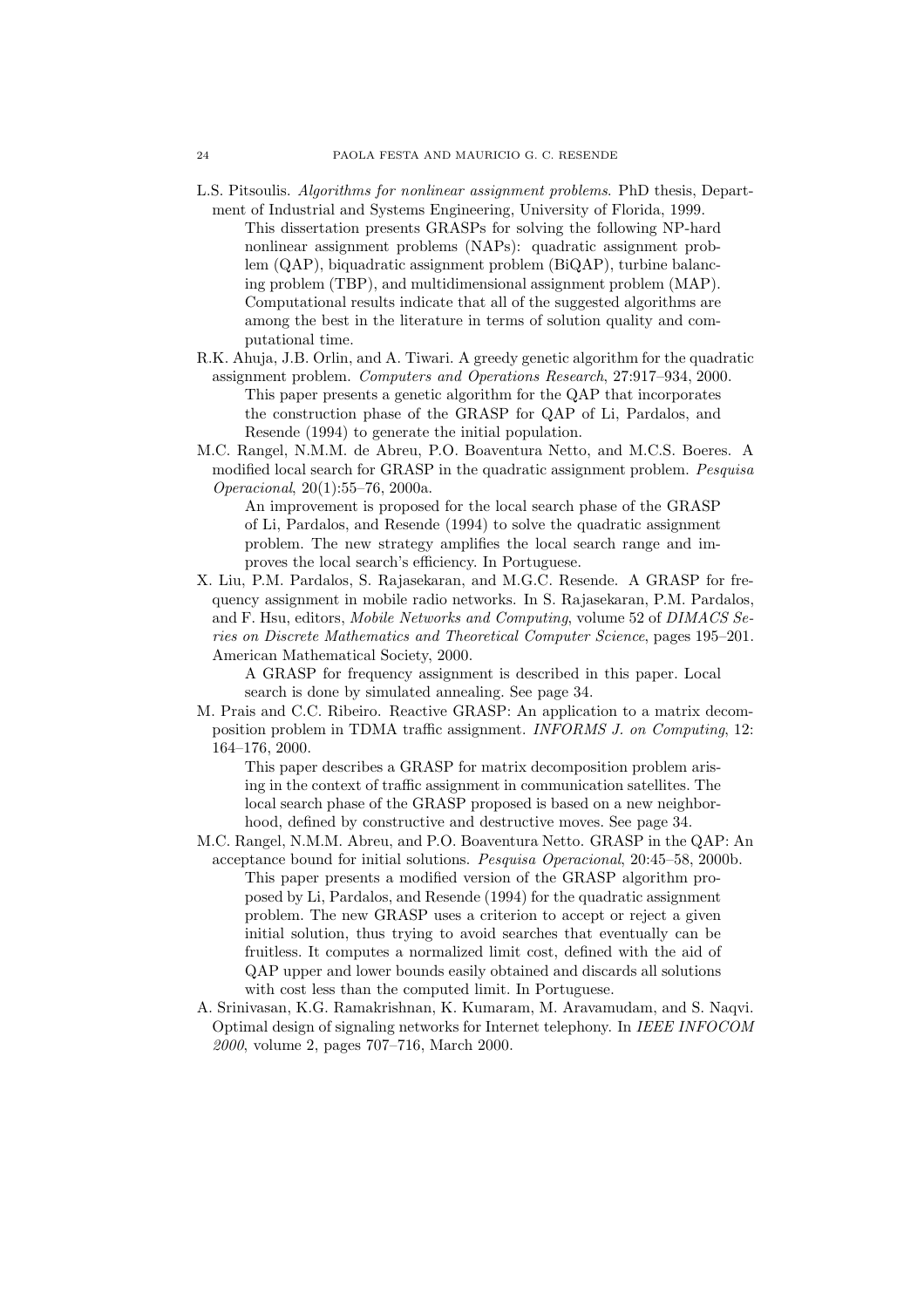L.S. Pitsoulis. *Algorithms for nonlinear assignment problems*. PhD thesis, Department of Industrial and Systems Engineering, University of Florida, 1999.

> This dissertation presents GRASPs for solving the following NP-hard nonlinear assignment problems (NAPs): quadratic assignment problem (QAP), biquadratic assignment problem (BiQAP), turbine balancing problem (TBP), and multidimensional assignment problem (MAP). Computational results indicate that all of the suggested algorithms are among the best in the literature in terms of solution quality and computational time.

R.K. Ahuja, J.B. Orlin, and A. Tiwari. A greedy genetic algorithm for the quadratic assignment problem. *Computers and Operations Research*, 27:917–934, 2000.

> This paper presents a genetic algorithm for the QAP that incorporates the construction phase of the GRASP for QAP of Li, Pardalos, and Resende (1994) to generate the initial population.

M.C. Rangel, N.M.M. de Abreu, P.O. Boaventura Netto, and M.C.S. Boeres. A modified local search for GRASP in the quadratic assignment problem. *Pesquisa Operacional*, 20(1):55–76, 2000a.

> An improvement is proposed for the local search phase of the GRASP of Li, Pardalos, and Resende (1994) to solve the quadratic assignment problem. The new strategy amplifies the local search range and improves the local search's efficiency. In Portuguese.

X. Liu, P.M. Pardalos, S. Rajasekaran, and M.G.C. Resende. A GRASP for frequency assignment in mobile radio networks. In S. Rajasekaran, P.M. Pardalos, and F. Hsu, editors, *Mobile Networks and Computing*, volume 52 of *DIMACS Series on Discrete Mathematics and Theoretical Computer Science*, pages 195–201. American Mathematical Society, 2000.

> A GRASP for frequency assignment is described in this paper. Local search is done by simulated annealing. See page 34.

M. Prais and C.C. Ribeiro. Reactive GRASP: An application to a matrix decomposition problem in TDMA traffic assignment. *INFORMS J. on Computing*, 12: 164–176, 2000.

> This paper describes a GRASP for matrix decomposition problem arising in the context of traffic assignment in communication satellites. The local search phase of the GRASP proposed is based on a new neighborhood, defined by constructive and destructive moves. See page 34.

M.C. Rangel, N.M.M. Abreu, and P.O. Boaventura Netto. GRASP in the QAP: An acceptance bound for initial solutions. *Pesquisa Operacional*, 20:45–58, 2000b.

> This paper presents a modified version of the GRASP algorithm proposed by Li, Pardalos, and Resende (1994) for the quadratic assignment problem. The new GRASP uses a criterion to accept or reject a given initial solution, thus trying to avoid searches that eventually can be fruitless. It computes a normalized limit cost, defined with the aid of QAP upper and lower bounds easily obtained and discards all solutions with cost less than the computed limit. In Portuguese.

A. Srinivasan, K.G. Ramakrishnan, K. Kumaram, M. Aravamudam, and S. Naqvi. Optimal design of signaling networks for Internet telephony. In *IEEE INFOCOM 2000*, volume 2, pages 707–716, March 2000.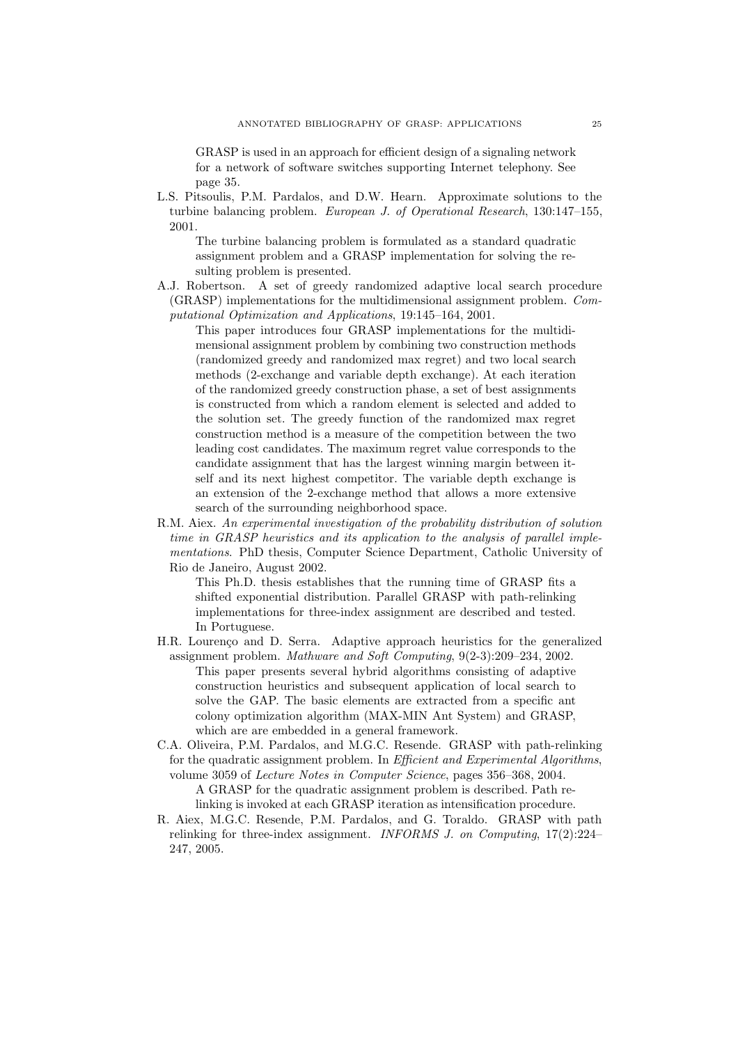GRASP is used in an approach for efficient design of a signaling network for a network of software switches supporting Internet telephony. See page 35.

L.S. Pitsoulis, P.M. Pardalos, and D.W. Hearn. Approximate solutions to the turbine balancing problem. *European J. of Operational Research*, 130:147–155, 2001.

> The turbine balancing problem is formulated as a standard quadratic assignment problem and a GRASP implementation for solving the resulting problem is presented.

A.J. Robertson. A set of greedy randomized adaptive local search procedure (GRASP) implementations for the multidimensional assignment problem. *Computational Optimization and Applications*, 19:145–164, 2001.

> This paper introduces four GRASP implementations for the multidimensional assignment problem by combining two construction methods (randomized greedy and randomized max regret) and two local search methods (2-exchange and variable depth exchange). At each iteration of the randomized greedy construction phase, a set of best assignments is constructed from which a random element is selected and added to the solution set. The greedy function of the randomized max regret construction method is a measure of the competition between the two leading cost candidates. The maximum regret value corresponds to the candidate assignment that has the largest winning margin between itself and its next highest competitor. The variable depth exchange is an extension of the 2-exchange method that allows a more extensive search of the surrounding neighborhood space.

R.M. Aiex. *An experimental investigation of the probability distribution of solution time in GRASP heuristics and its application to the analysis of parallel implementations*. PhD thesis, Computer Science Department, Catholic University of Rio de Janeiro, August 2002.

> This Ph.D. thesis establishes that the running time of GRASP fits a shifted exponential distribution. Parallel GRASP with path-relinking implementations for three-index assignment are described and tested. In Portuguese.

H.R. Lourenço and D. Serra. Adaptive approach heuristics for the generalized assignment problem. *Mathware and Soft Computing*, 9(2-3):209–234, 2002.

> This paper presents several hybrid algorithms consisting of adaptive construction heuristics and subsequent application of local search to solve the GAP. The basic elements are extracted from a specific ant colony optimization algorithm (MAX-MIN Ant System) and GRASP, which are are embedded in a general framework.

C.A. Oliveira, P.M. Pardalos, and M.G.C. Resende. GRASP with path-relinking for the quadratic assignment problem. In *Efficient and Experimental Algorithms*, volume 3059 of *Lecture Notes in Computer Science*, pages 356–368, 2004.

> A GRASP for the quadratic assignment problem is described. Path relinking is invoked at each GRASP iteration as intensification procedure.

R. Aiex, M.G.C. Resende, P.M. Pardalos, and G. Toraldo. GRASP with path relinking for three-index assignment. *INFORMS J. on Computing*, 17(2):224–247, 2005.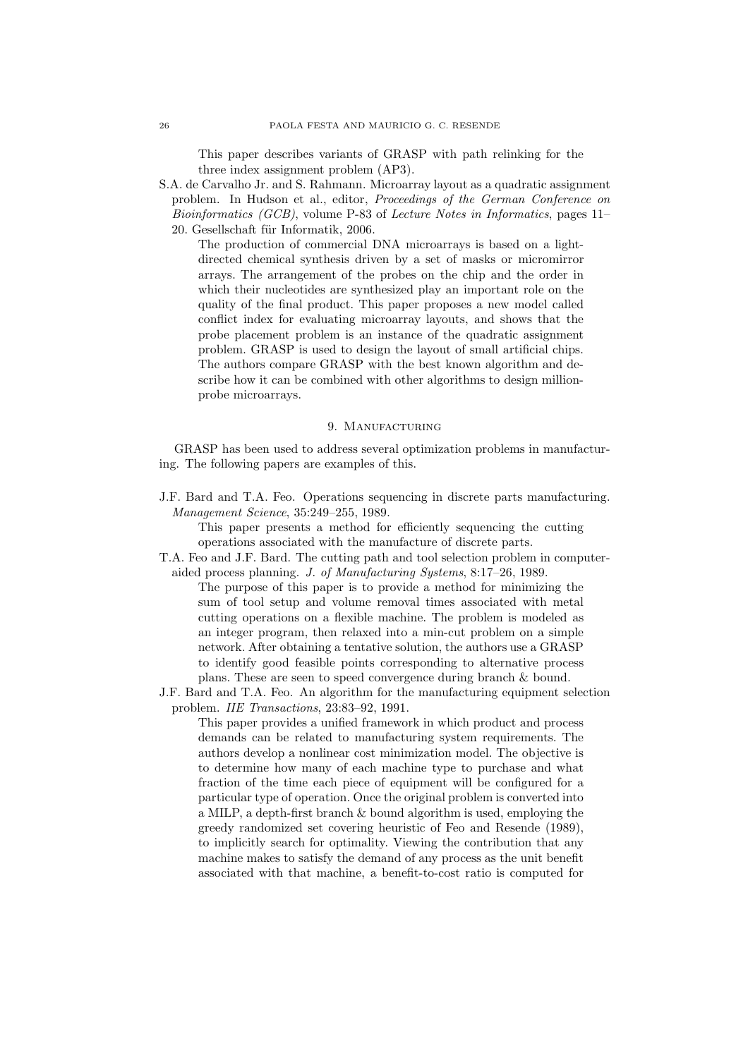This paper describes variants of GRASP with path relinking for the three index assignment problem (AP3).

S.A. de Carvalho Jr. and S. Rahmann. Microarray layout as a quadratic assignment problem. In Hudson et al., editor, *Proceedings of the German Conference on Bioinformatics (GCB)*, volume P-83 of *Lecture Notes in Informatics*, pages 11–20. Gesellschaft für Informatik, 2006.

The production of commercial DNA microarrays is based on a light-directed chemical synthesis driven by a set of masks or micromirror arrays. The arrangement of the probes on the chip and the order in which their nucleotides are synthesized play an important role on the quality of the final product. This paper proposes a new model called conflict index for evaluating microarray layouts, and shows that the probe placement problem is an instance of the quadratic assignment problem. GRASP is used to design the layout of small artificial chips. The authors compare GRASP with the best known algorithm and describe how it can be combined with other algorithms to design million-probe microarrays.

## 9. Manufacturing

GRASP has been used to address several optimization problems in manufacturing. The following papers are examples of this.

J.F. Bard and T.A. Feo. Operations sequencing in discrete parts manufacturing. *Management Science*, 35:249–255, 1989.

This paper presents a method for efficiently sequencing the cutting operations associated with the manufacture of discrete parts.

T.A. Feo and J.F. Bard. The cutting path and tool selection problem in computer-aided process planning. *J. of Manufacturing Systems*, 8:17–26, 1989.

The purpose of this paper is to provide a method for minimizing the sum of tool setup and volume removal times associated with metal cutting operations on a flexible machine. The problem is modeled as an integer program, then relaxed into a min-cut problem on a simple network. After obtaining a tentative solution, the authors use a GRASP to identify good feasible points corresponding to alternative process plans. These are seen to speed convergence during branch & bound.

J.F. Bard and T.A. Feo. An algorithm for the manufacturing equipment selection problem. *IIE Transactions*, 23:83–92, 1991.

This paper provides a unified framework in which product and process demands can be related to manufacturing system requirements. The authors develop a nonlinear cost minimization model. The objective is to determine how many of each machine type to purchase and what fraction of the time each piece of equipment will be configured for a particular type of operation. Once the original problem is converted into a MILP, a depth-first branch & bound algorithm is used, employing the greedy randomized set covering heuristic of Feo and Resende (1989), to implicitly search for optimality. Viewing the contribution that any machine makes to satisfy the demand of any process as the unit benefit associated with that machine, a benefit-to-cost ratio is computed for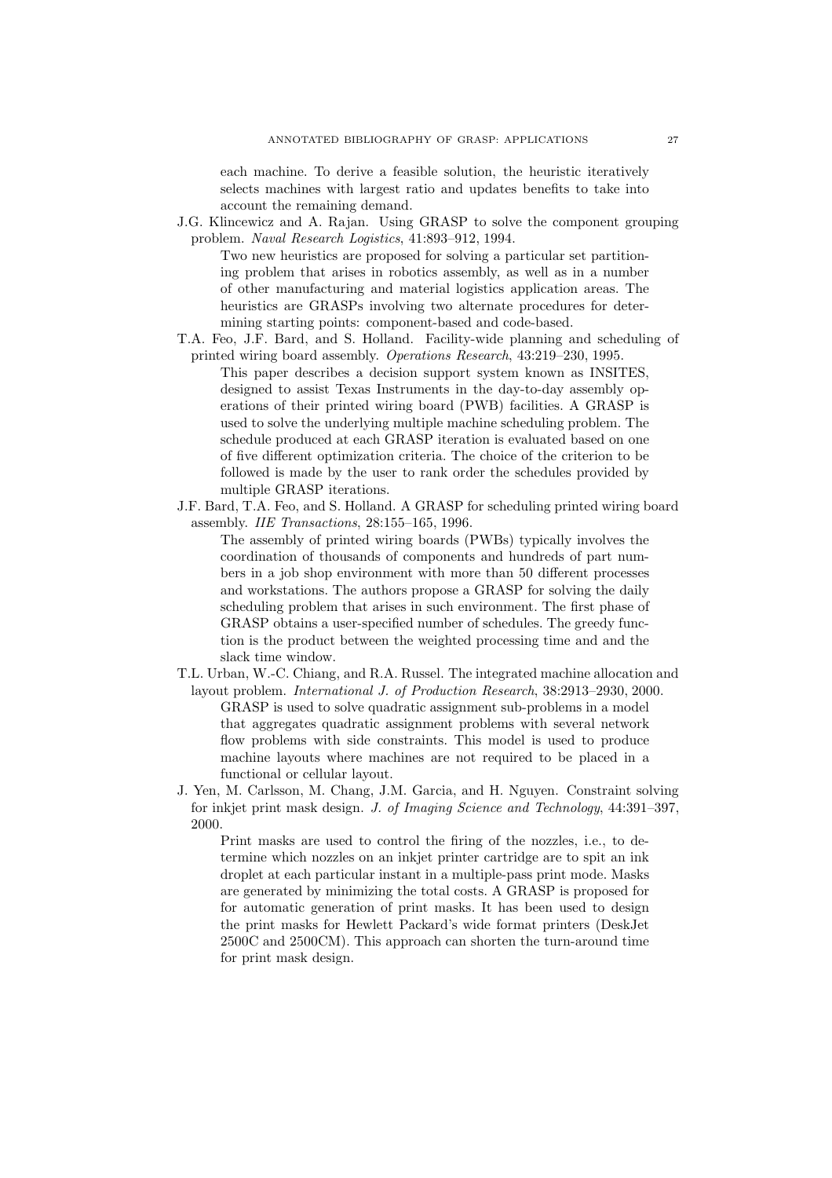each machine. To derive a feasible solution, the heuristic iteratively selects machines with largest ratio and updates benefits to take into account the remaining demand.

J.G. Klincewicz and A. Rajan. Using GRASP to solve the component grouping problem. *Naval Research Logistics*, 41:893–912, 1994.

Two new heuristics are proposed for solving a particular set partitioning problem that arises in robotics assembly, as well as in a number of other manufacturing and material logistics application areas. The heuristics are GRASPs involving two alternate procedures for determining starting points: component-based and code-based.

T.A. Feo, J.F. Bard, and S. Holland. Facility-wide planning and scheduling of printed wiring board assembly. *Operations Research*, 43:219–230, 1995.

This paper describes a decision support system known as INSITES, designed to assist Texas Instruments in the day-to-day assembly operations of their printed wiring board (PWB) facilities. A GRASP is used to solve the underlying multiple machine scheduling problem. The schedule produced at each GRASP iteration is evaluated based on one of five different optimization criteria. The choice of the criterion to be followed is made by the user to rank order the schedules provided by multiple GRASP iterations.

J.F. Bard, T.A. Feo, and S. Holland. A GRASP for scheduling printed wiring board assembly. *IIE Transactions*, 28:155–165, 1996.

The assembly of printed wiring boards (PWBs) typically involves the coordination of thousands of components and hundreds of part numbers in a job shop environment with more than 50 different processes and workstations. The authors propose a GRASP for solving the daily scheduling problem that arises in such environment. The first phase of GRASP obtains a user-specified number of schedules. The greedy function is the product between the weighted processing time and and the slack time window.

T.L. Urban, W.-C. Chiang, and R.A. Russel. The integrated machine allocation and layout problem. *International J. of Production Research*, 38:2913–2930, 2000.

GRASP is used to solve quadratic assignment sub-problems in a model that aggregates quadratic assignment problems with several network flow problems with side constraints. This model is used to produce machine layouts where machines are not required to be placed in a functional or cellular layout.

J. Yen, M. Carlsson, M. Chang, J.M. Garcia, and H. Nguyen. Constraint solving for inkjet print mask design. *J. of Imaging Science and Technology*, 44:391–397, 2000.

Print masks are used to control the firing of the nozzles, i.e., to determine which nozzles on an inkjet printer cartridge are to spit an ink droplet at each particular instant in a multiple-pass print mode. Masks are generated by minimizing the total costs. A GRASP is proposed for for automatic generation of print masks. It has been used to design the print masks for Hewlett Packard's wide format printers (DeskJet 2500C and 2500CM). This approach can shorten the turn-around time for print mask design.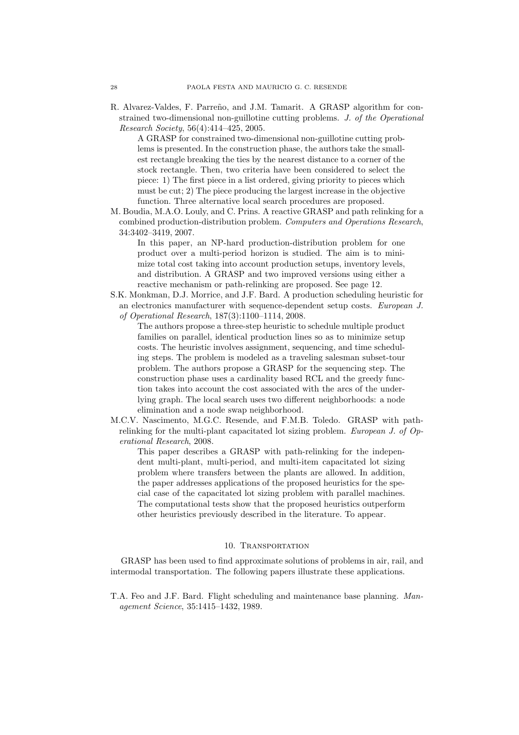R. Alvarez-Valdes, F. Parreño, and J.M. Tamarit. A GRASP algorithm for constrained two-dimensional non-guillotine cutting problems. *J. of the Operational Research Society*, 56(4):414–425, 2005.

A GRASP for constrained two-dimensional non-guillotine cutting problems is presented. In the construction phase, the authors take the smallest rectangle breaking the ties by the nearest distance to a corner of the stock rectangle. Then, two criteria have been considered to select the piece: 1) The first piece in a list ordered, giving priority to pieces which must be cut; 2) The piece producing the largest increase in the objective function. Three alternative local search procedures are proposed.

M. Boudia, M.A.O. Louly, and C. Prins. A reactive GRASP and path relinking for a combined production-distribution problem. *Computers and Operations Research*, 34:3402–3419, 2007.

In this paper, an NP-hard production-distribution problem for one product over a multi-period horizon is studied. The aim is to minimize total cost taking into account production setups, inventory levels, and distribution. A GRASP and two improved versions using either a reactive mechanism or path-relinking are proposed. See page 12.

S.K. Monkman, D.J. Morrice, and J.F. Bard. A production scheduling heuristic for an electronics manufacturer with sequence-dependent setup costs. *European J. of Operational Research*, 187(3):1100–1114, 2008.

The authors propose a three-step heuristic to schedule multiple product families on parallel, identical production lines so as to minimize setup costs. The heuristic involves assignment, sequencing, and time scheduling steps. The problem is modeled as a traveling salesman subset-tour problem. The authors propose a GRASP for the sequencing step. The construction phase uses a cardinality based RCL and the greedy function takes into account the cost associated with the arcs of the underlying graph. The local search uses two different neighborhoods: a node elimination and a node swap neighborhood.

M.C.V. Nascimento, M.G.C. Resende, and F.M.B. Toledo. GRASP with path-relinking for the multi-plant capacitated lot sizing problem. *European J. of Operational Research*, 2008.

This paper describes a GRASP with path-relinking for the independent multi-plant, multi-period, and multi-item capacitated lot sizing problem where transfers between the plants are allowed. In addition, the paper addresses applications of the proposed heuristics for the special case of the capacitated lot sizing problem with parallel machines. The computational tests show that the proposed heuristics outperform other heuristics previously described in the literature. To appear.

## 10. Transportation

GRASP has been used to find approximate solutions of problems in air, rail, and intermodal transportation. The following papers illustrate these applications.

T.A. Feo and J.F. Bard. Flight scheduling and maintenance base planning. *Management Science*, 35:1415–1432, 1989.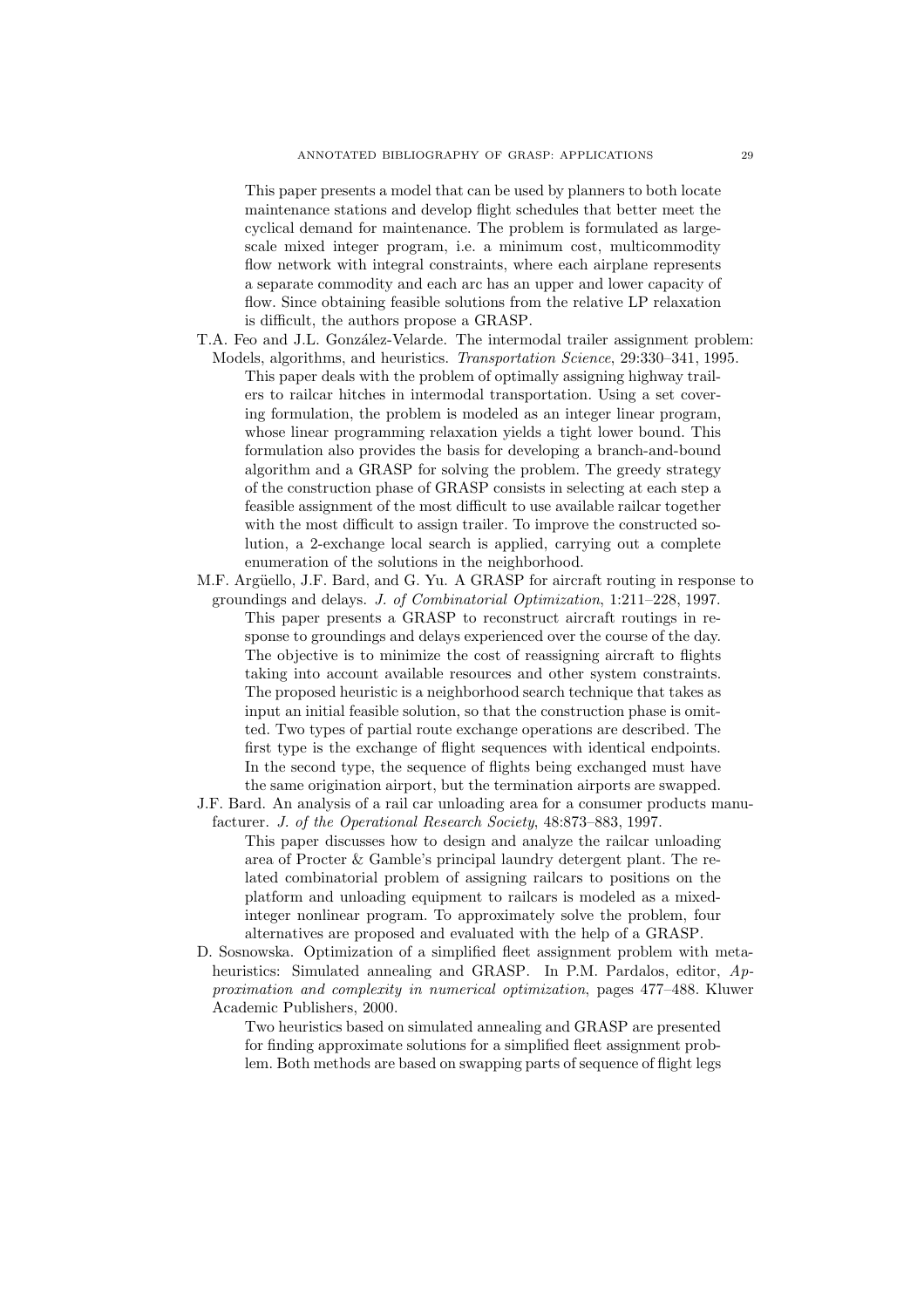This paper presents a model that can be used by planners to both locate maintenance stations and develop flight schedules that better meet the cyclical demand for maintenance. The problem is formulated as large-scale mixed integer program, i.e. a minimum cost, multicommodity flow network with integral constraints, where each airplane represents a separate commodity and each arc has an upper and lower capacity of flow. Since obtaining feasible solutions from the relative LP relaxation is difficult, the authors propose a GRASP.

T.A. Feo and J.L. González-Velarde. The intermodal trailer assignment problem: Models, algorithms, and heuristics. *Transportation Science*, 29:330–341, 1995.

This paper deals with the problem of optimally assigning highway trailers to railcar hitches in intermodal transportation. Using a set covering formulation, the problem is modeled as an integer linear program, whose linear programming relaxation yields a tight lower bound. This formulation also provides the basis for developing a branch-and-bound algorithm and a GRASP for solving the problem. The greedy strategy of the construction phase of GRASP consists in selecting at each step a feasible assignment of the most difficult to use available railcar together with the most difficult to assign trailer. To improve the constructed solution, a 2-exchange local search is applied, carrying out a complete enumeration of the solutions in the neighborhood.

M.F. Argüello, J.F. Bard, and G. Yu. A GRASP for aircraft routing in response to groundings and delays. *J. of Combinatorial Optimization*, 1:211–228, 1997.

This paper presents a GRASP to reconstruct aircraft routings in response to groundings and delays experienced over the course of the day. The objective is to minimize the cost of reassigning aircraft to flights taking into account available resources and other system constraints. The proposed heuristic is a neighborhood search technique that takes as input an initial feasible solution, so that the construction phase is omitted. Two types of partial route exchange operations are described. The first type is the exchange of flight sequences with identical endpoints. In the second type, the sequence of flights being exchanged must have the same origination airport, but the termination airports are swapped.

J.F. Bard. An analysis of a rail car unloading area for a consumer products manufacturer. *J. of the Operational Research Society*, 48:873–883, 1997.

This paper discusses how to design and analyze the railcar unloading area of Procter & Gamble's principal laundry detergent plant. The related combinatorial problem of assigning railcars to positions on the platform and unloading equipment to railcars is modeled as a mixed-integer nonlinear program. To approximately solve the problem, four alternatives are proposed and evaluated with the help of a GRASP.

D. Sosnowska. Optimization of a simplified fleet assignment problem with metaheuristics: Simulated annealing and GRASP. In P.M. Pardalos, editor, *Approximation and complexity in numerical optimization*, pages 477–488. Kluwer Academic Publishers, 2000.

Two heuristics based on simulated annealing and GRASP are presented for finding approximate solutions for a simplified fleet assignment problem. Both methods are based on swapping parts of sequence of flight legs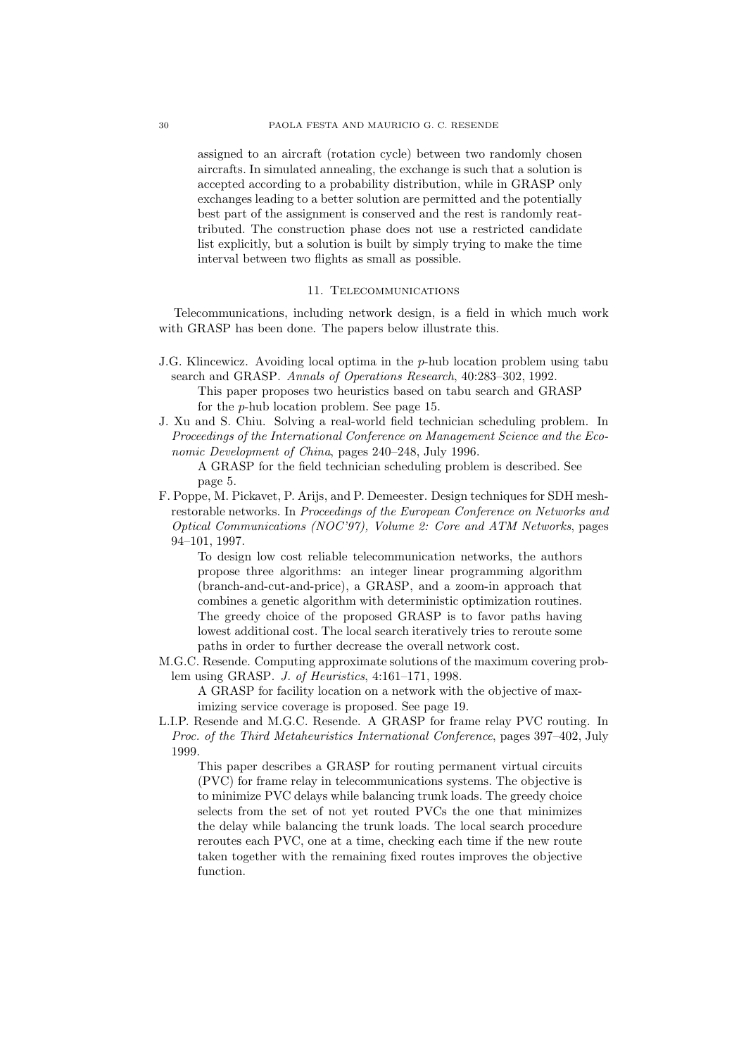assigned to an aircraft (rotation cycle) between two randomly chosen aircrafts. In simulated annealing, the exchange is such that a solution is accepted according to a probability distribution, while in GRASP only exchanges leading to a better solution are permitted and the potentially best part of the assignment is conserved and the rest is randomly reattributed. The construction phase does not use a restricted candidate list explicitly, but a solution is built by simply trying to make the time interval between two flights as small as possible.

## 11. Telecommunications

Telecommunications, including network design, is a field in which much work with GRASP has been done. The papers below illustrate this.

J.G. Klincewicz. Avoiding local optima in the $p$-hub location problem using tabu search and GRASP. *Annals of Operations Research*, 40:283–302, 1992.

This paper proposes two heuristics based on tabu search and GRASP for the $p$-hub location problem. See page 15.

J. Xu and S. Chiu. Solving a real-world field technician scheduling problem. In *Proceedings of the International Conference on Management Science and the Economic Development of China*, pages 240–248, July 1996.

A GRASP for the field technician scheduling problem is described. See page 5.

F. Poppe, M. Pickavet, P. Arijs, and P. Demeester. Design techniques for SDH mesh-restorable networks. In *Proceedings of the European Conference on Networks and Optical Communications (NOC'97), Volume 2: Core and ATM Networks*, pages 94–101, 1997.

To design low cost reliable telecommunication networks, the authors propose three algorithms: an integer linear programming algorithm (branch-and-cut-and-price), a GRASP, and a zoom-in approach that combines a genetic algorithm with deterministic optimization routines. The greedy choice of the proposed GRASP is to favor paths having lowest additional cost. The local search iteratively tries to reroute some paths in order to further decrease the overall network cost.

M.G.C. Resende. Computing approximate solutions of the maximum covering problem using GRASP. *J. of Heuristics*, 4:161–171, 1998.

A GRASP for facility location on a network with the objective of maximizing service coverage is proposed. See page 19.

L.I.P. Resende and M.G.C. Resende. A GRASP for frame relay PVC routing. In *Proc. of the Third Metaheuristics International Conference*, pages 397–402, July 1999.

This paper describes a GRASP for routing permanent virtual circuits (PVC) for frame relay in telecommunications systems. The objective is to minimize PVC delays while balancing trunk loads. The greedy choice selects from the set of not yet routed PVCs the one that minimizes the delay while balancing the trunk loads. The local search procedure reroutes each PVC, one at a time, checking each time if the new route taken together with the remaining fixed routes improves the objective function.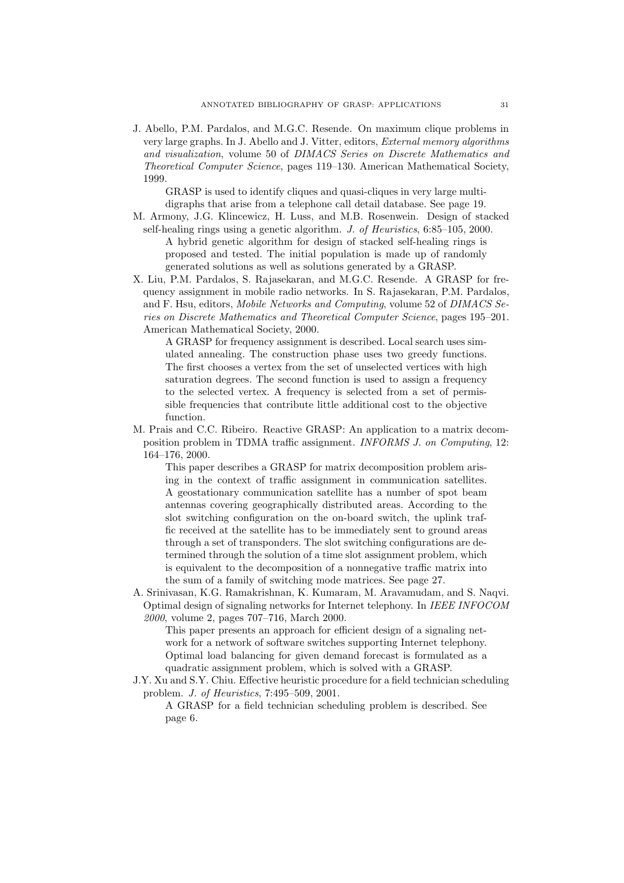J. Abello, P.M. Pardalos, and M.G.C. Resende. On maximum clique problems in very large graphs. In J. Abello and J. Vitter, editors, *External memory algorithms and visualization*, volume 50 of *DIMACS Series on Discrete Mathematics and Theoretical Computer Science*, pages 119–130. American Mathematical Society, 1999.

> GRASP is used to identify cliques and quasi-cliques in very large multi-digraphs that arise from a telephone call detail database. See page 19.

M. Armony, J.G. Klincewicz, H. Luss, and M.B. Rosenwein. Design of stacked self-healing rings using a genetic algorithm. *J. of Heuristics*, 6:85–105, 2000.

> A hybrid genetic algorithm for design of stacked self-healing rings is proposed and tested. The initial population is made up of randomly generated solutions as well as solutions generated by a GRASP.

X. Liu, P.M. Pardalos, S. Rajasekaran, and M.G.C. Resende. A GRASP for frequency assignment in mobile radio networks. In S. Rajasekaran, P.M. Pardalos, and F. Hsu, editors, *Mobile Networks and Computing*, volume 52 of *DIMACS Series on Discrete Mathematics and Theoretical Computer Science*, pages 195–201. American Mathematical Society, 2000.

> A GRASP for frequency assignment is described. Local search uses simulated annealing. The construction phase uses two greedy functions. The first chooses a vertex from the set of unselected vertices with high saturation degrees. The second function is used to assign a frequency to the selected vertex. A frequency is selected from a set of permissible frequencies that contribute little additional cost to the objective function.

M. Prais and C.C. Ribeiro. Reactive GRASP: An application to a matrix decomposition problem in TDMA traffic assignment. *INFORMS J. on Computing*, 12: 164–176, 2000.

> This paper describes a GRASP for matrix decomposition problem arising in the context of traffic assignment in communication satellites. A geostationary communication satellite has a number of spot beam antennas covering geographically distributed areas. According to the slot switching configuration on the on-board switch, the uplink traffic received at the satellite has to be immediately sent to ground areas through a set of transponders. The slot switching configurations are determined through the solution of a time slot assignment problem, which is equivalent to the decomposition of a nonnegative traffic matrix into the sum of a family of switching mode matrices. See page 27.

A. Srinivasan, K.G. Ramakrishnan, K. Kumaram, M. Aravamudam, and S. Naqvi. Optimal design of signaling networks for Internet telephony. In *IEEE INFOCOM 2000*, volume 2, pages 707–716, March 2000.

> This paper presents an approach for efficient design of a signaling network for a network of software switches supporting Internet telephony. Optimal load balancing for given demand forecast is formulated as a quadratic assignment problem, which is solved with a GRASP.

J.Y. Xu and S.Y. Chiu. Effective heuristic procedure for a field technician scheduling problem. *J. of Heuristics*, 7:495–509, 2001.

> A GRASP for a field technician scheduling problem is described. See page 6.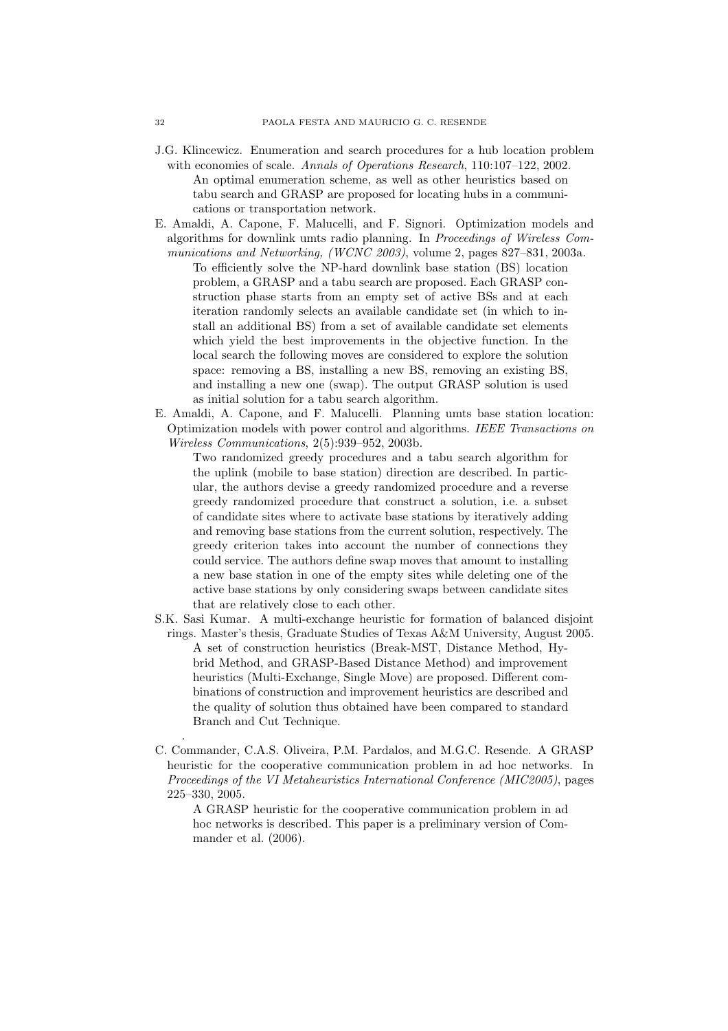J.G. Klincewicz. Enumeration and search procedures for a hub location problem with economies of scale. *Annals of Operations Research*, 110:107–122, 2002.

> An optimal enumeration scheme, as well as other heuristics based on tabu search and GRASP are proposed for locating hubs in a communications or transportation network.

E. Amaldi, A. Capone, F. Malucelli, and F. Signori. Optimization models and algorithms for downlink umts radio planning. In *Proceedings of Wireless Communications and Networking, (WCNC 2003)*, volume 2, pages 827–831, 2003a.

> To efficiently solve the NP-hard downlink base station (BS) location problem, a GRASP and a tabu search are proposed. Each GRASP construction phase starts from an empty set of active BSs and at each iteration randomly selects an available candidate set (in which to install an additional BS) from a set of available candidate set elements which yield the best improvements in the objective function. In the local search the following moves are considered to explore the solution space: removing a BS, installing a new BS, removing an existing BS, and installing a new one (swap). The output GRASP solution is used as initial solution for a tabu search algorithm.

E. Amaldi, A. Capone, and F. Malucelli. Planning umts base station location: Optimization models with power control and algorithms. *IEEE Transactions on Wireless Communications*, 2(5):939–952, 2003b.

> Two randomized greedy procedures and a tabu search algorithm for the uplink (mobile to base station) direction are described. In particular, the authors devise a greedy randomized procedure and a reverse greedy randomized procedure that construct a solution, i.e. a subset of candidate sites where to activate base stations by iteratively adding and removing base stations from the current solution, respectively. The greedy criterion takes into account the number of connections they could service. The authors define swap moves that amount to installing a new base station in one of the empty sites while deleting one of the active base stations by only considering swaps between candidate sites that are relatively close to each other.

S.K. Sasi Kumar. A multi-exchange heuristic for formation of balanced disjoint rings. Master's thesis, Graduate Studies of Texas A&M University, August 2005.

> A set of construction heuristics (Break-MST, Distance Method, Hybrid Method, and GRASP-Based Distance Method) and improvement heuristics (Multi-Exchange, Single Move) are proposed. Different combinations of construction and improvement heuristics are described and the quality of solution thus obtained have been compared to standard Branch and Cut Technique.

.

C. Commander, C.A.S. Oliveira, P.M. Pardalos, and M.G.C. Resende. A GRASP heuristic for the cooperative communication problem in ad hoc networks. In *Proceedings of the VI Metaheuristics International Conference (MIC2005)*, pages 225–330, 2005.

> A GRASP heuristic for the cooperative communication problem in ad hoc networks is described. This paper is a preliminary version of Commander et al. (2006).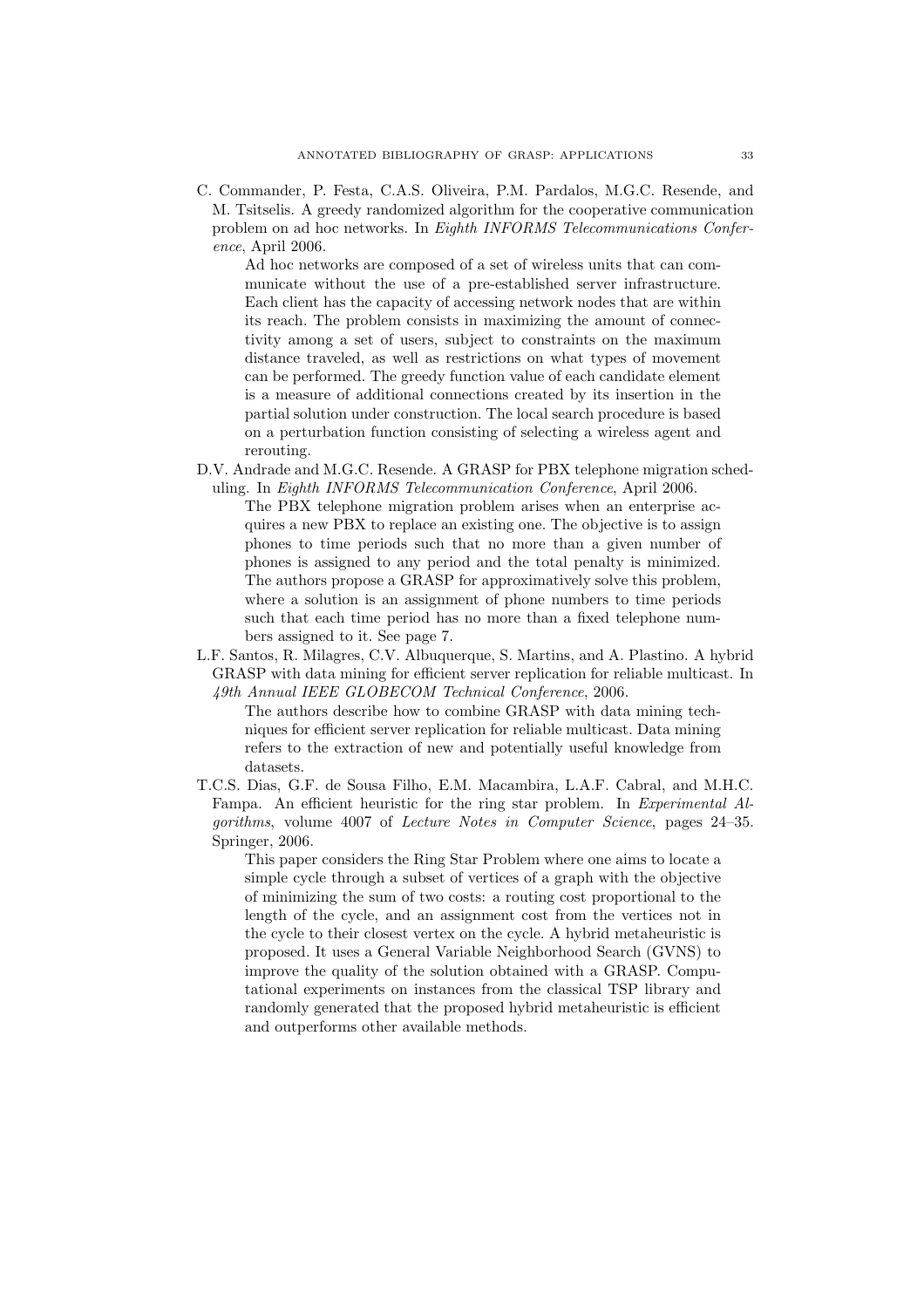C. Commander, P. Festa, C.A.S. Oliveira, P.M. Pardalos, M.G.C. Resende, and M. Tsitselis. A greedy randomized algorithm for the cooperative communication problem on ad hoc networks. In *Eighth INFORMS Telecommunications Conference*, April 2006.

> Ad hoc networks are composed of a set of wireless units that can communicate without the use of a pre-established server infrastructure. Each client has the capacity of accessing network nodes that are within its reach. The problem consists in maximizing the amount of connectivity among a set of users, subject to constraints on the maximum distance traveled, as well as restrictions on what types of movement can be performed. The greedy function value of each candidate element is a measure of additional connections created by its insertion in the partial solution under construction. The local search procedure is based on a perturbation function consisting of selecting a wireless agent and rerouting.

D.V. Andrade and M.G.C. Resende. A GRASP for PBX telephone migration scheduling. In *Eighth INFORMS Telecommunication Conference*, April 2006.

> The PBX telephone migration problem arises when an enterprise acquires a new PBX to replace an existing one. The objective is to assign phones to time periods such that no more than a given number of phones is assigned to any period and the total penalty is minimized. The authors propose a GRASP for approximatively solve this problem, where a solution is an assignment of phone numbers to time periods such that each time period has no more than a fixed telephone numbers assigned to it. See page 7.

L.F. Santos, R. Milagres, C.V. Albuquerque, S. Martins, and A. Plastino. A hybrid GRASP with data mining for efficient server replication for reliable multicast. In *49th Annual IEEE GLOBECOM Technical Conference*, 2006.

> The authors describe how to combine GRASP with data mining techniques for efficient server replication for reliable multicast. Data mining refers to the extraction of new and potentially useful knowledge from datasets.

T.C.S. Dias, G.F. de Sousa Filho, E.M. Macambira, L.A.F. Cabral, and M.H.C. Fampa. An efficient heuristic for the ring star problem. In *Experimental Algorithms*, volume 4007 of *Lecture Notes in Computer Science*, pages 24–35. Springer, 2006.

> This paper considers the Ring Star Problem where one aims to locate a simple cycle through a subset of vertices of a graph with the objective of minimizing the sum of two costs: a routing cost proportional to the length of the cycle, and an assignment cost from the vertices not in the cycle to their closest vertex on the cycle. A hybrid metaheuristic is proposed. It uses a General Variable Neighborhood Search (GVNS) to improve the quality of the solution obtained with a GRASP. Computational experiments on instances from the classical TSP library and randomly generated that the proposed hybrid metaheuristic is efficient and outperforms other available methods.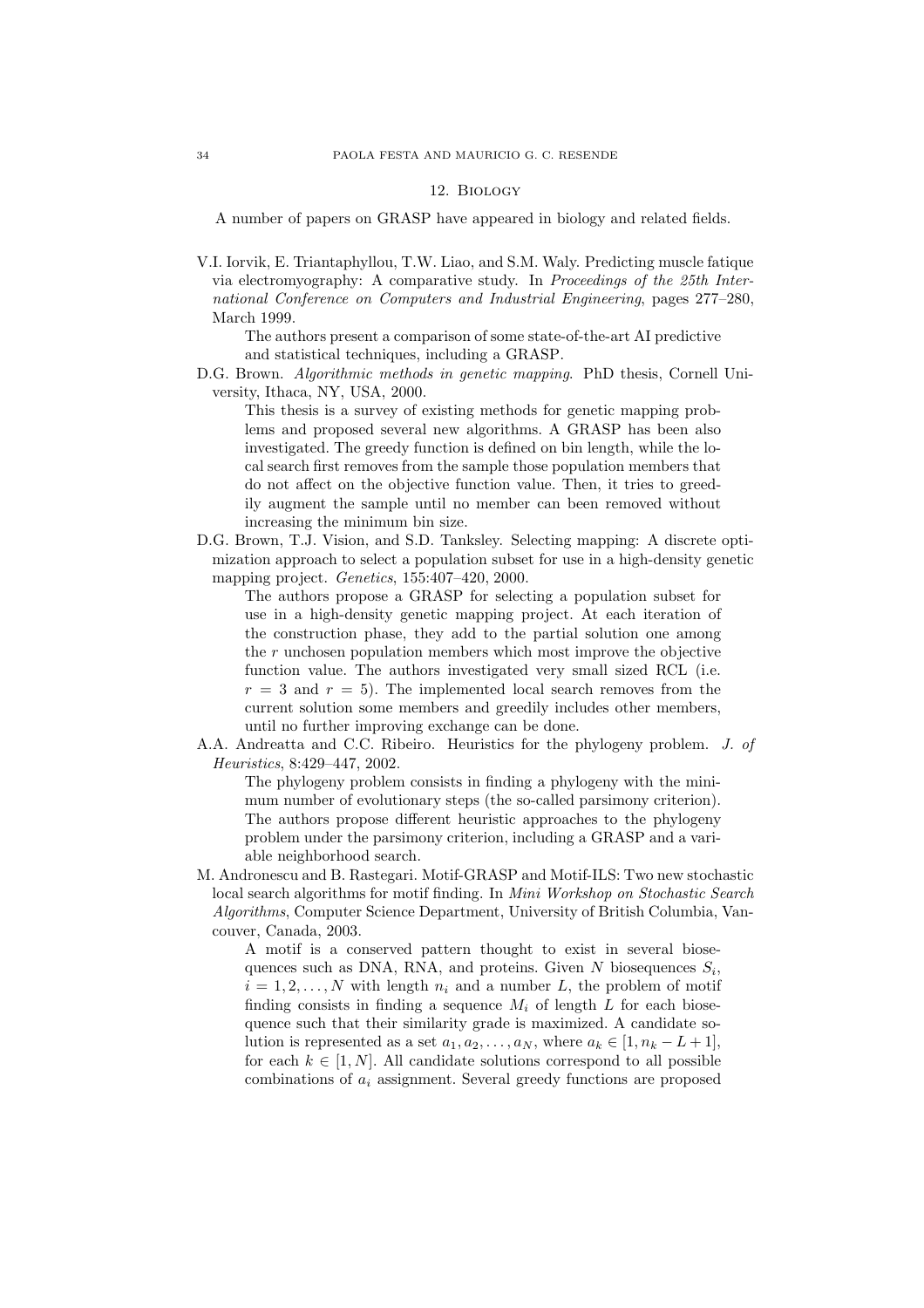## 12. Biology

A number of papers on GRASP have appeared in biology and related fields.

V.I. Iorvik, E. Triantaphyllou, T.W. Liao, and S.M. Waly. Predicting muscle fatique via electromyography: A comparative study. In *Proceedings of the 25th International Conference on Computers and Industrial Engineering*, pages 277–280, March 1999.

> The authors present a comparison of some state-of-the-art AI predictive and statistical techniques, including a GRASP.

D.G. Brown. *Algorithmic methods in genetic mapping*. PhD thesis, Cornell University, Ithaca, NY, USA, 2000.

> This thesis is a survey of existing methods for genetic mapping problems and proposed several new algorithms. A GRASP has been also investigated. The greedy function is defined on bin length, while the local search first removes from the sample those population members that do not affect on the objective function value. Then, it tries to greedily augment the sample until no member can been removed without increasing the minimum bin size.

D.G. Brown, T.J. Vision, and S.D. Tanksley. Selecting mapping: A discrete optimization approach to select a population subset for use in a high-density genetic mapping project. *Genetics*, 155:407–420, 2000.

> The authors propose a GRASP for selecting a population subset for use in a high-density genetic mapping project. At each iteration of the construction phase, they add to the partial solution one among the $r$ unchosen population members which most improve the objective function value. The authors investigated very small sized RCL (i.e. $r = 3$ and $r = 5$). The implemented local search removes from the current solution some members and greedily includes other members, until no further improving exchange can be done.

A.A. Andreatta and C.C. Ribeiro. Heuristics for the phylogeny problem. *J. of Heuristics*, 8:429–447, 2002.

> The phylogeny problem consists in finding a phylogeny with the minimum number of evolutionary steps (the so-called parsimony criterion). The authors propose different heuristic approaches to the phylogeny problem under the parsimony criterion, including a GRASP and a variable neighborhood search.

M. Andronescu and B. Rastegari. Motif-GRASP and Motif-ILS: Two new stochastic local search algorithms for motif finding. In *Mini Workshop on Stochastic Search Algorithms*, Computer Science Department, University of British Columbia, Vancouver, Canada, 2003.

> A motif is a conserved pattern thought to exist in several biosequences such as DNA, RNA, and proteins. Given $N$ biosequences $S_i$, $i = 1, 2, \dots, N$ with length $n_i$ and a number $L$, the problem of motif finding consists in finding a sequence $M_i$ of length $L$ for each biosequence such that their similarity grade is maximized. A candidate solution is represented as a set $a_1, a_2, \dots, a_N$, where $a_k \in [1, n_k - L + 1]$, for each $k \in [1, N]$. All candidate solutions correspond to all possible combinations of $a_i$ assignment. Several greedy functions are proposed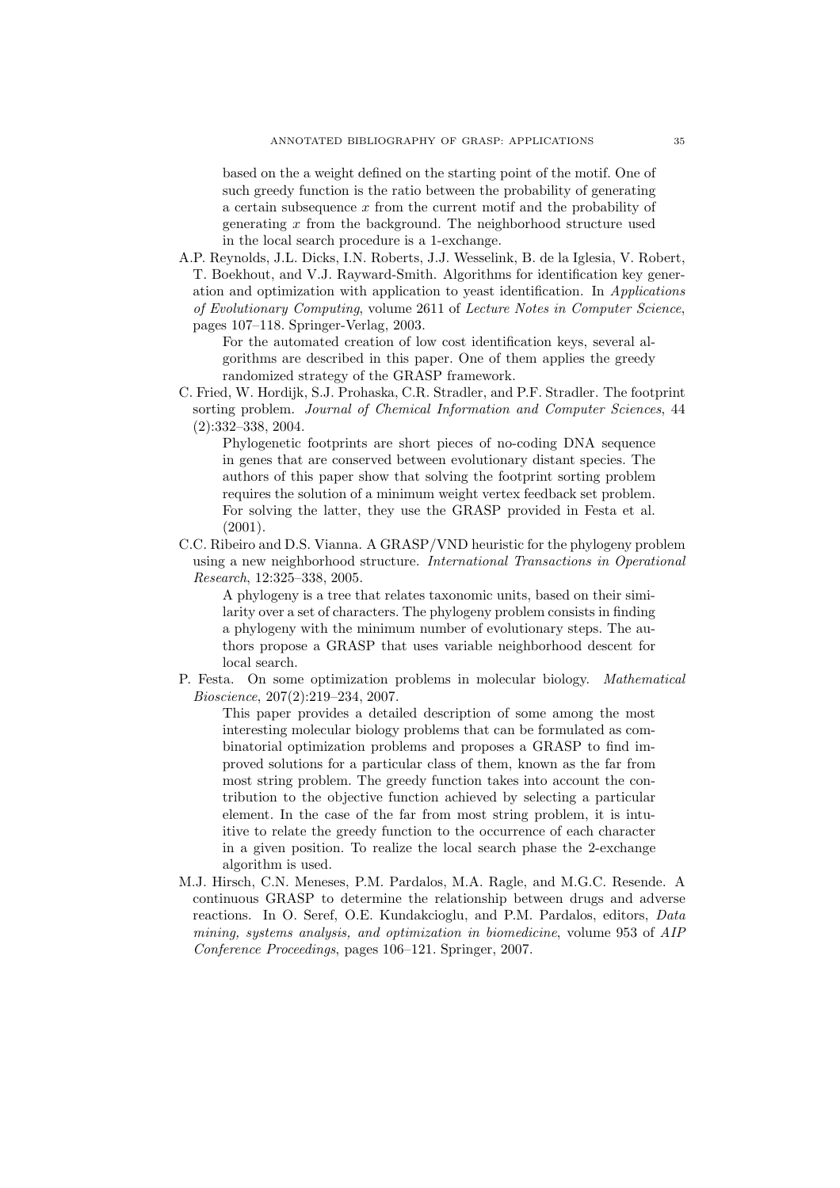based on the a weight defined on the starting point of the motif. One of such greedy function is the ratio between the probability of generating a certain subsequence $x$ from the current motif and the probability of generating $x$ from the background. The neighborhood structure used in the local search procedure is a 1-exchange.

A.P. Reynolds, J.L. Dicks, I.N. Roberts, J.J. Wesselink, B. de la Iglesia, V. Robert, T. Boekhout, and V.J. Rayward-Smith. Algorithms for identification key generation and optimization with application to yeast identification. In *Applications of Evolutionary Computing*, volume 2611 of *Lecture Notes in Computer Science*, pages 107–118. Springer-Verlag, 2003.

> For the automated creation of low cost identification keys, several algorithms are described in this paper. One of them applies the greedy randomized strategy of the GRASP framework.

C. Fried, W. Hordijk, S.J. Prohaska, C.R. Stradler, and P.F. Stradler. The footprint sorting problem. *Journal of Chemical Information and Computer Sciences*, 44 (2):332–338, 2004.

> Phylogenetic footprints are short pieces of no-coding DNA sequence in genes that are conserved between evolutionary distant species. The authors of this paper show that solving the footprint sorting problem requires the solution of a minimum weight vertex feedback set problem. For solving the latter, they use the GRASP provided in Festa et al. (2001).

C.C. Ribeiro and D.S. Vianna. A GRASP/VND heuristic for the phylogeny problem using a new neighborhood structure. *International Transactions in Operational Research*, 12:325–338, 2005.

> A phylogeny is a tree that relates taxonomic units, based on their similarity over a set of characters. The phylogeny problem consists in finding a phylogeny with the minimum number of evolutionary steps. The authors propose a GRASP that uses variable neighborhood descent for local search.

P. Festa. On some optimization problems in molecular biology. *Mathematical Bioscience*, 207(2):219–234, 2007.

> This paper provides a detailed description of some among the most interesting molecular biology problems that can be formulated as combinatorial optimization problems and proposes a GRASP to find improved solutions for a particular class of them, known as the far from most string problem. The greedy function takes into account the contribution to the objective function achieved by selecting a particular element. In the case of the far from most string problem, it is intuitive to relate the greedy function to the occurrence of each character in a given position. To realize the local search phase the 2-exchange algorithm is used.

M.J. Hirsch, C.N. Meneses, P.M. Pardalos, M.A. Ragle, and M.G.C. Resende. A continuous GRASP to determine the relationship between drugs and adverse reactions. In O. Seref, O.E. Kundakcioglu, and P.M. Pardalos, editors, *Data mining, systems analysis, and optimization in biomedicine*, volume 953 of *AIP Conference Proceedings*, pages 106–121. Springer, 2007.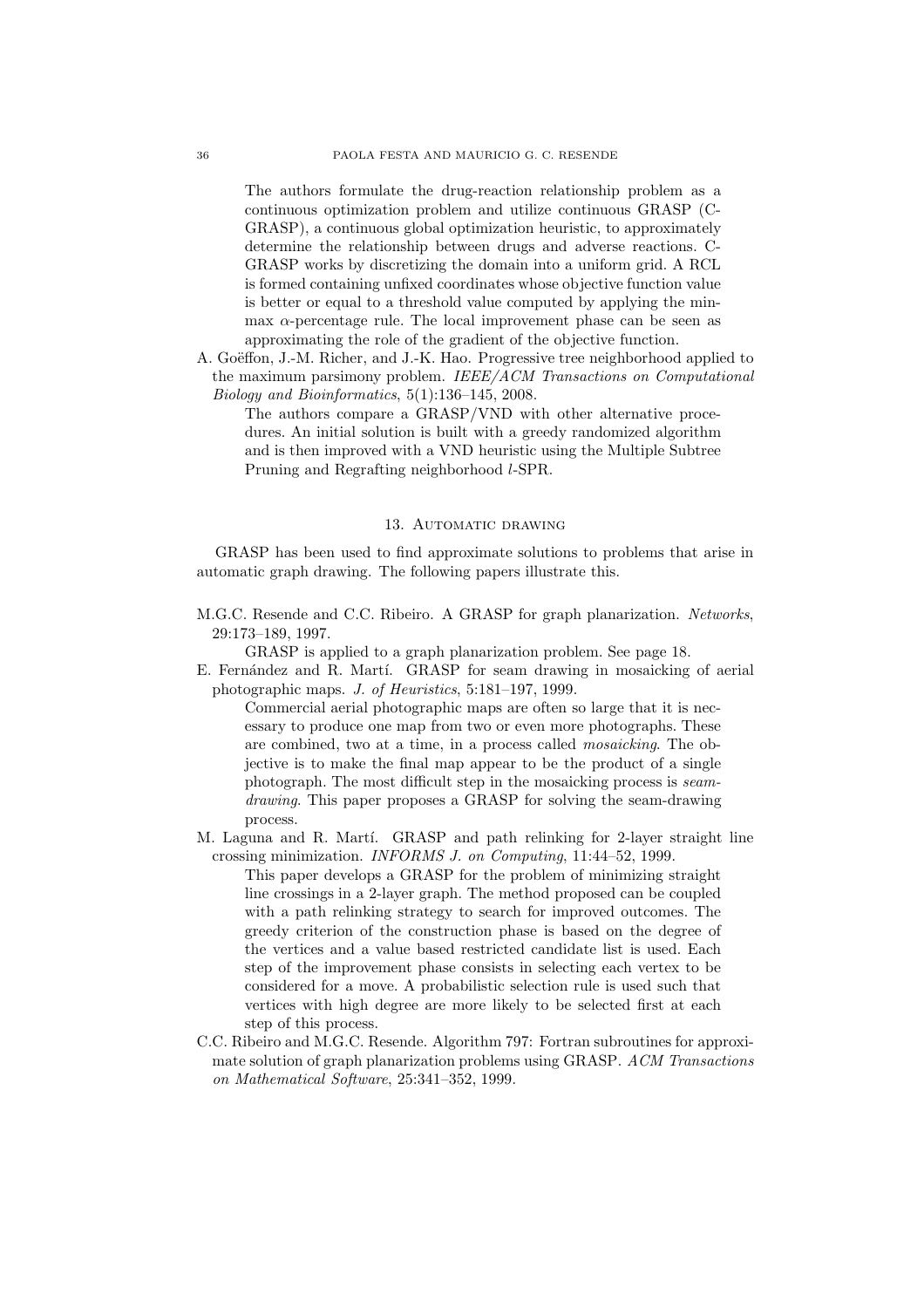The authors formulate the drug-reaction relationship problem as a continuous optimization problem and utilize continuous GRASP (C-GRASP), a continuous global optimization heuristic, to approximately determine the relationship between drugs and adverse reactions. C-GRASP works by discretizing the domain into a uniform grid. A RCL is formed containing unfixed coordinates whose objective function value is better or equal to a threshold value computed by applying the min-max $\alpha$-percentage rule. The local improvement phase can be seen as approximating the role of the gradient of the objective function.

A. Goëffon, J.-M. Richer, and J.-K. Hao. Progressive tree neighborhood applied to the maximum parsimony problem. *IEEE/ACM Transactions on Computational Biology and Bioinformatics*, 5(1):136–145, 2008.

The authors compare a GRASP/VND with other alternative procedures. An initial solution is built with a greedy randomized algorithm and is then improved with a VND heuristic using the Multiple Subtree Pruning and Regrafting neighborhood $l$-SPR.

## 13. Automatic drawing

GRASP has been used to find approximate solutions to problems that arise in automatic graph drawing. The following papers illustrate this.

M.G.C. Resende and C.C. Ribeiro. A GRASP for graph planarization. *Networks*, 29:173–189, 1997.

GRASP is applied to a graph planarization problem. See page 18.

E. Fernández and R. Martí. GRASP for seam drawing in mosaicking of aerial photographic maps. *J. of Heuristics*, 5:181–197, 1999.

Commercial aerial photographic maps are often so large that it is necessary to produce one map from two or even more photographs. These are combined, two at a time, in a process called *mosaicking*. The objective is to make the final map appear to be the product of a single photograph. The most difficult step in the mosaicking process is *seam-drawing*. This paper proposes a GRASP for solving the seam-drawing process.

M. Laguna and R. Martí. GRASP and path relinking for 2-layer straight line crossing minimization. *INFORMS J. on Computing*, 11:44–52, 1999.

This paper develops a GRASP for the problem of minimizing straight line crossings in a 2-layer graph. The method proposed can be coupled with a path relinking strategy to search for improved outcomes. The greedy criterion of the construction phase is based on the degree of the vertices and a value based restricted candidate list is used. Each step of the improvement phase consists in selecting each vertex to be considered for a move. A probabilistic selection rule is used such that vertices with high degree are more likely to be selected first at each step of this process.

C.C. Ribeiro and M.G.C. Resende. Algorithm 797: Fortran subroutines for approximate solution of graph planarization problems using GRASP. *ACM Transactions on Mathematical Software*, 25:341–352, 1999.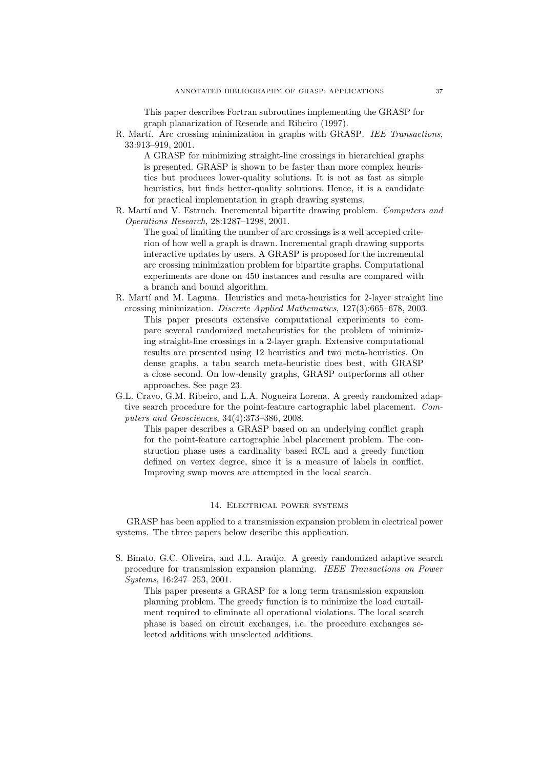This paper describes Fortran subroutines implementing the GRASP for graph planarization of Resende and Ribeiro (1997).

R. Martí. Arc crossing minimization in graphs with GRASP. *IEE Transactions*, 33:913–919, 2001.

A GRASP for minimizing straight-line crossings in hierarchical graphs is presented. GRASP is shown to be faster than more complex heuristics but produces lower-quality solutions. It is not as fast as simple heuristics, but finds better-quality solutions. Hence, it is a candidate for practical implementation in graph drawing systems.

R. Martí and V. Estruch. Incremental bipartite drawing problem. *Computers and Operations Research*, 28:1287–1298, 2001.

The goal of limiting the number of arc crossings is a well accepted criterion of how well a graph is drawn. Incremental graph drawing supports interactive updates by users. A GRASP is proposed for the incremental arc crossing minimization problem for bipartite graphs. Computational experiments are done on 450 instances and results are compared with a branch and bound algorithm.

R. Martí and M. Laguna. Heuristics and meta-heuristics for 2-layer straight line crossing minimization. *Discrete Applied Mathematics*, 127(3):665–678, 2003.

This paper presents extensive computational experiments to compare several randomized metaheuristics for the problem of minimizing straight-line crossings in a 2-layer graph. Extensive computational results are presented using 12 heuristics and two meta-heuristics. On dense graphs, a tabu search meta-heuristic does best, with GRASP a close second. On low-density graphs, GRASP outperforms all other approaches. See page 23.

G.L. Cravo, G.M. Ribeiro, and L.A. Nogueira Lorena. A greedy randomized adaptive search procedure for the point-feature cartographic label placement. *Computers and Geosciences*, 34(4):373–386, 2008.

This paper describes a GRASP based on an underlying conflict graph for the point-feature cartographic label placement problem. The construction phase uses a cardinality based RCL and a greedy function defined on vertex degree, since it is a measure of labels in conflict. Improving swap moves are attempted in the local search.

## 14. Electrical power systems

GRASP has been applied to a transmission expansion problem in electrical power systems. The three papers below describe this application.

S. Binato, G.C. Oliveira, and J.L. Araújo. A greedy randomized adaptive search procedure for transmission expansion planning. *IEEE Transactions on Power Systems*, 16:247–253, 2001.

This paper presents a GRASP for a long term transmission expansion planning problem. The greedy function is to minimize the load curtailment required to eliminate all operational violations. The local search phase is based on circuit exchanges, i.e. the procedure exchanges selected additions with unselected additions.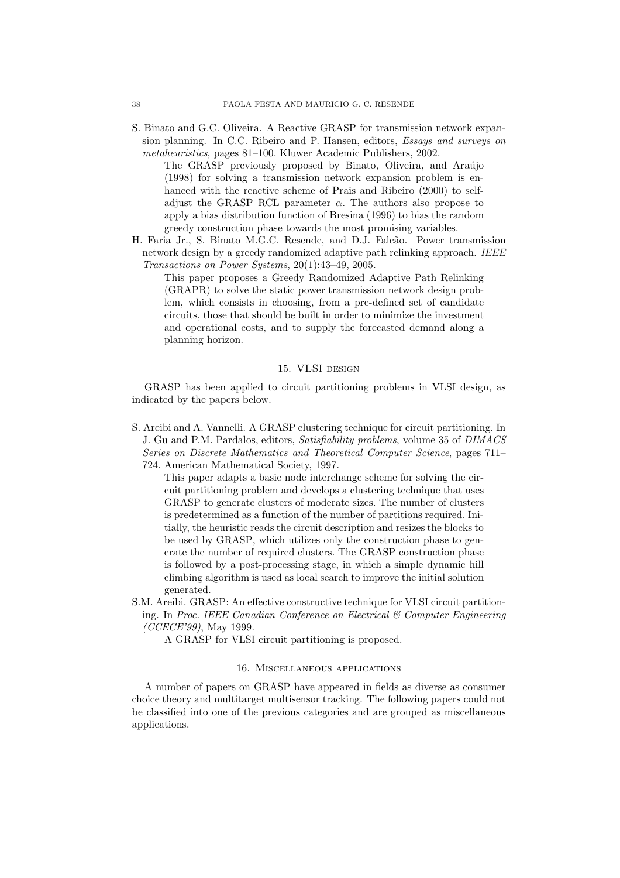S. Binato and G.C. Oliveira. A Reactive GRASP for transmission network expansion planning. In C.C. Ribeiro and P. Hansen, editors, *Essays and surveys on metaheuristics*, pages 81–100. Kluwer Academic Publishers, 2002.

The GRASP previously proposed by Binato, Oliveira, and Araújo (1998) for solving a transmission network expansion problem is enhanced with the reactive scheme of Prais and Ribeiro (2000) to self-adjust the GRASP RCL parameter $\alpha$. The authors also propose to apply a bias distribution function of Bresina (1996) to bias the random greedy construction phase towards the most promising variables.

H. Faria Jr., S. Binato M.G.C. Resende, and D.J. Falcão. Power transmission network design by a greedy randomized adaptive path relinking approach. *IEEE Transactions on Power Systems*, 20(1):43–49, 2005.

This paper proposes a Greedy Randomized Adaptive Path Relinking (GRAPR) to solve the static power transmission network design problem, which consists in choosing, from a pre-defined set of candidate circuits, those that should be built in order to minimize the investment and operational costs, and to supply the forecasted demand along a planning horizon.

## 15. VLSI design

GRASP has been applied to circuit partitioning problems in VLSI design, as indicated by the papers below.

S. Areibi and A. Vannelli. A GRASP clustering technique for circuit partitioning. In J. Gu and P.M. Pardalos, editors, *Satisfiability problems*, volume 35 of *DIMACS Series on Discrete Mathematics and Theoretical Computer Science*, pages 711–724. American Mathematical Society, 1997.

This paper adapts a basic node interchange scheme for solving the circuit partitioning problem and develops a clustering technique that uses GRASP to generate clusters of moderate sizes. The number of clusters is predetermined as a function of the number of partitions required. Initially, the heuristic reads the circuit description and resizes the blocks to be used by GRASP, which utilizes only the construction phase to generate the number of required clusters. The GRASP construction phase is followed by a post-processing stage, in which a simple dynamic hill climbing algorithm is used as local search to improve the initial solution generated.

S.M. Areibi. GRASP: An effective constructive technique for VLSI circuit partitioning. In *Proc. IEEE Canadian Conference on Electrical & Computer Engineering (CCECE'99)*, May 1999.

A GRASP for VLSI circuit partitioning is proposed.

## 16. Miscellaneous applications

A number of papers on GRASP have appeared in fields as diverse as consumer choice theory and multitarget multisensor tracking. The following papers could not be classified into one of the previous categories and are grouped as miscellaneous applications.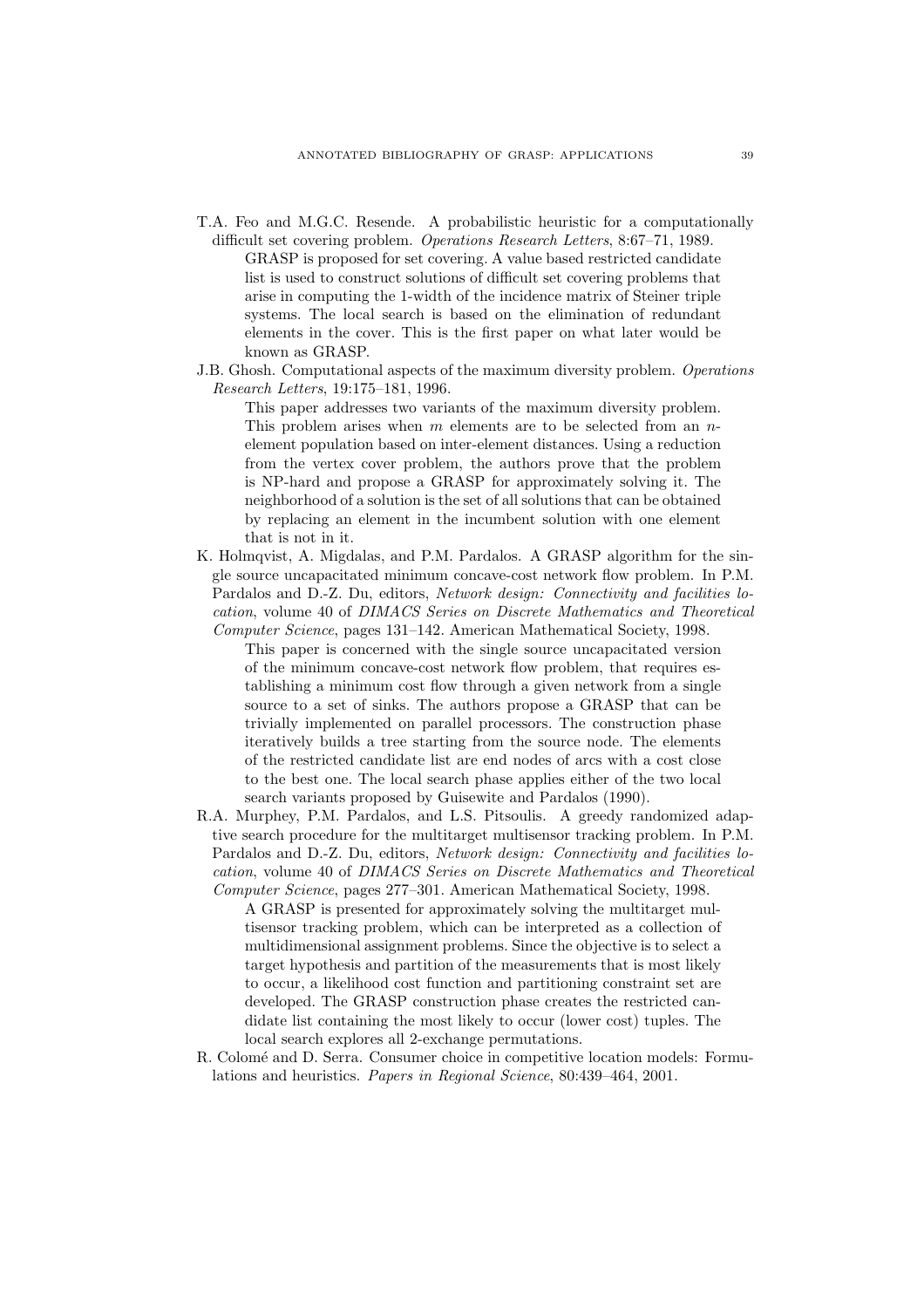T.A. Feo and M.G.C. Resende. A probabilistic heuristic for a computationally difficult set covering problem. *Operations Research Letters*, 8:67–71, 1989.

> GRASP is proposed for set covering. A value based restricted candidate list is used to construct solutions of difficult set covering problems that arise in computing the 1-width of the incidence matrix of Steiner triple systems. The local search is based on the elimination of redundant elements in the cover. This is the first paper on what later would be known as GRASP.

J.B. Ghosh. Computational aspects of the maximum diversity problem. *Operations Research Letters*, 19:175–181, 1996.

> This paper addresses two variants of the maximum diversity problem. This problem arises when $m$ elements are to be selected from an $n$-element population based on inter-element distances. Using a reduction from the vertex cover problem, the authors prove that the problem is NP-hard and propose a GRASP for approximately solving it. The neighborhood of a solution is the set of all solutions that can be obtained by replacing an element in the incumbent solution with one element that is not in it.

K. Holmqvist, A. Migdalas, and P.M. Pardalos. A GRASP algorithm for the single source uncapacitated minimum concave-cost network flow problem. In P.M. Pardalos and D.-Z. Du, editors, *Network design: Connectivity and facilities location*, volume 40 of *DIMACS Series on Discrete Mathematics and Theoretical Computer Science*, pages 131–142. American Mathematical Society, 1998.

> This paper is concerned with the single source uncapacitated version of the minimum concave-cost network flow problem, that requires establishing a minimum cost flow through a given network from a single source to a set of sinks. The authors propose a GRASP that can be trivially implemented on parallel processors. The construction phase iteratively builds a tree starting from the source node. The elements of the restricted candidate list are end nodes of arcs with a cost close to the best one. The local search phase applies either of the two local search variants proposed by Guisewite and Pardalos (1990).

R.A. Murphey, P.M. Pardalos, and L.S. Pitsoulis. A greedy randomized adaptive search procedure for the multitarget multisensor tracking problem. In P.M. Pardalos and D.-Z. Du, editors, *Network design: Connectivity and facilities location*, volume 40 of *DIMACS Series on Discrete Mathematics and Theoretical Computer Science*, pages 277–301. American Mathematical Society, 1998.

> A GRASP is presented for approximately solving the multitarget multisensor tracking problem, which can be interpreted as a collection of multidimensional assignment problems. Since the objective is to select a target hypothesis and partition of the measurements that is most likely to occur, a likelihood cost function and partitioning constraint set are developed. The GRASP construction phase creates the restricted candidate list containing the most likely to occur (lower cost) tuples. The local search explores all 2-exchange permutations.

R. Colomé and D. Serra. Consumer choice in competitive location models: Formulations and heuristics. *Papers in Regional Science*, 80:439–464, 2001.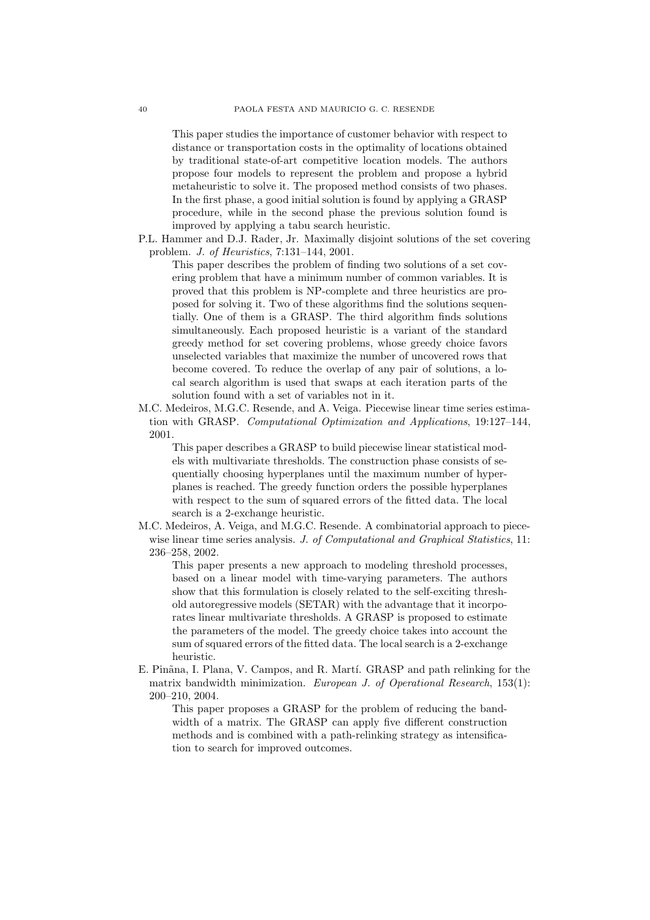This paper studies the importance of customer behavior with respect to distance or transportation costs in the optimality of locations obtained by traditional state-of-art competitive location models. The authors propose four models to represent the problem and propose a hybrid metaheuristic to solve it. The proposed method consists of two phases. In the first phase, a good initial solution is found by applying a GRASP procedure, while in the second phase the previous solution found is improved by applying a tabu search heuristic.

P.L. Hammer and D.J. Rader, Jr. Maximally disjoint solutions of the set covering problem. *J. of Heuristics*, 7:131–144, 2001.

This paper describes the problem of finding two solutions of a set covering problem that have a minimum number of common variables. It is proved that this problem is NP-complete and three heuristics are proposed for solving it. Two of these algorithms find the solutions sequentially. One of them is a GRASP. The third algorithm finds solutions simultaneously. Each proposed heuristic is a variant of the standard greedy method for set covering problems, whose greedy choice favors unselected variables that maximize the number of uncovered rows that become covered. To reduce the overlap of any pair of solutions, a local search algorithm is used that swaps at each iteration parts of the solution found with a set of variables not in it.

M.C. Medeiros, M.G.C. Resende, and A. Veiga. Piecewise linear time series estimation with GRASP. *Computational Optimization and Applications*, 19:127–144, 2001.

This paper describes a GRASP to build piecewise linear statistical models with multivariate thresholds. The construction phase consists of sequentially choosing hyperplanes until the maximum number of hyperplanes is reached. The greedy function orders the possible hyperplanes with respect to the sum of squared errors of the fitted data. The local search is a 2-exchange heuristic.

M.C. Medeiros, A. Veiga, and M.G.C. Resende. A combinatorial approach to piecewise linear time series analysis. *J. of Computational and Graphical Statistics*, 11: 236–258, 2002.

This paper presents a new approach to modeling threshold processes, based on a linear model with time-varying parameters. The authors show that this formulation is closely related to the self-exciting threshold autoregressive models (SETAR) with the advantage that it incorporates linear multivariate thresholds. A GRASP is proposed to estimate the parameters of the model. The greedy choice takes into account the sum of squared errors of the fitted data. The local search is a 2-exchange heuristic.

E. Pinãna, I. Plana, V. Campos, and R. Martí. GRASP and path relinking for the matrix bandwidth minimization. *European J. of Operational Research*, 153(1): 200–210, 2004.

This paper proposes a GRASP for the problem of reducing the bandwidth of a matrix. The GRASP can apply five different construction methods and is combined with a path-relinking strategy as intensification to search for improved outcomes.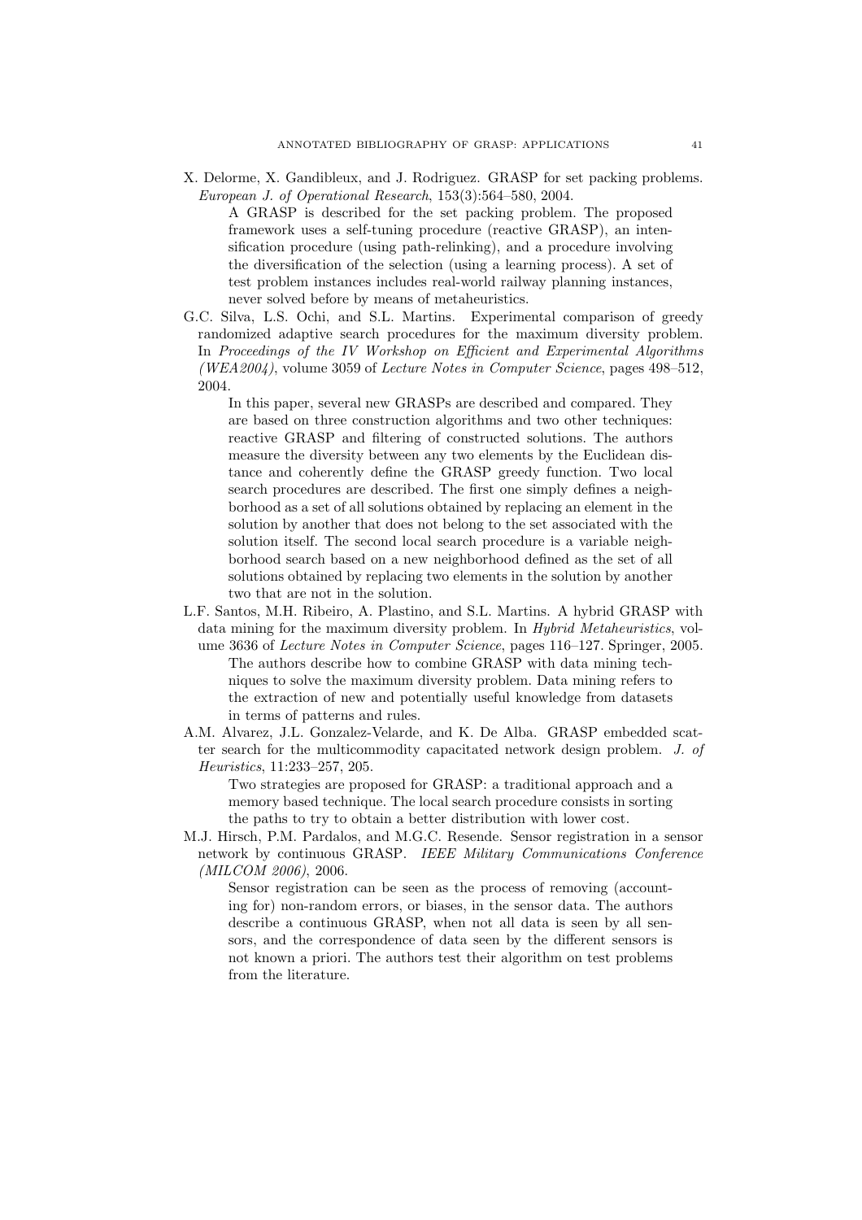X. Delorme, X. Gandibleux, and J. Rodriguez. GRASP for set packing problems. *European J. of Operational Research*, 153(3):564–580, 2004.

A GRASP is described for the set packing problem. The proposed framework uses a self-tuning procedure (reactive GRASP), an intensification procedure (using path-relinking), and a procedure involving the diversification of the selection (using a learning process). A set of test problem instances includes real-world railway planning instances, never solved before by means of metaheuristics.

G.C. Silva, L.S. Ochi, and S.L. Martins. Experimental comparison of greedy randomized adaptive search procedures for the maximum diversity problem. In *Proceedings of the IV Workshop on Efficient and Experimental Algorithms (WEA2004)*, volume 3059 of *Lecture Notes in Computer Science*, pages 498–512, 2004.

In this paper, several new GRASPs are described and compared. They are based on three construction algorithms and two other techniques: reactive GRASP and filtering of constructed solutions. The authors measure the diversity between any two elements by the Euclidean distance and coherently define the GRASP greedy function. Two local search procedures are described. The first one simply defines a neighborhood as a set of all solutions obtained by replacing an element in the solution by another that does not belong to the set associated with the solution itself. The second local search procedure is a variable neighborhood search based on a new neighborhood defined as the set of all solutions obtained by replacing two elements in the solution by another two that are not in the solution.

L.F. Santos, M.H. Ribeiro, A. Plastino, and S.L. Martins. A hybrid GRASP with data mining for the maximum diversity problem. In *Hybrid Metaheuristics*, volume 3636 of *Lecture Notes in Computer Science*, pages 116–127. Springer, 2005.

The authors describe how to combine GRASP with data mining techniques to solve the maximum diversity problem. Data mining refers to the extraction of new and potentially useful knowledge from datasets in terms of patterns and rules.

A.M. Alvarez, J.L. Gonzalez-Velarde, and K. De Alba. GRASP embedded scatter search for the multicommodity capacitated network design problem. *J. of Heuristics*, 11:233–257, 205.

Two strategies are proposed for GRASP: a traditional approach and a memory based technique. The local search procedure consists in sorting the paths to try to obtain a better distribution with lower cost.

M.J. Hirsch, P.M. Pardalos, and M.G.C. Resende. Sensor registration in a sensor network by continuous GRASP. *IEEE Military Communications Conference (MILCOM 2006)*, 2006.

Sensor registration can be seen as the process of removing (accounting for) non-random errors, or biases, in the sensor data. The authors describe a continuous GRASP, when not all data is seen by all sensors, and the correspondence of data seen by the different sensors is not known a priori. The authors test their algorithm on test problems from the literature.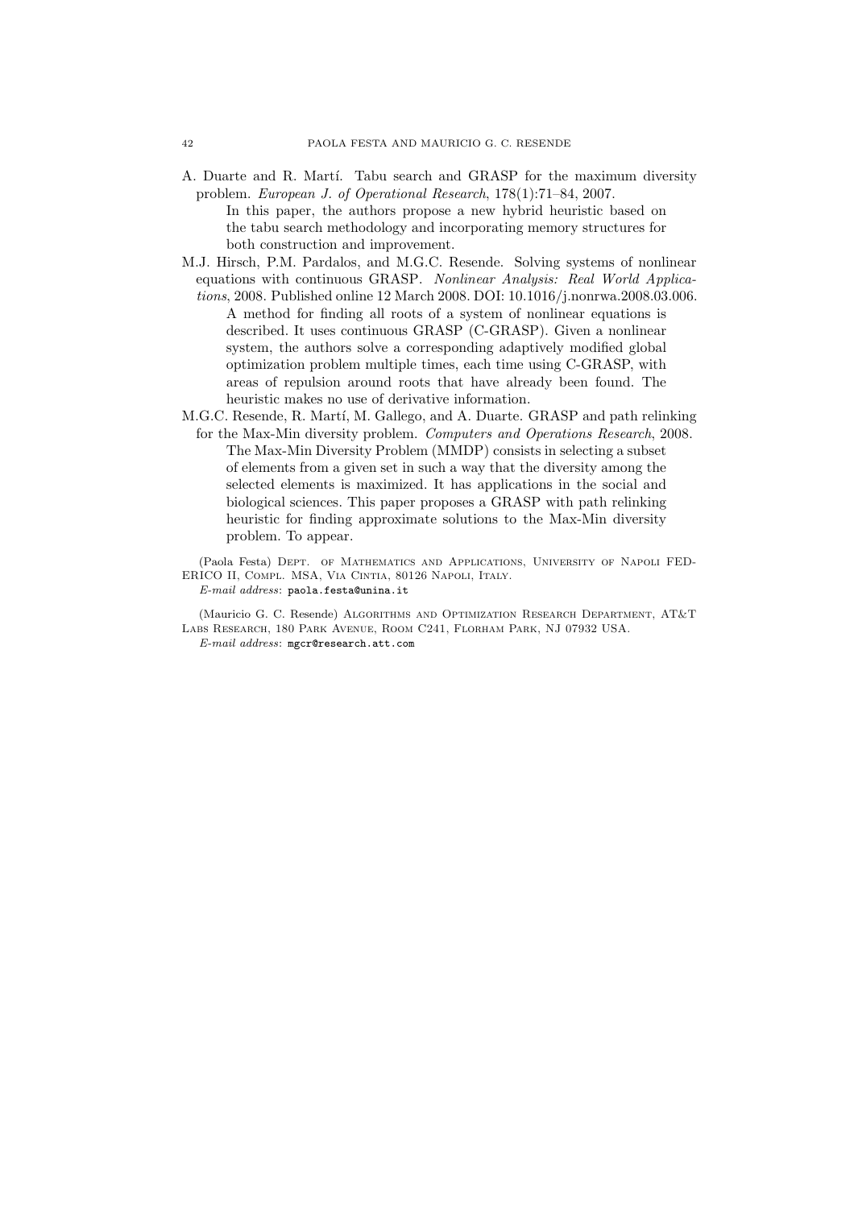A. Duarte and R. Martí. Tabu search and GRASP for the maximum diversity problem. *European J. of Operational Research*, 178(1):71–84, 2007.

> In this paper, the authors propose a new hybrid heuristic based on the tabu search methodology and incorporating memory structures for both construction and improvement.

M.J. Hirsch, P.M. Pardalos, and M.G.C. Resende. Solving systems of nonlinear equations with continuous GRASP. *Nonlinear Analysis: Real World Applications*, 2008. Published online 12 March 2008. DOI: 10.1016/j.nonrwa.2008.03.006.

> A method for finding all roots of a system of nonlinear equations is described. It uses continuous GRASP (C-GRASP). Given a nonlinear system, the authors solve a corresponding adaptively modified global optimization problem multiple times, each time using C-GRASP, with areas of repulsion around roots that have already been found. The heuristic makes no use of derivative information.

M.G.C. Resende, R. Martí, M. Gallego, and A. Duarte. GRASP and path relinking for the Max-Min diversity problem. *Computers and Operations Research*, 2008.

> The Max-Min Diversity Problem (MMDP) consists in selecting a subset of elements from a given set in such a way that the diversity among the selected elements is maximized. It has applications in the social and biological sciences. This paper proposes a GRASP with path relinking heuristic for finding approximate solutions to the Max-Min diversity problem. To appear.

(Paola Festa) Dept. of Mathematics and Applications, University of Napoli FEDERICO II, Compl. MSA, Via Cintia, 80126 Napoli, Italy.

*E-mail address*: paola.festa@unina.it

(Mauricio G. C. Resende) Algorithms and Optimization Research Department, AT&T Labs Research, 180 Park Avenue, Room C241, Florham Park, NJ 07932 USA.

*E-mail address*: mgcr@research.att.com